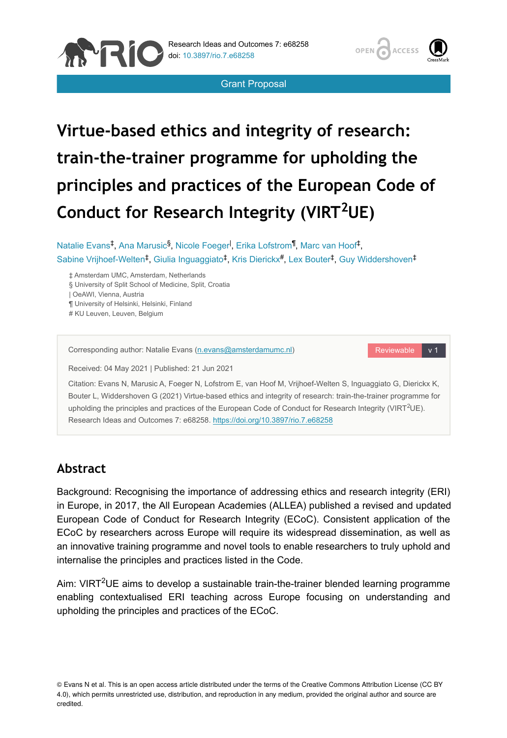Grant Proposal

# Virtue-based ethics and integrity of research: train-the-trainer programme for upholding the principles and practices of the European Code of Conduct for Research Integrity (VIRT$^2$UE)

Natalie Evans[‡], Ana Marusic[§], Nicole Foeger[|], Erika Lofstrom[¶], Marc van Hoof[‡], Sabine Vrijhoef-Welten[‡], Giulia Inguaggiato[‡], Kris Dierickx[#], Lex Bouter[‡], Guy Widdershoven[‡]

‡ Amsterdam UMC, Amsterdam, Netherlands
§ University of Split School of Medicine, Split, Croatia
| OeAWI, Vienna, Austria
¶ University of Helsinki, Helsinki, Finland
\# KU Leuven, Leuven, Belgium

Corresponding author: Natalie Evans (n.evans@amsterdamumc.nl)

Received: 04 May 2021 | Published: 21 Jun 2021

Citation: Evans N, Marusic A, Foeger N, Lofstrom E, van Hoof M, Vrijhoef-Welten S, Inguaggiato G, Dierickx K, Bouter L, Widdershoven G (2021) Virtue-based ethics and integrity of research: train-the-trainer programme for upholding the principles and practices of the European Code of Conduct for Research Integrity (VIRT$^2$UE). Research Ideas and Outcomes 7: e68258. https://doi.org/10.3897/rio.7.e68258

## Abstract

Background: Recognising the importance of addressing ethics and research integrity (ERI) in Europe, in 2017, the All European Academies (ALLEA) published a revised and updated European Code of Conduct for Research Integrity (ECoC). Consistent application of the ECoC by researchers across Europe will require its widespread dissemination, as well as an innovative training programme and novel tools to enable researchers to truly uphold and internalise the principles and practices listed in the Code.

Aim: VIRT$^2$UE aims to develop a sustainable train-the-trainer blended learning programme enabling contextualised ERI teaching across Europe focusing on understanding and upholding the principles and practices of the ECoC.

© Evans N et al. This is an open access article distributed under the terms of the Creative Commons Attribution License (CC BY 4.0), which permits unrestricted use, distribution, and reproduction in any medium, provided the original author and source are credited.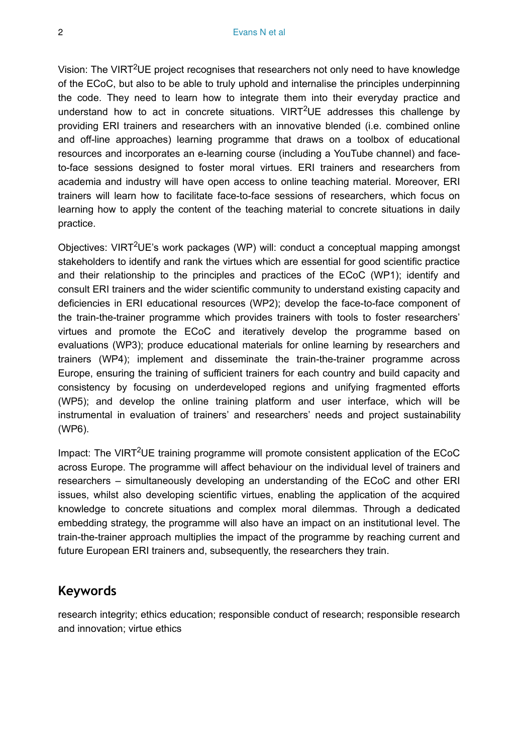Vision: The VIRT$^2$UE project recognises that researchers not only need to have knowledge of the ECoC, but also to be able to truly uphold and internalise the principles underpinning the code. They need to learn how to integrate them into their everyday practice and understand how to act in concrete situations. VIRT$^2$UE addresses this challenge by providing ERI trainers and researchers with an innovative blended (i.e. combined online and off-line approaches) learning programme that draws on a toolbox of educational resources and incorporates an e-learning course (including a YouTube channel) and face-to-face sessions designed to foster moral virtues. ERI trainers and researchers from academia and industry will have open access to online teaching material. Moreover, ERI trainers will learn how to facilitate face-to-face sessions of researchers, which focus on learning how to apply the content of the teaching material to concrete situations in daily practice.

Objectives: VIRT$^2$UE's work packages (WP) will: conduct a conceptual mapping amongst stakeholders to identify and rank the virtues which are essential for good scientific practice and their relationship to the principles and practices of the ECoC (WP1); identify and consult ERI trainers and the wider scientific community to understand existing capacity and deficiencies in ERI educational resources (WP2); develop the face-to-face component of the train-the-trainer programme which provides trainers with tools to foster researchers' virtues and promote the ECoC and iteratively develop the programme based on evaluations (WP3); produce educational materials for online learning by researchers and trainers (WP4); implement and disseminate the train-the-trainer programme across Europe, ensuring the training of sufficient trainers for each country and build capacity and consistency by focusing on underdeveloped regions and unifying fragmented efforts (WP5); and develop the online training platform and user interface, which will be instrumental in evaluation of trainers' and researchers' needs and project sustainability (WP6).

Impact: The VIRT$^2$UE training programme will promote consistent application of the ECoC across Europe. The programme will affect behaviour on the individual level of trainers and researchers – simultaneously developing an understanding of the ECoC and other ERI issues, whilst also developing scientific virtues, enabling the application of the acquired knowledge to concrete situations and complex moral dilemmas. Through a dedicated embedding strategy, the programme will also have an impact on an institutional level. The train-the-trainer approach multiplies the impact of the programme by reaching current and future European ERI trainers and, subsequently, the researchers they train.

## Keywords

research integrity; ethics education; responsible conduct of research; responsible research and innovation; virtue ethics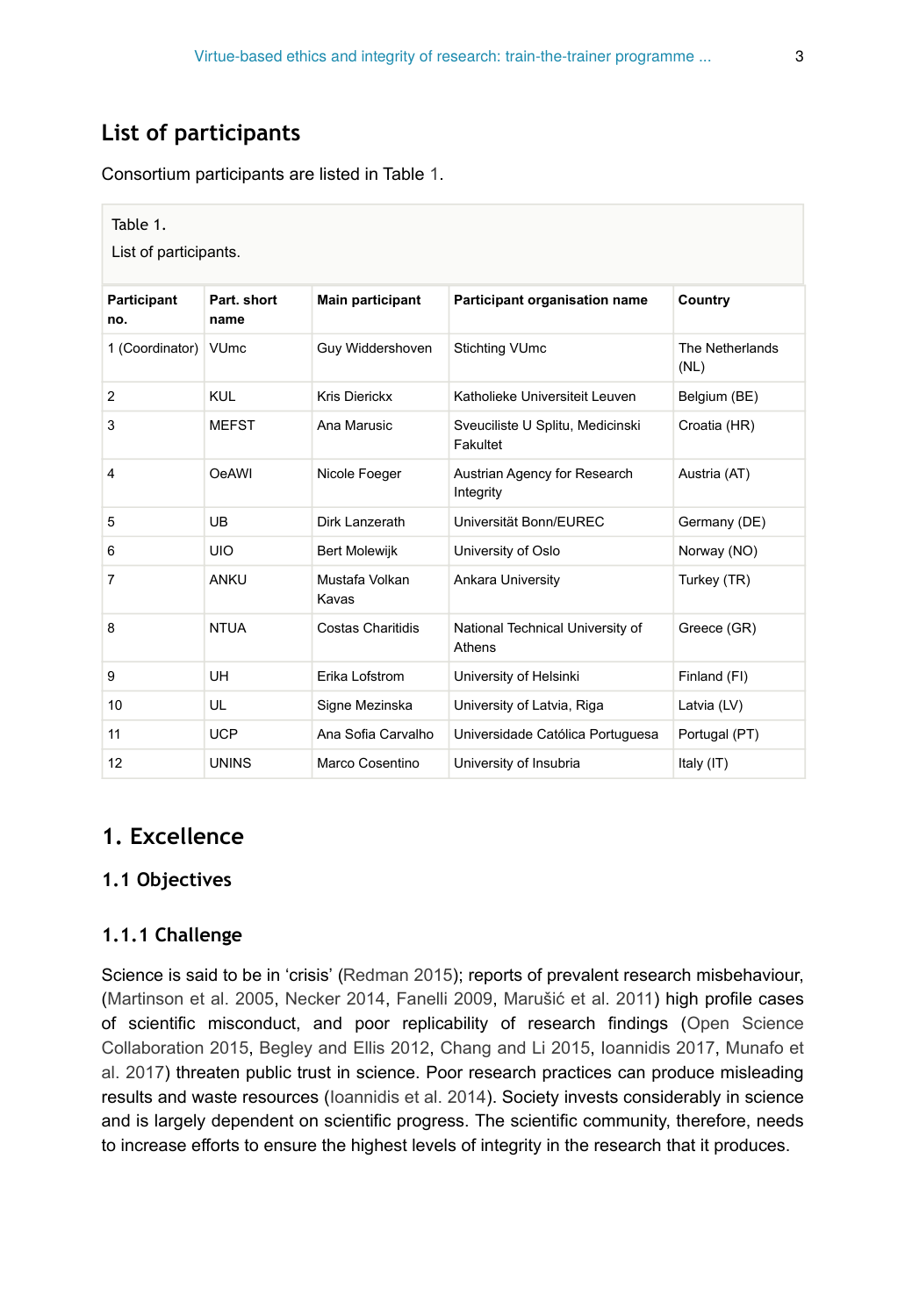## List of participants

Consortium participants are listed in Table 1.

Table 1.

List of participants.

| Participant no. | Part. short name | Main participant | Participant organisation name | Country |
|---|---|---|---|---|
| 1 (Coordinator) | VUmc | Guy Widdershoven | Stichting VUmc | The Netherlands (NL) |
| 2 | KUL | Kris Dierickx | Katholieke Universiteit Leuven | Belgium (BE) |
| 3 | MEFST | Ana Marusic | Sveuciliste U Splitu, Medicinski Fakultet | Croatia (HR) |
| 4 | OeAWI | Nicole Foeger | Austrian Agency for Research Integrity | Austria (AT) |
| 5 | UB | Dirk Lanzerath | Universität Bonn/EUREC | Germany (DE) |
| 6 | UIO | Bert Molewijk | University of Oslo | Norway (NO) |
| 7 | ANKU | Mustafa Volkan Kavas | Ankara University | Turkey (TR) |
| 8 | NTUA | Costas Charitidis | National Technical University of Athens | Greece (GR) |
| 9 | UH | Erika Lofstrom | University of Helsinki | Finland (FI) |
| 10 | UL | Signe Mezinska | University of Latvia, Riga | Latvia (LV) |
| 11 | UCP | Ana Sofia Carvalho | Universidade Católica Portuguesa | Portugal (PT) |
| 12 | UNINS | Marco Cosentino | University of Insubria | Italy (IT) |

## 1. Excellence

### 1.1 Objectives

#### 1.1.1 Challenge

Science is said to be in 'crisis' (Redman 2015); reports of prevalent research misbehaviour, (Martinson et al. 2005, Necker 2014, Fanelli 2009, Marušić et al. 2011) high profile cases of scientific misconduct, and poor replicability of research findings (Open Science Collaboration 2015, Begley and Ellis 2012, Chang and Li 2015, Ioannidis 2017, Munafo et al. 2017) threaten public trust in science. Poor research practices can produce misleading results and waste resources (Ioannidis et al. 2014). Society invests considerably in science and is largely dependent on scientific progress. The scientific community, therefore, needs to increase efforts to ensure the highest levels of integrity in the research that it produces.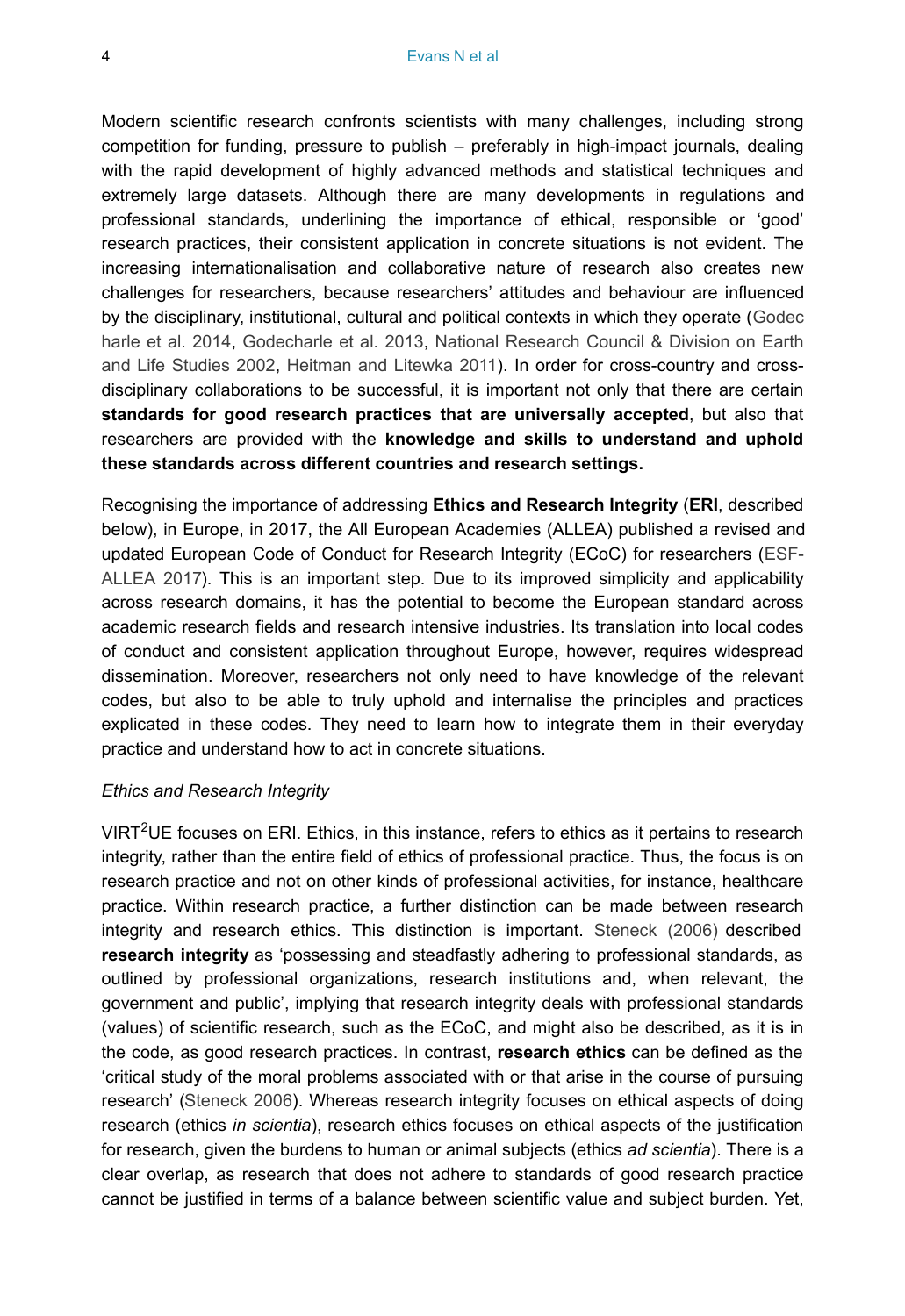Modern scientific research confronts scientists with many challenges, including strong competition for funding, pressure to publish – preferably in high-impact journals, dealing with the rapid development of highly advanced methods and statistical techniques and extremely large datasets. Although there are many developments in regulations and professional standards, underlining the importance of ethical, responsible or 'good' research practices, their consistent application in concrete situations is not evident. The increasing internationalisation and collaborative nature of research also creates new challenges for researchers, because researchers' attitudes and behaviour are influenced by the disciplinary, institutional, cultural and political contexts in which they operate (Godecharle et al. 2014, Godecharle et al. 2013, National Research Council & Division on Earth and Life Studies 2002, Heitman and Litewka 2011). In order for cross-country and cross-disciplinary collaborations to be successful, it is important not only that there are certain **standards for good research practices that are universally accepted**, but also that researchers are provided with the **knowledge and skills to understand and uphold these standards across different countries and research settings.**

Recognising the importance of addressing **Ethics and Research Integrity** (**ERI**, described below), in Europe, in 2017, the All European Academies (ALLEA) published a revised and updated European Code of Conduct for Research Integrity (ECoC) for researchers (ESF-ALLEA 2017). This is an important step. Due to its improved simplicity and applicability across research domains, it has the potential to become the European standard across academic research fields and research intensive industries. Its translation into local codes of conduct and consistent application throughout Europe, however, requires widespread dissemination. Moreover, researchers not only need to have knowledge of the relevant codes, but also to be able to truly uphold and internalise the principles and practices explicated in these codes. They need to learn how to integrate them in their everyday practice and understand how to act in concrete situations.

*Ethics and Research Integrity*

VIRT$^2$UE focuses on ERI. Ethics, in this instance, refers to ethics as it pertains to research integrity, rather than the entire field of ethics of professional practice. Thus, the focus is on research practice and not on other kinds of professional activities, for instance, healthcare practice. Within research practice, a further distinction can be made between research integrity and research ethics. This distinction is important. Steneck (2006) described **research integrity** as 'possessing and steadfastly adhering to professional standards, as outlined by professional organizations, research institutions and, when relevant, the government and public', implying that research integrity deals with professional standards (values) of scientific research, such as the ECoC, and might also be described, as it is in the code, as good research practices. In contrast, **research ethics** can be defined as the 'critical study of the moral problems associated with or that arise in the course of pursuing research' (Steneck 2006). Whereas research integrity focuses on ethical aspects of doing research (ethics *in scientia*), research ethics focuses on ethical aspects of the justification for research, given the burdens to human or animal subjects (ethics *ad scientia*). There is a clear overlap, as research that does not adhere to standards of good research practice cannot be justified in terms of a balance between scientific value and subject burden. Yet,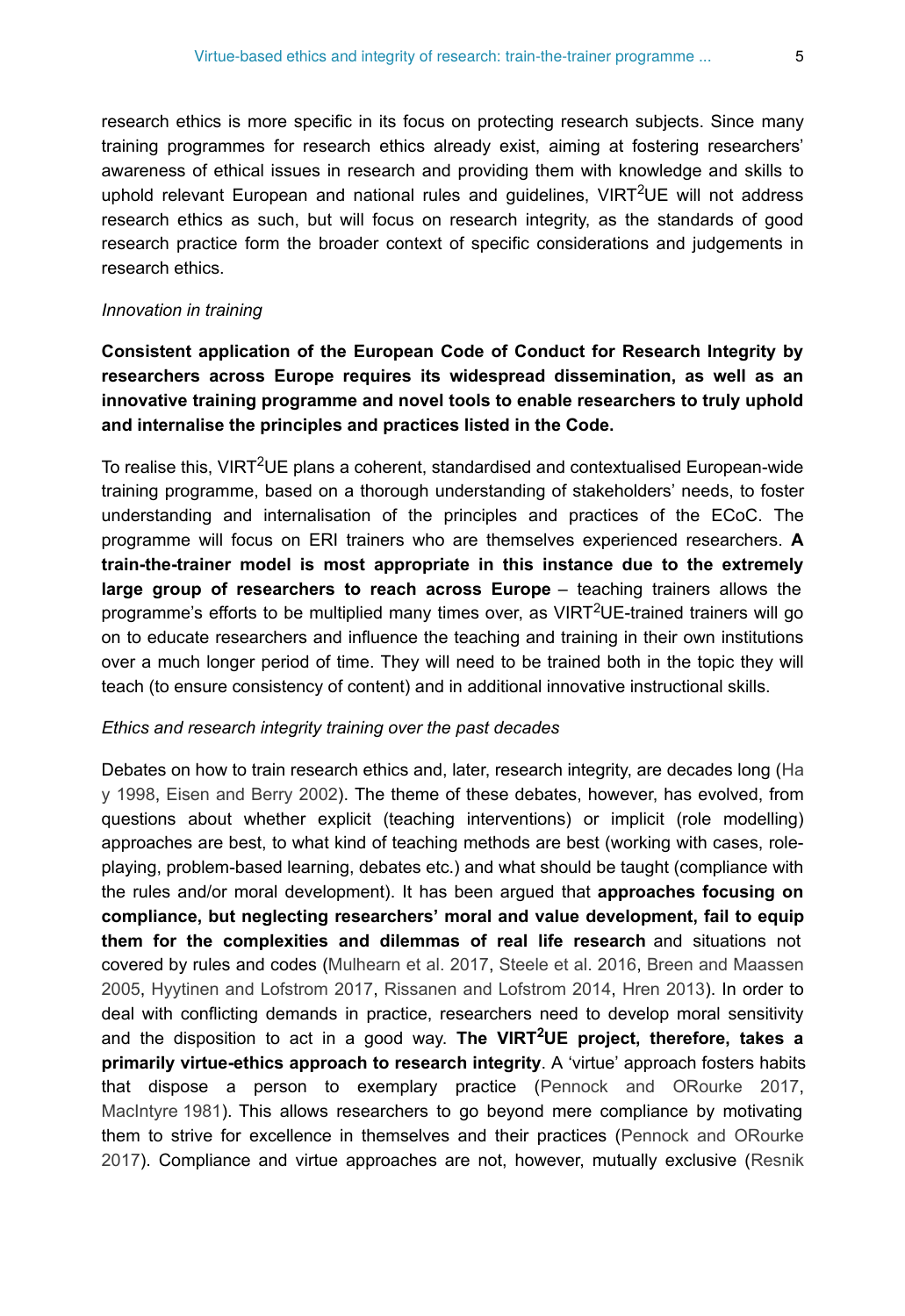research ethics is more specific in its focus on protecting research subjects. Since many training programmes for research ethics already exist, aiming at fostering researchers' awareness of ethical issues in research and providing them with knowledge and skills to uphold relevant European and national rules and guidelines, VIRT$^2$UE will not address research ethics as such, but will focus on research integrity, as the standards of good research practice form the broader context of specific considerations and judgements in research ethics.

*Innovation in training*

**Consistent application of the European Code of Conduct for Research Integrity by researchers across Europe requires its widespread dissemination, as well as an innovative training programme and novel tools to enable researchers to truly uphold and internalise the principles and practices listed in the Code.**

To realise this, VIRT$^2$UE plans a coherent, standardised and contextualised European-wide training programme, based on a thorough understanding of stakeholders' needs, to foster understanding and internalisation of the principles and practices of the ECoC. The programme will focus on ERI trainers who are themselves experienced researchers. **A train-the-trainer model is most appropriate in this instance due to the extremely large group of researchers to reach across Europe** – teaching trainers allows the programme's efforts to be multiplied many times over, as VIRT$^2$UE-trained trainers will go on to educate researchers and influence the teaching and training in their own institutions over a much longer period of time. They will need to be trained both in the topic they will teach (to ensure consistency of content) and in additional innovative instructional skills.

*Ethics and research integrity training over the past decades*

Debates on how to train research ethics and, later, research integrity, are decades long (Hay 1998, Eisen and Berry 2002). The theme of these debates, however, has evolved, from questions about whether explicit (teaching interventions) or implicit (role modelling) approaches are best, to what kind of teaching methods are best (working with cases, role-playing, problem-based learning, debates etc.) and what should be taught (compliance with the rules and/or moral development). It has been argued that **approaches focusing on compliance, but neglecting researchers' moral and value development, fail to equip them for the complexities and dilemmas of real life research** and situations not covered by rules and codes (Mulhearn et al. 2017, Steele et al. 2016, Breen and Maassen 2005, Hyytinen and Lofstrom 2017, Rissanen and Lofstrom 2014, Hren 2013). In order to deal with conflicting demands in practice, researchers need to develop moral sensitivity and the disposition to act in a good way. **The VIRT$^2$UE project, therefore, takes a primarily virtue-ethics approach to research integrity**. A 'virtue' approach fosters habits that dispose a person to exemplary practice (Pennock and ORourke 2017, MacIntyre 1981). This allows researchers to go beyond mere compliance by motivating them to strive for excellence in themselves and their practices (Pennock and ORourke 2017). Compliance and virtue approaches are not, however, mutually exclusive (Resnik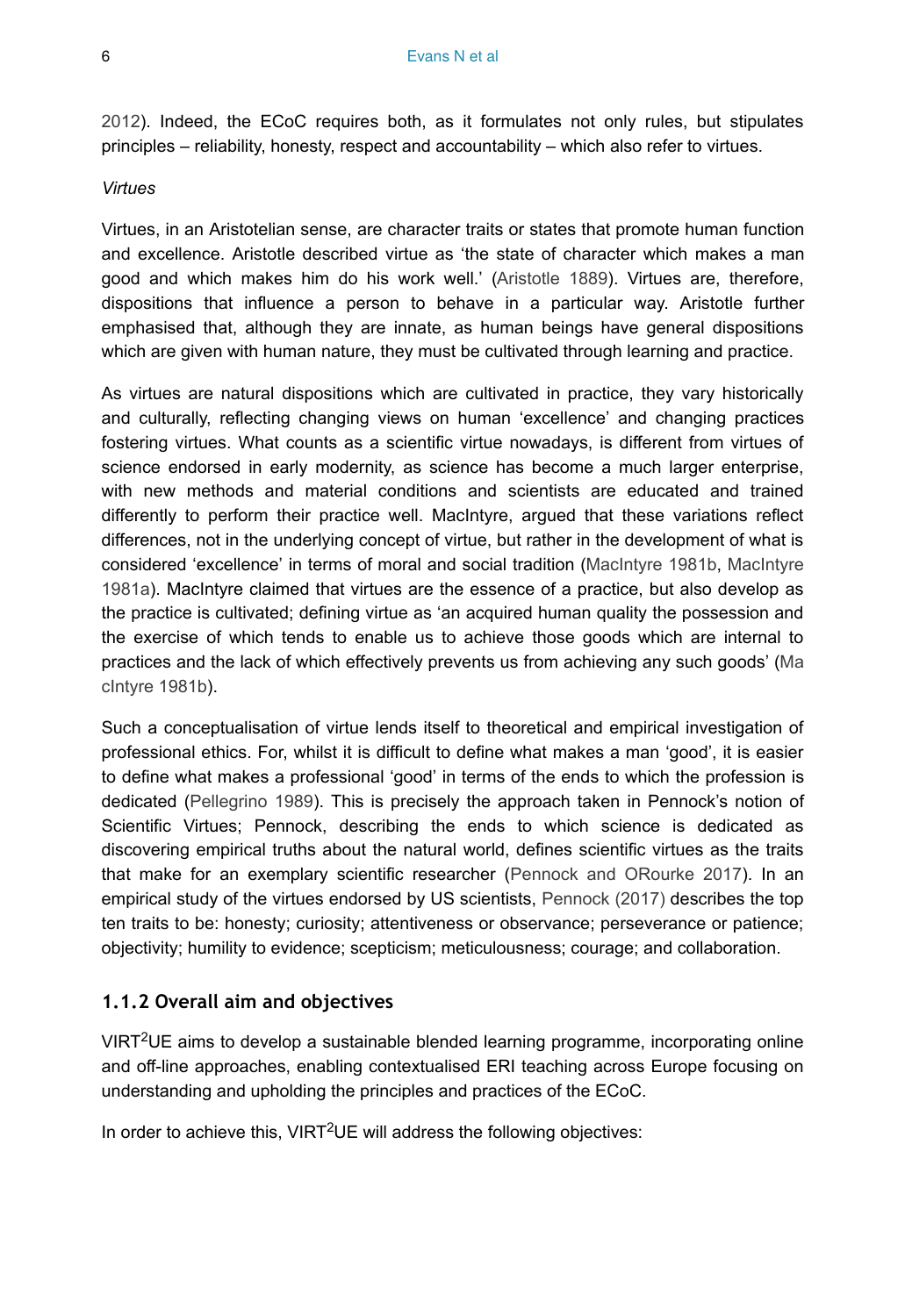2012). Indeed, the ECoC requires both, as it formulates not only rules, but stipulates principles – reliability, honesty, respect and accountability – which also refer to virtues.

*Virtues*

Virtues, in an Aristotelian sense, are character traits or states that promote human function and excellence. Aristotle described virtue as 'the state of character which makes a man good and which makes him do his work well.' (Aristotle 1889). Virtues are, therefore, dispositions that influence a person to behave in a particular way. Aristotle further emphasised that, although they are innate, as human beings have general dispositions which are given with human nature, they must be cultivated through learning and practice.

As virtues are natural dispositions which are cultivated in practice, they vary historically and culturally, reflecting changing views on human 'excellence' and changing practices fostering virtues. What counts as a scientific virtue nowadays, is different from virtues of science endorsed in early modernity, as science has become a much larger enterprise, with new methods and material conditions and scientists are educated and trained differently to perform their practice well. MacIntyre, argued that these variations reflect differences, not in the underlying concept of virtue, but rather in the development of what is considered 'excellence' in terms of moral and social tradition (MacIntyre 1981b, MacIntyre 1981a). MacIntyre claimed that virtues are the essence of a practice, but also develop as the practice is cultivated; defining virtue as 'an acquired human quality the possession and the exercise of which tends to enable us to achieve those goods which are internal to practices and the lack of which effectively prevents us from achieving any such goods' (MacIntyre 1981b).

Such a conceptualisation of virtue lends itself to theoretical and empirical investigation of professional ethics. For, whilst it is difficult to define what makes a man 'good', it is easier to define what makes a professional 'good' in terms of the ends to which the profession is dedicated (Pellegrino 1989). This is precisely the approach taken in Pennock's notion of Scientific Virtues; Pennock, describing the ends to which science is dedicated as discovering empirical truths about the natural world, defines scientific virtues as the traits that make for an exemplary scientific researcher (Pennock and ORourke 2017). In an empirical study of the virtues endorsed by US scientists, Pennock (2017) describes the top ten traits to be: honesty; curiosity; attentiveness or observance; perseverance or patience; objectivity; humility to evidence; scepticism; meticulousness; courage; and collaboration.

### 1.1.2 Overall aim and objectives

VIRT$^2$UE aims to develop a sustainable blended learning programme, incorporating online and off-line approaches, enabling contextualised ERI teaching across Europe focusing on understanding and upholding the principles and practices of the ECoC.

In order to achieve this, VIRT$^2$UE will address the following objectives: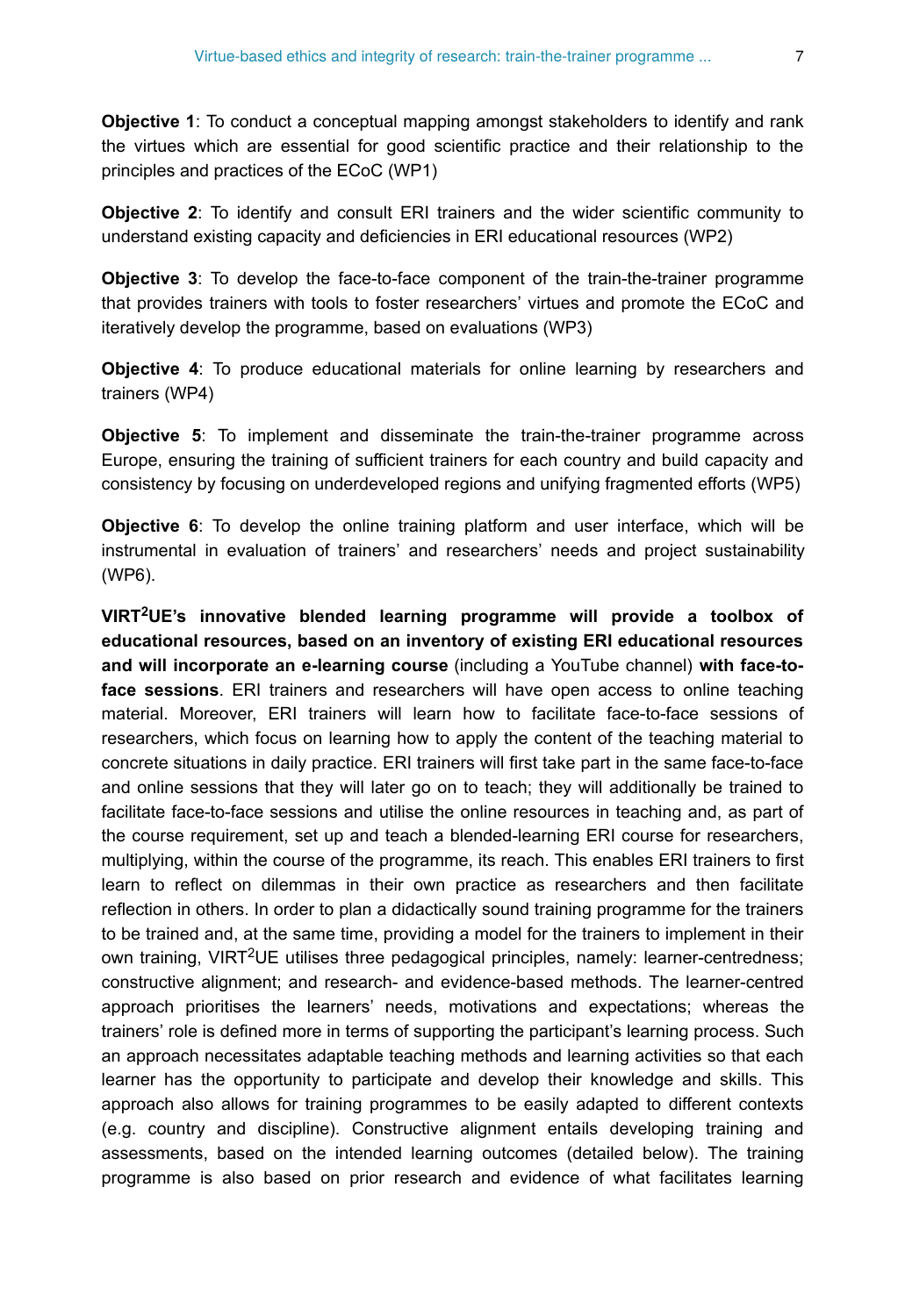**Objective 1**: To conduct a conceptual mapping amongst stakeholders to identify and rank the virtues which are essential for good scientific practice and their relationship to the principles and practices of the ECoC (WP1)

**Objective 2**: To identify and consult ERI trainers and the wider scientific community to understand existing capacity and deficiencies in ERI educational resources (WP2)

**Objective 3**: To develop the face-to-face component of the train-the-trainer programme that provides trainers with tools to foster researchers' virtues and promote the ECoC and iteratively develop the programme, based on evaluations (WP3)

**Objective 4**: To produce educational materials for online learning by researchers and trainers (WP4)

**Objective 5**: To implement and disseminate the train-the-trainer programme across Europe, ensuring the training of sufficient trainers for each country and build capacity and consistency by focusing on underdeveloped regions and unifying fragmented efforts (WP5)

**Objective 6**: To develop the online training platform and user interface, which will be instrumental in evaluation of trainers' and researchers' needs and project sustainability (WP6).

**VIRT$^2$UE's innovative blended learning programme will provide a toolbox of educational resources, based on an inventory of existing ERI educational resources and will incorporate an e-learning course** (including a YouTube channel) **with face-to-face sessions**. ERI trainers and researchers will have open access to online teaching material. Moreover, ERI trainers will learn how to facilitate face-to-face sessions of researchers, which focus on learning how to apply the content of the teaching material to concrete situations in daily practice. ERI trainers will first take part in the same face-to-face and online sessions that they will later go on to teach; they will additionally be trained to facilitate face-to-face sessions and utilise the online resources in teaching and, as part of the course requirement, set up and teach a blended-learning ERI course for researchers, multiplying, within the course of the programme, its reach. This enables ERI trainers to first learn to reflect on dilemmas in their own practice as researchers and then facilitate reflection in others. In order to plan a didactically sound training programme for the trainers to be trained and, at the same time, providing a model for the trainers to implement in their own training, VIRT$^2$UE utilises three pedagogical principles, namely: learner-centredness; constructive alignment; and research- and evidence-based methods. The learner-centred approach prioritises the learners' needs, motivations and expectations; whereas the trainers' role is defined more in terms of supporting the participant's learning process. Such an approach necessitates adaptable teaching methods and learning activities so that each learner has the opportunity to participate and develop their knowledge and skills. This approach also allows for training programmes to be easily adapted to different contexts (e.g. country and discipline). Constructive alignment entails developing training and assessments, based on the intended learning outcomes (detailed below). The training programme is also based on prior research and evidence of what facilitates learning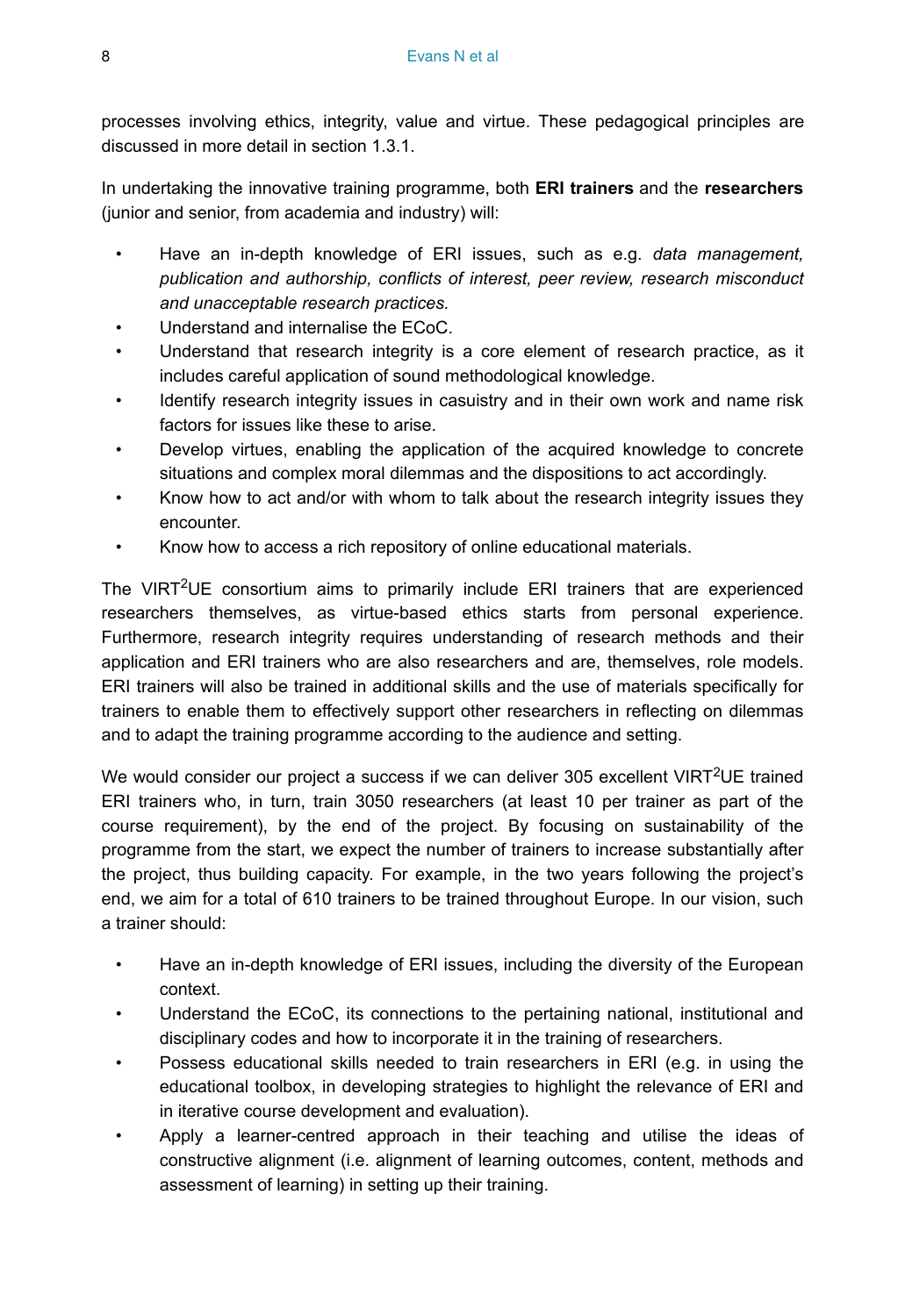processes involving ethics, integrity, value and virtue. These pedagogical principles are discussed in more detail in section 1.3.1.

In undertaking the innovative training programme, both **ERI trainers** and the **researchers** (junior and senior, from academia and industry) will:

- Have an in-depth knowledge of ERI issues, such as e.g. *data management, publication and authorship, conflicts of interest, peer review, research misconduct and unacceptable research practices.*
- Understand and internalise the ECoC.
- Understand that research integrity is a core element of research practice, as it includes careful application of sound methodological knowledge.
- Identify research integrity issues in casuistry and in their own work and name risk factors for issues like these to arise.
- Develop virtues, enabling the application of the acquired knowledge to concrete situations and complex moral dilemmas and the dispositions to act accordingly.
- Know how to act and/or with whom to talk about the research integrity issues they encounter.
- Know how to access a rich repository of online educational materials.

The VIRT$^2$UE consortium aims to primarily include ERI trainers that are experienced researchers themselves, as virtue-based ethics starts from personal experience. Furthermore, research integrity requires understanding of research methods and their application and ERI trainers who are also researchers and are, themselves, role models. ERI trainers will also be trained in additional skills and the use of materials specifically for trainers to enable them to effectively support other researchers in reflecting on dilemmas and to adapt the training programme according to the audience and setting.

We would consider our project a success if we can deliver 305 excellent VIRT$^2$UE trained ERI trainers who, in turn, train 3050 researchers (at least 10 per trainer as part of the course requirement), by the end of the project. By focusing on sustainability of the programme from the start, we expect the number of trainers to increase substantially after the project, thus building capacity. For example, in the two years following the project's end, we aim for a total of 610 trainers to be trained throughout Europe. In our vision, such a trainer should:

- Have an in-depth knowledge of ERI issues, including the diversity of the European context.
- Understand the ECoC, its connections to the pertaining national, institutional and disciplinary codes and how to incorporate it in the training of researchers.
- Possess educational skills needed to train researchers in ERI (e.g. in using the educational toolbox, in developing strategies to highlight the relevance of ERI and in iterative course development and evaluation).
- Apply a learner-centred approach in their teaching and utilise the ideas of constructive alignment (i.e. alignment of learning outcomes, content, methods and assessment of learning) in setting up their training.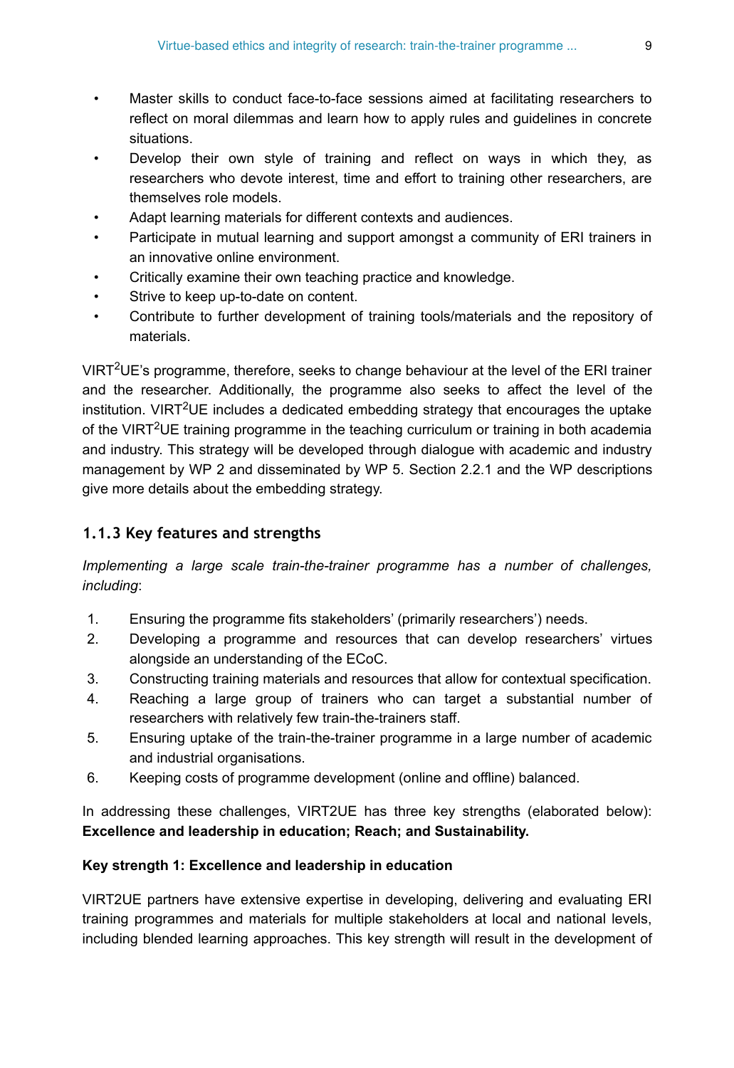- Master skills to conduct face-to-face sessions aimed at facilitating researchers to reflect on moral dilemmas and learn how to apply rules and guidelines in concrete situations.
- Develop their own style of training and reflect on ways in which they, as researchers who devote interest, time and effort to training other researchers, are themselves role models.
- Adapt learning materials for different contexts and audiences.
- Participate in mutual learning and support amongst a community of ERI trainers in an innovative online environment.
- Critically examine their own teaching practice and knowledge.
- Strive to keep up-to-date on content.
- Contribute to further development of training tools/materials and the repository of materials.

VIRT$^2$UE's programme, therefore, seeks to change behaviour at the level of the ERI trainer and the researcher. Additionally, the programme also seeks to affect the level of the institution. VIRT$^2$UE includes a dedicated embedding strategy that encourages the uptake of the VIRT$^2$UE training programme in the teaching curriculum or training in both academia and industry. This strategy will be developed through dialogue with academic and industry management by WP 2 and disseminated by WP 5. Section 2.2.1 and the WP descriptions give more details about the embedding strategy.

### 1.1.3 Key features and strengths

*Implementing a large scale train-the-trainer programme has a number of challenges, including*:

1. Ensuring the programme fits stakeholders' (primarily researchers') needs.
2. Developing a programme and resources that can develop researchers' virtues alongside an understanding of the ECoC.
3. Constructing training materials and resources that allow for contextual specification.
4. Reaching a large group of trainers who can target a substantial number of researchers with relatively few train-the-trainers staff.
5. Ensuring uptake of the train-the-trainer programme in a large number of academic and industrial organisations.
6. Keeping costs of programme development (online and offline) balanced.

In addressing these challenges, VIRT2UE has three key strengths (elaborated below): **Excellence and leadership in education; Reach; and Sustainability.**

**Key strength 1: Excellence and leadership in education**

VIRT2UE partners have extensive expertise in developing, delivering and evaluating ERI training programmes and materials for multiple stakeholders at local and national levels, including blended learning approaches. This key strength will result in the development of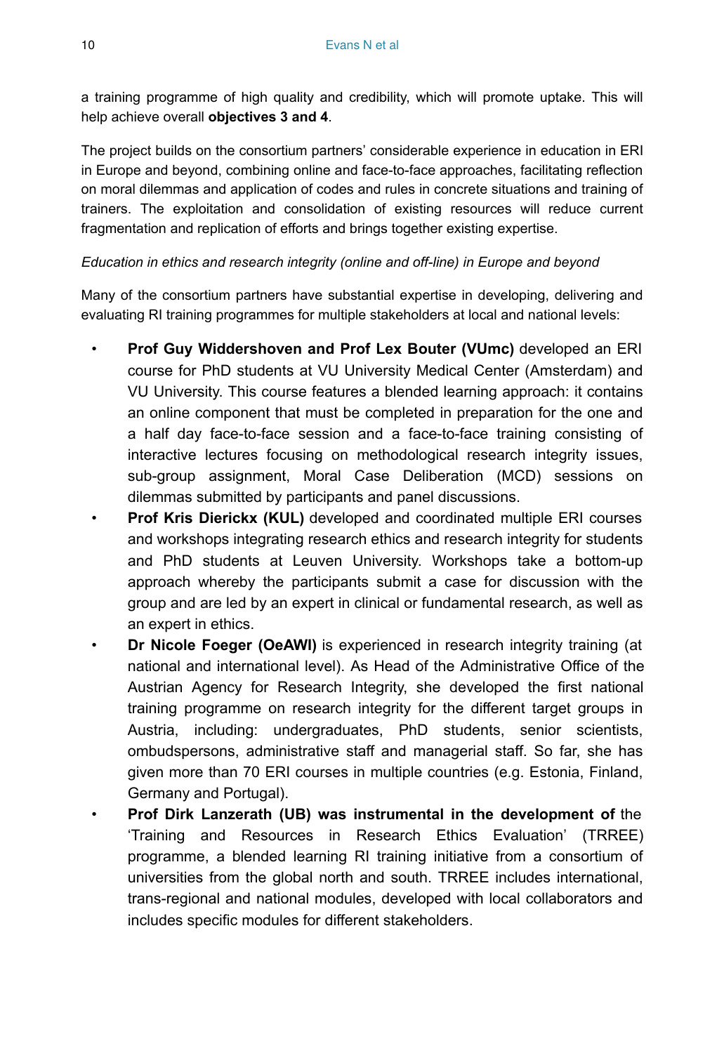a training programme of high quality and credibility, which will promote uptake. This will help achieve overall **objectives 3 and 4**.

The project builds on the consortium partners' considerable experience in education in ERI in Europe and beyond, combining online and face-to-face approaches, facilitating reflection on moral dilemmas and application of codes and rules in concrete situations and training of trainers. The exploitation and consolidation of existing resources will reduce current fragmentation and replication of efforts and brings together existing expertise.

*Education in ethics and research integrity (online and off-line) in Europe and beyond*

Many of the consortium partners have substantial expertise in developing, delivering and evaluating RI training programmes for multiple stakeholders at local and national levels:

- **Prof Guy Widdershoven and Prof Lex Bouter (VUmc)** developed an ERI course for PhD students at VU University Medical Center (Amsterdam) and VU University. This course features a blended learning approach: it contains an online component that must be completed in preparation for the one and a half day face-to-face session and a face-to-face training consisting of interactive lectures focusing on methodological research integrity issues, sub-group assignment, Moral Case Deliberation (MCD) sessions on dilemmas submitted by participants and panel discussions.
- **Prof Kris Dierickx (KUL)** developed and coordinated multiple ERI courses and workshops integrating research ethics and research integrity for students and PhD students at Leuven University. Workshops take a bottom-up approach whereby the participants submit a case for discussion with the group and are led by an expert in clinical or fundamental research, as well as an expert in ethics.
- **Dr Nicole Foeger (OeAWI)** is experienced in research integrity training (at national and international level). As Head of the Administrative Office of the Austrian Agency for Research Integrity, she developed the first national training programme on research integrity for the different target groups in Austria, including: undergraduates, PhD students, senior scientists, ombudspersons, administrative staff and managerial staff. So far, she has given more than 70 ERI courses in multiple countries (e.g. Estonia, Finland, Germany and Portugal).
- **Prof Dirk Lanzerath (UB) was instrumental in the development of** the 'Training and Resources in Research Ethics Evaluation' (TRREE) programme, a blended learning RI training initiative from a consortium of universities from the global north and south. TRREE includes international, trans-regional and national modules, developed with local collaborators and includes specific modules for different stakeholders.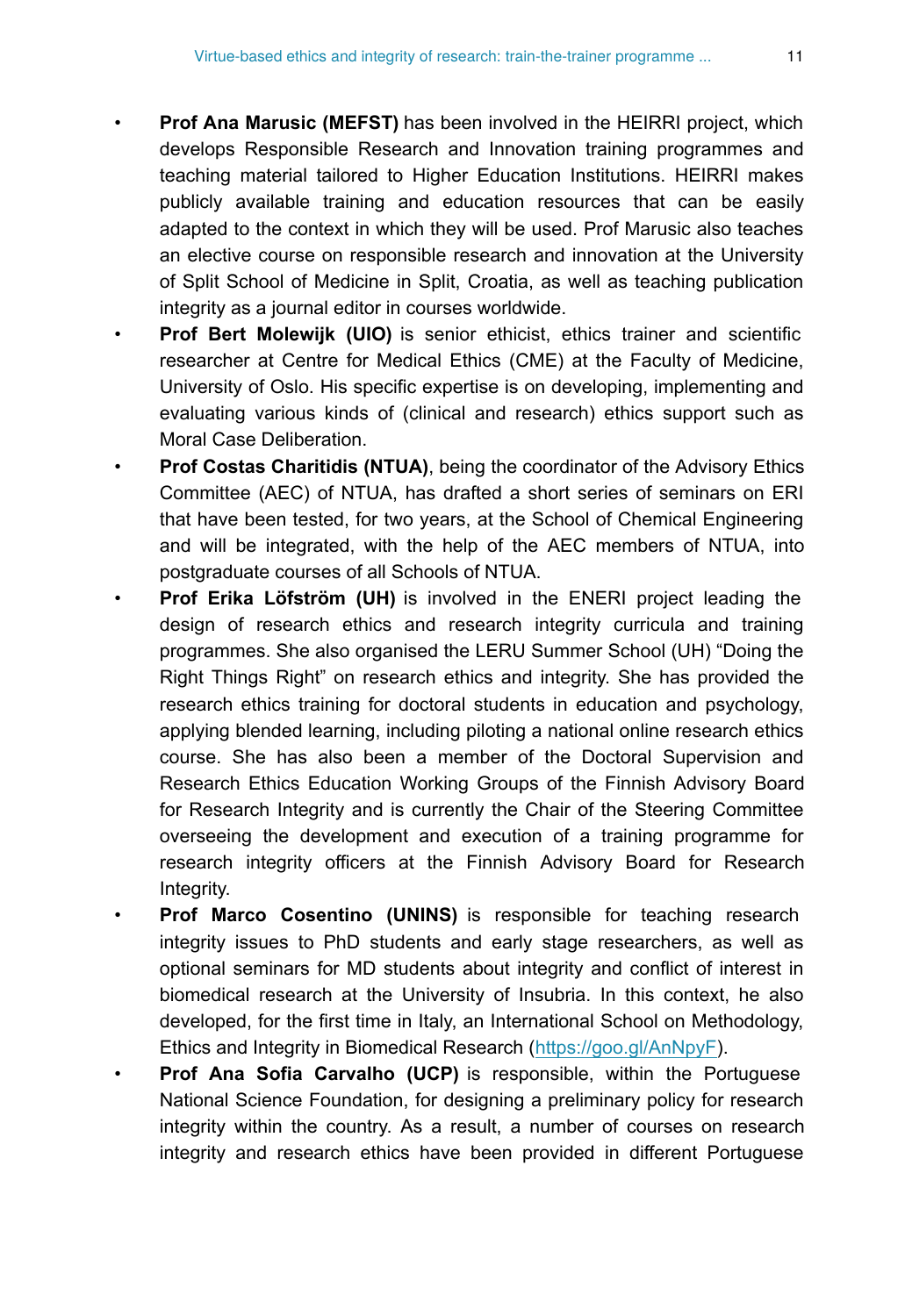- **Prof Ana Marusic (MEFST)** has been involved in the HEIRRI project, which develops Responsible Research and Innovation training programmes and teaching material tailored to Higher Education Institutions. HEIRRI makes publicly available training and education resources that can be easily adapted to the context in which they will be used. Prof Marusic also teaches an elective course on responsible research and innovation at the University of Split School of Medicine in Split, Croatia, as well as teaching publication integrity as a journal editor in courses worldwide.
- **Prof Bert Molewijk (UIO)** is senior ethicist, ethics trainer and scientific researcher at Centre for Medical Ethics (CME) at the Faculty of Medicine, University of Oslo. His specific expertise is on developing, implementing and evaluating various kinds of (clinical and research) ethics support such as Moral Case Deliberation.
- **Prof Costas Charitidis (NTUA)**, being the coordinator of the Advisory Ethics Committee (AEC) of NTUA, has drafted a short series of seminars on ERI that have been tested, for two years, at the School of Chemical Engineering and will be integrated, with the help of the AEC members of NTUA, into postgraduate courses of all Schools of NTUA.
- **Prof Erika Löfström (UH)** is involved in the ENERI project leading the design of research ethics and research integrity curricula and training programmes. She also organised the LERU Summer School (UH) "Doing the Right Things Right" on research ethics and integrity. She has provided the research ethics training for doctoral students in education and psychology, applying blended learning, including piloting a national online research ethics course. She has also been a member of the Doctoral Supervision and Research Ethics Education Working Groups of the Finnish Advisory Board for Research Integrity and is currently the Chair of the Steering Committee overseeing the development and execution of a training programme for research integrity officers at the Finnish Advisory Board for Research Integrity.
- **Prof Marco Cosentino (UNINS)** is responsible for teaching research integrity issues to PhD students and early stage researchers, as well as optional seminars for MD students about integrity and conflict of interest in biomedical research at the University of Insubria. In this context, he also developed, for the first time in Italy, an International School on Methodology, Ethics and Integrity in Biomedical Research (https://goo.gl/AnNpyF).
- **Prof Ana Sofia Carvalho (UCP)** is responsible, within the Portuguese National Science Foundation, for designing a preliminary policy for research integrity within the country. As a result, a number of courses on research integrity and research ethics have been provided in different Portuguese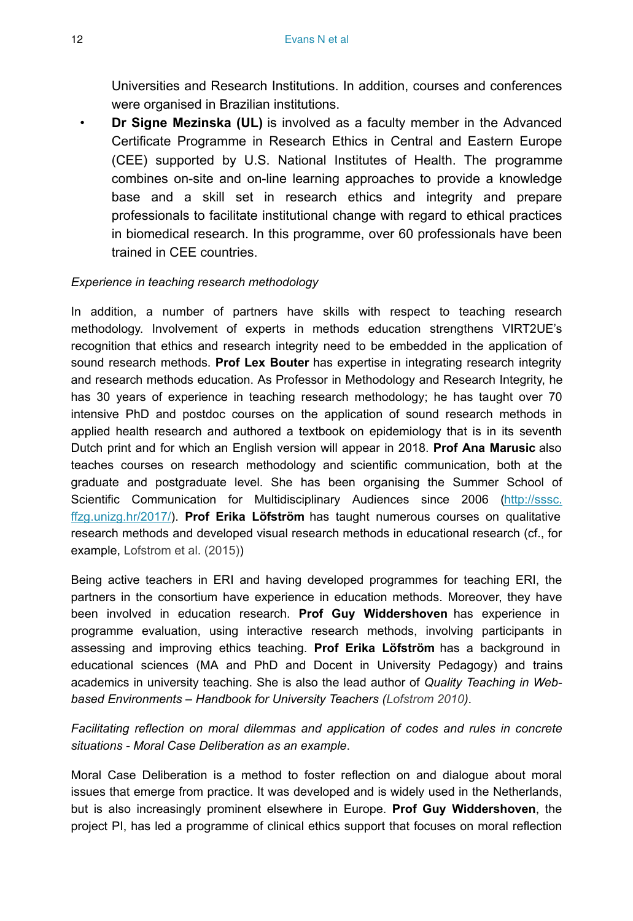Universities and Research Institutions. In addition, courses and conferences were organised in Brazilian institutions.

- **Dr Signe Mezinska (UL)** is involved as a faculty member in the Advanced Certificate Programme in Research Ethics in Central and Eastern Europe (CEE) supported by U.S. National Institutes of Health. The programme combines on-site and on-line learning approaches to provide a knowledge base and a skill set in research ethics and integrity and prepare professionals to facilitate institutional change with regard to ethical practices in biomedical research. In this programme, over 60 professionals have been trained in CEE countries.

*Experience in teaching research methodology*

In addition, a number of partners have skills with respect to teaching research methodology. Involvement of experts in methods education strengthens VIRT2UE's recognition that ethics and research integrity need to be embedded in the application of sound research methods. **Prof Lex Bouter** has expertise in integrating research integrity and research methods education. As Professor in Methodology and Research Integrity, he has 30 years of experience in teaching research methodology; he has taught over 70 intensive PhD and postdoc courses on the application of sound research methods in applied health research and authored a textbook on epidemiology that is in its seventh Dutch print and for which an English version will appear in 2018. **Prof Ana Marusic** also teaches courses on research methodology and scientific communication, both at the graduate and postgraduate level. She has been organising the Summer School of Scientific Communication for Multidisciplinary Audiences since 2006 ([http://sssc.ffzg.unizg.hr/2017/](http://sssc.ffzg.unizg.hr/2017/)). **Prof Erika Löfström** has taught numerous courses on qualitative research methods and developed visual research methods in educational research (cf., for example, Lofstrom et al. (2015))

Being active teachers in ERI and having developed programmes for teaching ERI, the partners in the consortium have experience in education methods. Moreover, they have been involved in education research. **Prof Guy Widdershoven** has experience in programme evaluation, using interactive research methods, involving participants in assessing and improving ethics teaching. **Prof Erika Löfström** has a background in educational sciences (MA and PhD and Docent in University Pedagogy) and trains academics in university teaching. She is also the lead author of *Quality Teaching in Web-based Environments – Handbook for University Teachers (Lofstrom 2010)*.

*Facilitating reflection on moral dilemmas and application of codes and rules in concrete situations - Moral Case Deliberation as an example*.

Moral Case Deliberation is a method to foster reflection on and dialogue about moral issues that emerge from practice. It was developed and is widely used in the Netherlands, but is also increasingly prominent elsewhere in Europe. **Prof Guy Widdershoven**, the project PI, has led a programme of clinical ethics support that focuses on moral reflection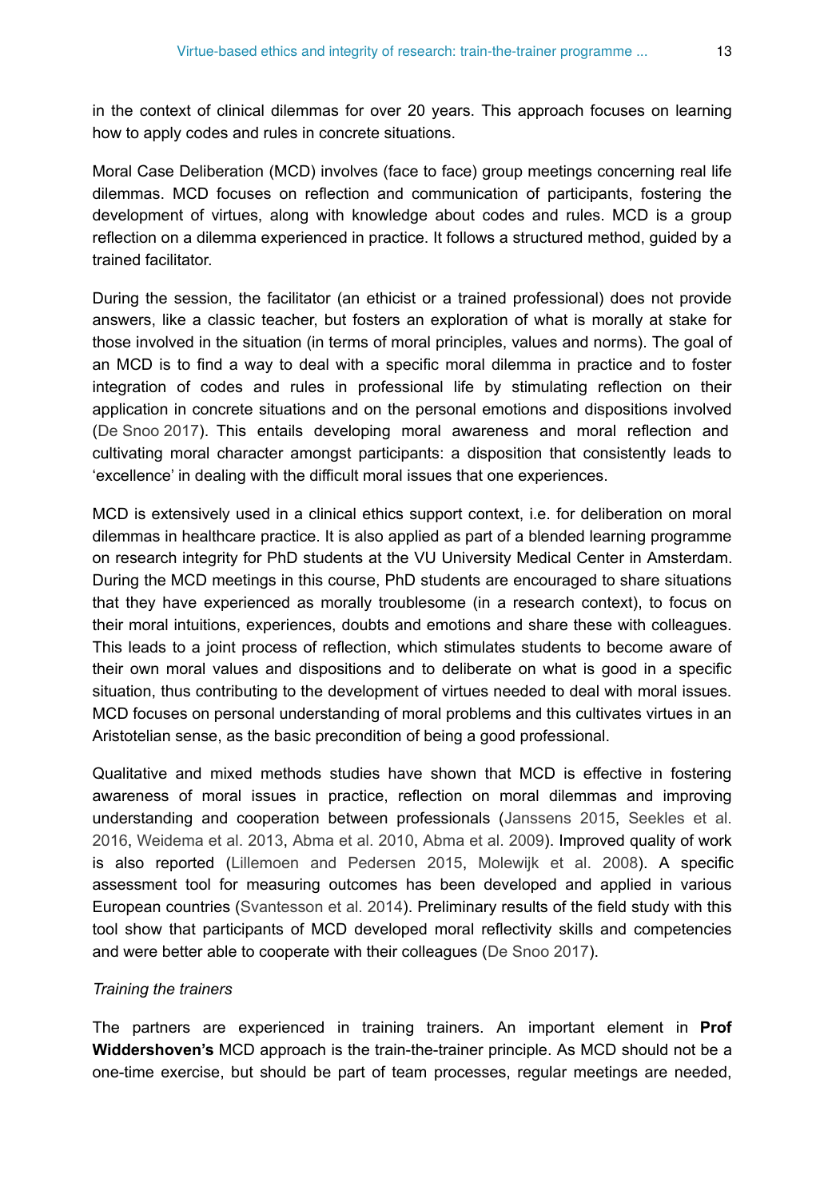in the context of clinical dilemmas for over 20 years. This approach focuses on learning how to apply codes and rules in concrete situations.

Moral Case Deliberation (MCD) involves (face to face) group meetings concerning real life dilemmas. MCD focuses on reflection and communication of participants, fostering the development of virtues, along with knowledge about codes and rules. MCD is a group reflection on a dilemma experienced in practice. It follows a structured method, guided by a trained facilitator.

During the session, the facilitator (an ethicist or a trained professional) does not provide answers, like a classic teacher, but fosters an exploration of what is morally at stake for those involved in the situation (in terms of moral principles, values and norms). The goal of an MCD is to find a way to deal with a specific moral dilemma in practice and to foster integration of codes and rules in professional life by stimulating reflection on their application in concrete situations and on the personal emotions and dispositions involved (De Snoo 2017). This entails developing moral awareness and moral reflection and cultivating moral character amongst participants: a disposition that consistently leads to 'excellence' in dealing with the difficult moral issues that one experiences.

MCD is extensively used in a clinical ethics support context, i.e. for deliberation on moral dilemmas in healthcare practice. It is also applied as part of a blended learning programme on research integrity for PhD students at the VU University Medical Center in Amsterdam. During the MCD meetings in this course, PhD students are encouraged to share situations that they have experienced as morally troublesome (in a research context), to focus on their moral intuitions, experiences, doubts and emotions and share these with colleagues. This leads to a joint process of reflection, which stimulates students to become aware of their own moral values and dispositions and to deliberate on what is good in a specific situation, thus contributing to the development of virtues needed to deal with moral issues. MCD focuses on personal understanding of moral problems and this cultivates virtues in an Aristotelian sense, as the basic precondition of being a good professional.

Qualitative and mixed methods studies have shown that MCD is effective in fostering awareness of moral issues in practice, reflection on moral dilemmas and improving understanding and cooperation between professionals (Janssens 2015, Seekles et al. 2016, Weidema et al. 2013, Abma et al. 2010, Abma et al. 2009). Improved quality of work is also reported (Lillemoen and Pedersen 2015, Molewijk et al. 2008). A specific assessment tool for measuring outcomes has been developed and applied in various European countries (Svantesson et al. 2014). Preliminary results of the field study with this tool show that participants of MCD developed moral reflectivity skills and competencies and were better able to cooperate with their colleagues (De Snoo 2017).

*Training the trainers*

The partners are experienced in training trainers. An important element in **Prof Widdershoven's** MCD approach is the train-the-trainer principle. As MCD should not be a one-time exercise, but should be part of team processes, regular meetings are needed,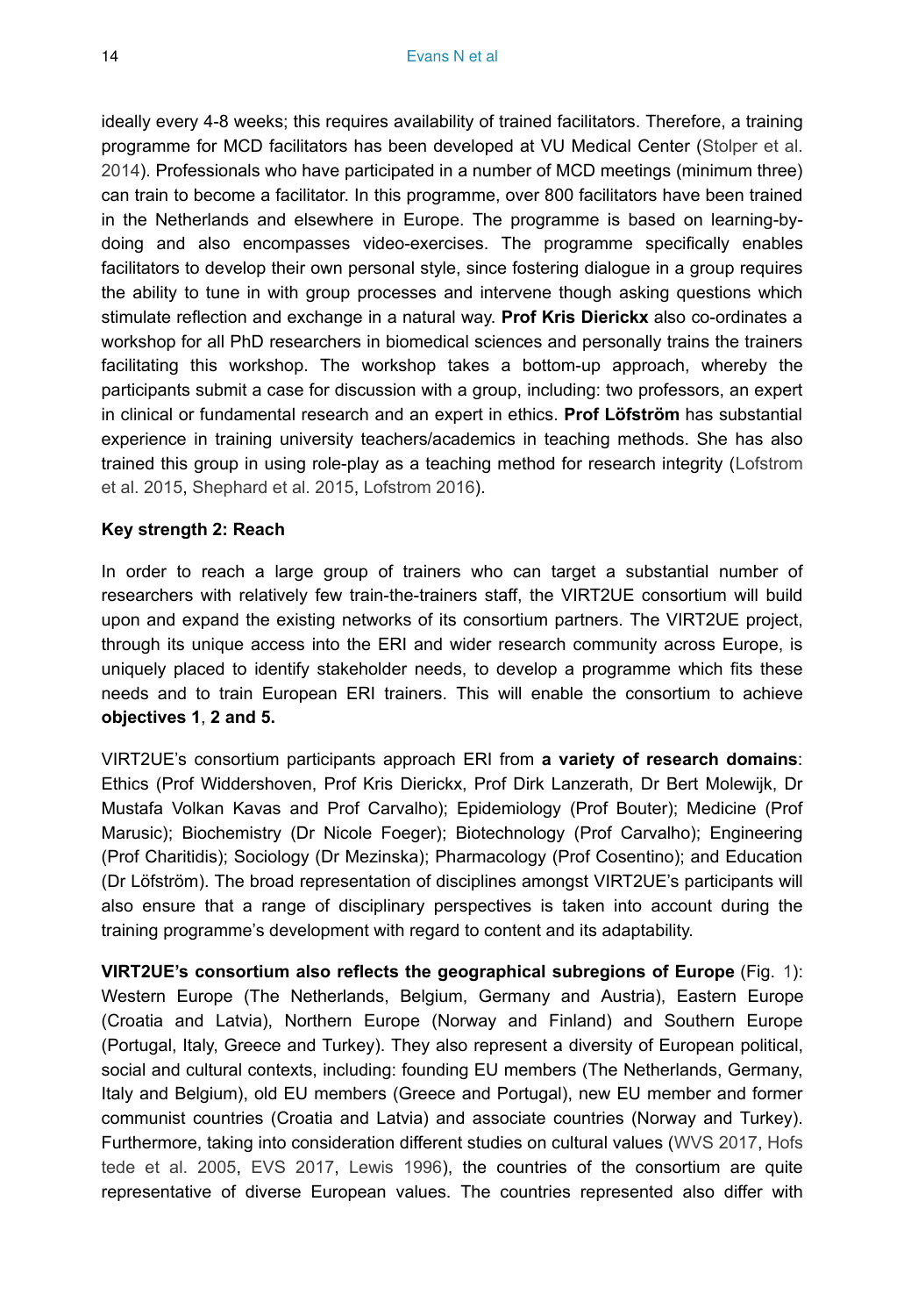ideally every 4-8 weeks; this requires availability of trained facilitators. Therefore, a training programme for MCD facilitators has been developed at VU Medical Center (Stolper et al. 2014). Professionals who have participated in a number of MCD meetings (minimum three) can train to become a facilitator. In this programme, over 800 facilitators have been trained in the Netherlands and elsewhere in Europe. The programme is based on learning-by-doing and also encompasses video-exercises. The programme specifically enables facilitators to develop their own personal style, since fostering dialogue in a group requires the ability to tune in with group processes and intervene though asking questions which stimulate reflection and exchange in a natural way. **Prof Kris Dierickx** also co-ordinates a workshop for all PhD researchers in biomedical sciences and personally trains the trainers facilitating this workshop. The workshop takes a bottom-up approach, whereby the participants submit a case for discussion with a group, including: two professors, an expert in clinical or fundamental research and an expert in ethics. **Prof Löfström** has substantial experience in training university teachers/academics in teaching methods. She has also trained this group in using role-play as a teaching method for research integrity (Lofstrom et al. 2015, Shephard et al. 2015, Lofstrom 2016).

**Key strength 2: Reach**

In order to reach a large group of trainers who can target a substantial number of researchers with relatively few train-the-trainers staff, the VIRT2UE consortium will build upon and expand the existing networks of its consortium partners. The VIRT2UE project, through its unique access into the ERI and wider research community across Europe, is uniquely placed to identify stakeholder needs, to develop a programme which fits these needs and to train European ERI trainers. This will enable the consortium to achieve **objectives 1**, **2 and 5.**

VIRT2UE's consortium participants approach ERI from **a variety of research domains**: Ethics (Prof Widdershoven, Prof Kris Dierickx, Prof Dirk Lanzerath, Dr Bert Molewijk, Dr Mustafa Volkan Kavas and Prof Carvalho); Epidemiology (Prof Bouter); Medicine (Prof Marusic); Biochemistry (Dr Nicole Foeger); Biotechnology (Prof Carvalho); Engineering (Prof Charitidis); Sociology (Dr Mezinska); Pharmacology (Prof Cosentino); and Education (Dr Löfström). The broad representation of disciplines amongst VIRT2UE's participants will also ensure that a range of disciplinary perspectives is taken into account during the training programme's development with regard to content and its adaptability.

**VIRT2UE's consortium also reflects the geographical subregions of Europe** (Fig. 1): Western Europe (The Netherlands, Belgium, Germany and Austria), Eastern Europe (Croatia and Latvia), Northern Europe (Norway and Finland) and Southern Europe (Portugal, Italy, Greece and Turkey). They also represent a diversity of European political, social and cultural contexts, including: founding EU members (The Netherlands, Germany, Italy and Belgium), old EU members (Greece and Portugal), new EU member and former communist countries (Croatia and Latvia) and associate countries (Norway and Turkey). Furthermore, taking into consideration different studies on cultural values (WVS 2017, Hofstede et al. 2005, EVS 2017, Lewis 1996), the countries of the consortium are quite representative of diverse European values. The countries represented also differ with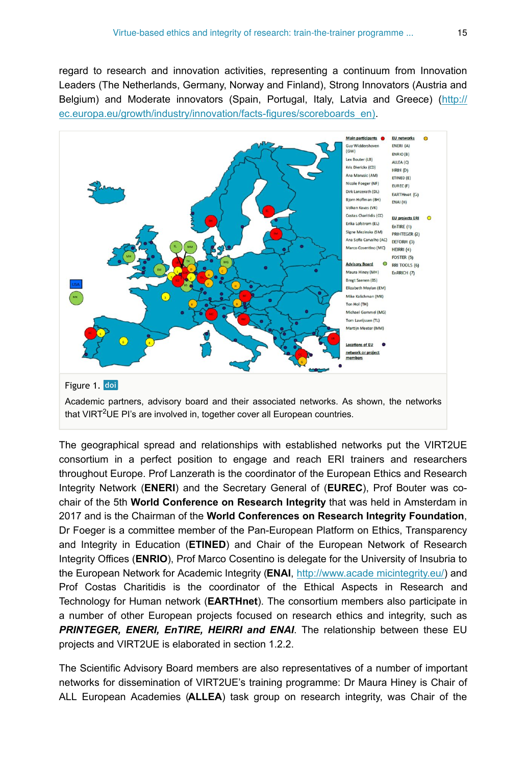regard to research and innovation activities, representing a continuum from Innovation Leaders (The Netherlands, Germany, Norway and Finland), Strong Innovators (Austria and Belgium) and Moderate innovators (Spain, Portugal, Italy, Latvia and Greece) (http://ec.europa.eu/growth/industry/innovation/facts-figures/scoreboards_en).

Figure 1. doi

Academic partners, advisory board and their associated networks. As shown, the networks that VIRT²UE PI's are involved in, together cover all European countries.

The geographical spread and relationships with established networks put the VIRT2UE consortium in a perfect position to engage and reach ERI trainers and researchers throughout Europe. Prof Lanzerath is the coordinator of the European Ethics and Research Integrity Network (**ENERI**) and the Secretary General of (**EUREC**), Prof Bouter was co-chair of the 5th **World Conference on Research Integrity** that was held in Amsterdam in 2017 and is the Chairman of the **World Conferences on Research Integrity Foundation**, Dr Foeger is a committee member of the Pan-European Platform on Ethics, Transparency and Integrity in Education (**ETINED**) and Chair of the European Network of Research Integrity Offices (**ENRIO**), Prof Marco Cosentino is delegate for the University of Insubria to the European Network for Academic Integrity (**ENAI**, http://www.acade micintegrity.eu/) and Prof Costas Charitidis is the coordinator of the Ethical Aspects in Research and Technology for Human network (**EARTHnet**). The consortium members also participate in a number of other European projects focused on research ethics and integrity, such as ***PRINTEGER, ENERI, EnTIRE, HEIRRI and ENAI***. The relationship between these EU projects and VIRT2UE is elaborated in section 1.2.2.

The Scientific Advisory Board members are also representatives of a number of important networks for dissemination of VIRT2UE's training programme: Dr Maura Hiney is Chair of ALL European Academies (**ALLEA**) task group on research integrity, was Chair of the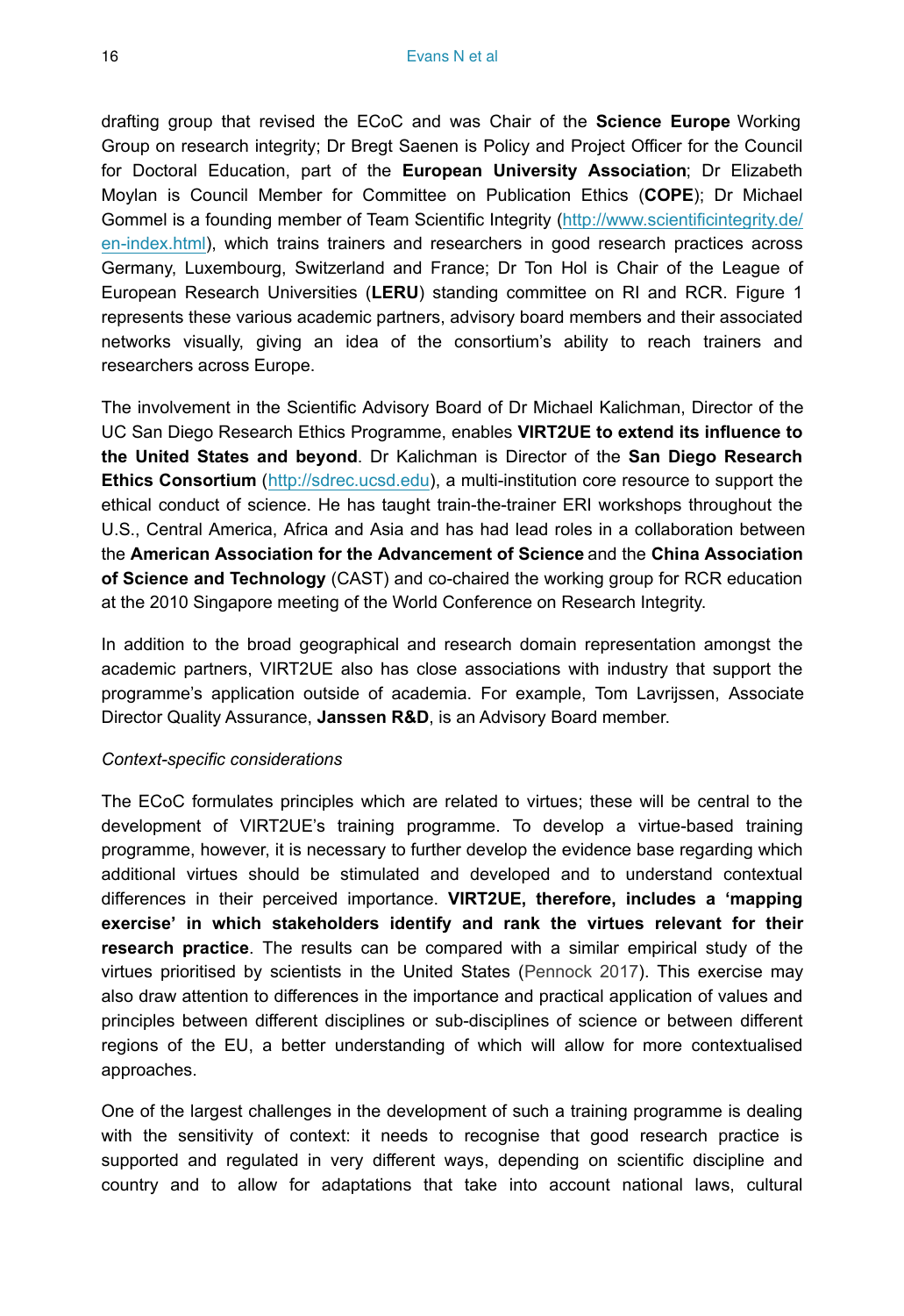drafting group that revised the ECoC and was Chair of the **Science Europe** Working Group on research integrity; Dr Bregt Saenen is Policy and Project Officer for the Council for Doctoral Education, part of the **European University Association**; Dr Elizabeth Moylan is Council Member for Committee on Publication Ethics (**COPE**); Dr Michael Gommel is a founding member of Team Scientific Integrity (http://www.scientificintegrity.de/en-index.html), which trains trainers and researchers in good research practices across Germany, Luxembourg, Switzerland and France; Dr Ton Hol is Chair of the League of European Research Universities (**LERU**) standing committee on RI and RCR. Figure 1 represents these various academic partners, advisory board members and their associated networks visually, giving an idea of the consortium's ability to reach trainers and researchers across Europe.

The involvement in the Scientific Advisory Board of Dr Michael Kalichman, Director of the UC San Diego Research Ethics Programme, enables **VIRT2UE to extend its influence to the United States and beyond**. Dr Kalichman is Director of the **San Diego Research Ethics Consortium** (http://sdrec.ucsd.edu), a multi-institution core resource to support the ethical conduct of science. He has taught train-the-trainer ERI workshops throughout the U.S., Central America, Africa and Asia and has had lead roles in a collaboration between the **American Association for the Advancement of Science** and the **China Association of Science and Technology** (CAST) and co-chaired the working group for RCR education at the 2010 Singapore meeting of the World Conference on Research Integrity.

In addition to the broad geographical and research domain representation amongst the academic partners, VIRT2UE also has close associations with industry that support the programme's application outside of academia. For example, Tom Lavrijssen, Associate Director Quality Assurance, **Janssen R&D**, is an Advisory Board member.

*Context-specific considerations*

The ECoC formulates principles which are related to virtues; these will be central to the development of VIRT2UE's training programme. To develop a virtue-based training programme, however, it is necessary to further develop the evidence base regarding which additional virtues should be stimulated and developed and to understand contextual differences in their perceived importance. **VIRT2UE, therefore, includes a 'mapping exercise' in which stakeholders identify and rank the virtues relevant for their research practice**. The results can be compared with a similar empirical study of the virtues prioritised by scientists in the United States (Pennock 2017). This exercise may also draw attention to differences in the importance and practical application of values and principles between different disciplines or sub-disciplines of science or between different regions of the EU, a better understanding of which will allow for more contextualised approaches.

One of the largest challenges in the development of such a training programme is dealing with the sensitivity of context: it needs to recognise that good research practice is supported and regulated in very different ways, depending on scientific discipline and country and to allow for adaptations that take into account national laws, cultural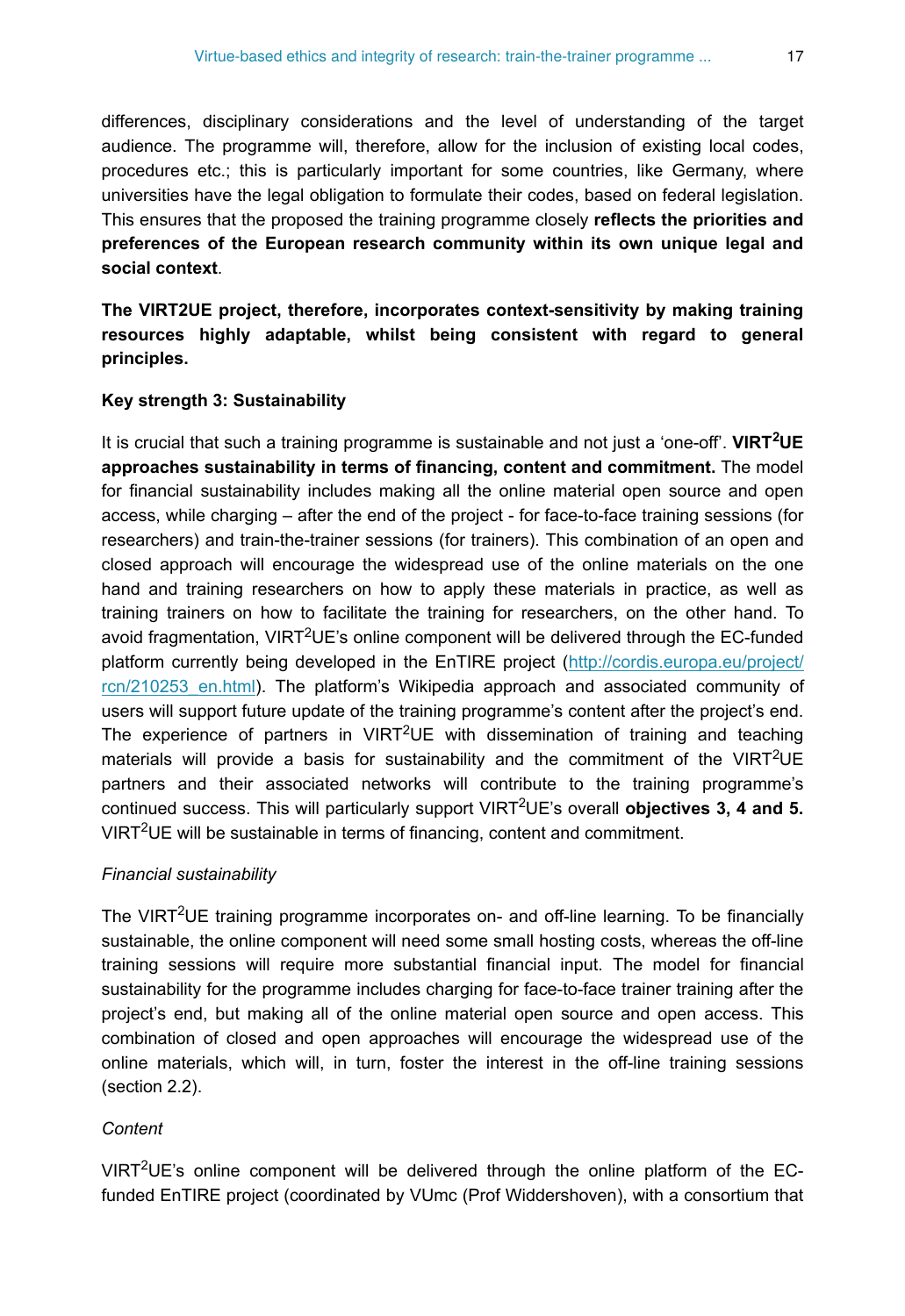differences, disciplinary considerations and the level of understanding of the target audience. The programme will, therefore, allow for the inclusion of existing local codes, procedures etc.; this is particularly important for some countries, like Germany, where universities have the legal obligation to formulate their codes, based on federal legislation. This ensures that the proposed the training programme closely **reflects the priorities and preferences of the European research community within its own unique legal and social context**.

**The VIRT2UE project, therefore, incorporates context-sensitivity by making training resources highly adaptable, whilst being consistent with regard to general principles.**

**Key strength 3: Sustainability**

It is crucial that such a training programme is sustainable and not just a 'one-off'. **VIRT$^2$UE approaches sustainability in terms of financing, content and commitment.** The model for financial sustainability includes making all the online material open source and open access, while charging – after the end of the project - for face-to-face training sessions (for researchers) and train-the-trainer sessions (for trainers). This combination of an open and closed approach will encourage the widespread use of the online materials on the one hand and training researchers on how to apply these materials in practice, as well as training trainers on how to facilitate the training for researchers, on the other hand. To avoid fragmentation, VIRT$^2$UE's online component will be delivered through the EC-funded platform currently being developed in the EnTIRE project (http://cordis.europa.eu/project/rcn/210253_en.html). The platform's Wikipedia approach and associated community of users will support future update of the training programme's content after the project's end. The experience of partners in VIRT$^2$UE with dissemination of training and teaching materials will provide a basis for sustainability and the commitment of the VIRT$^2$UE partners and their associated networks will contribute to the training programme's continued success. This will particularly support VIRT$^2$UE's overall **objectives 3, 4 and 5.** VIRT$^2$UE will be sustainable in terms of financing, content and commitment.

*Financial sustainability*

The VIRT$^2$UE training programme incorporates on- and off-line learning. To be financially sustainable, the online component will need some small hosting costs, whereas the off-line training sessions will require more substantial financial input. The model for financial sustainability for the programme includes charging for face-to-face trainer training after the project's end, but making all of the online material open source and open access. This combination of closed and open approaches will encourage the widespread use of the online materials, which will, in turn, foster the interest in the off-line training sessions (section 2.2).

*Content*

VIRT$^2$UE's online component will be delivered through the online platform of the EC-funded EnTIRE project (coordinated by VUmc (Prof Widdershoven), with a consortium that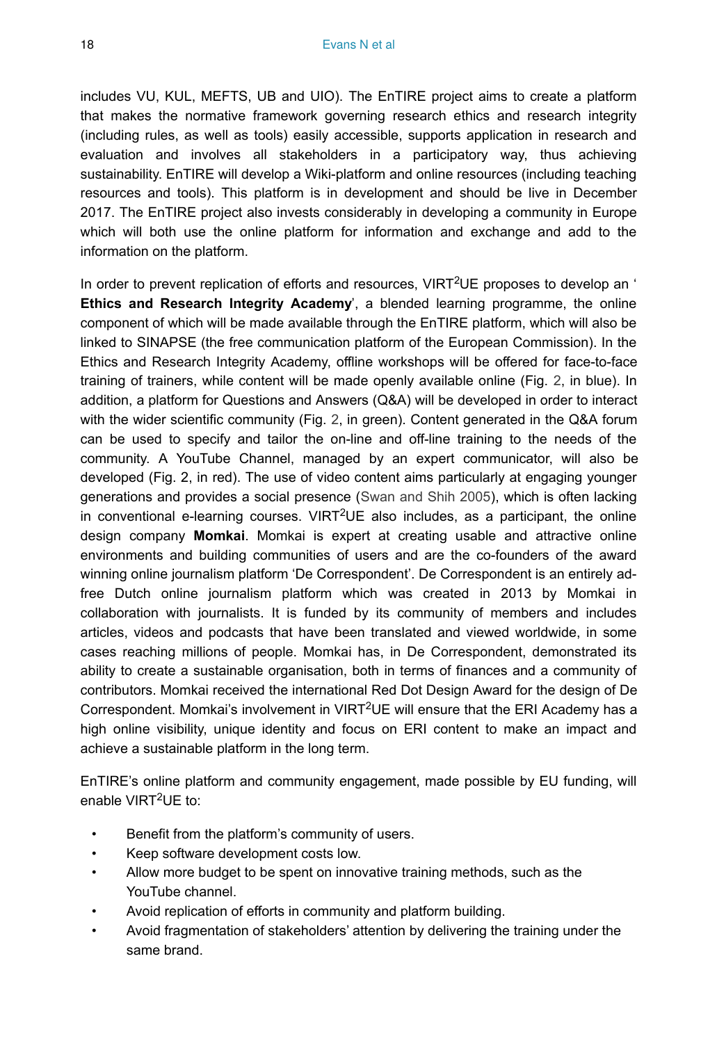includes VU, KUL, MEFTS, UB and UIO). The EnTIRE project aims to create a platform that makes the normative framework governing research ethics and research integrity (including rules, as well as tools) easily accessible, supports application in research and evaluation and involves all stakeholders in a participatory way, thus achieving sustainability. EnTIRE will develop a Wiki-platform and online resources (including teaching resources and tools). This platform is in development and should be live in December 2017. The EnTIRE project also invests considerably in developing a community in Europe which will both use the online platform for information and exchange and add to the information on the platform.

In order to prevent replication of efforts and resources, VIRT$^2$UE proposes to develop an '**Ethics and Research Integrity Academy**', a blended learning programme, the online component of which will be made available through the EnTIRE platform, which will also be linked to SINAPSE (the free communication platform of the European Commission). In the Ethics and Research Integrity Academy, offline workshops will be offered for face-to-face training of trainers, while content will be made openly available online (Fig. 2, in blue). In addition, a platform for Questions and Answers (Q&A) will be developed in order to interact with the wider scientific community (Fig. 2, in green). Content generated in the Q&A forum can be used to specify and tailor the on-line and off-line training to the needs of the community. A YouTube Channel, managed by an expert communicator, will also be developed (Fig. 2, in red). The use of video content aims particularly at engaging younger generations and provides a social presence (Swan and Shih 2005), which is often lacking in conventional e-learning courses. VIRT$^2$UE also includes, as a participant, the online design company **Momkai**. Momkai is expert at creating usable and attractive online environments and building communities of users and are the co-founders of the award winning online journalism platform 'De Correspondent'. De Correspondent is an entirely ad-free Dutch online journalism platform which was created in 2013 by Momkai in collaboration with journalists. It is funded by its community of members and includes articles, videos and podcasts that have been translated and viewed worldwide, in some cases reaching millions of people. Momkai has, in De Correspondent, demonstrated its ability to create a sustainable organisation, both in terms of finances and a community of contributors. Momkai received the international Red Dot Design Award for the design of De Correspondent. Momkai's involvement in VIRT$^2$UE will ensure that the ERI Academy has a high online visibility, unique identity and focus on ERI content to make an impact and achieve a sustainable platform in the long term.

EnTIRE's online platform and community engagement, made possible by EU funding, will enable VIRT$^2$UE to:

- Benefit from the platform's community of users.
- Keep software development costs low.
- Allow more budget to be spent on innovative training methods, such as the YouTube channel.
- Avoid replication of efforts in community and platform building.
- Avoid fragmentation of stakeholders' attention by delivering the training under the same brand.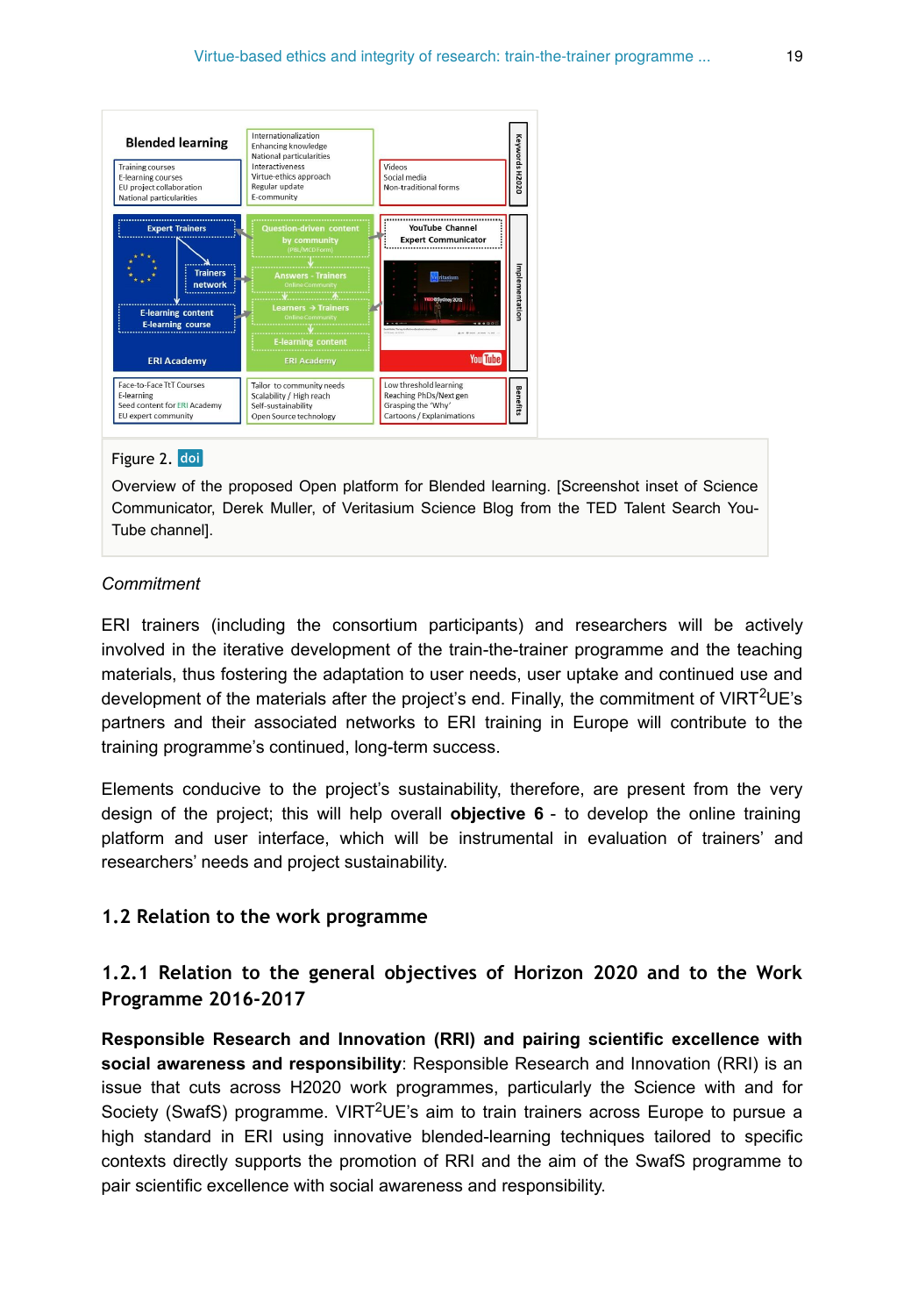Figure 2. doi

Overview of the proposed Open platform for Blended learning. [Screenshot inset of Science Communicator, Derek Muller, of Veritasium Science Blog from the TED Talent Search YouTube channel].

*Commitment*

ERI trainers (including the consortium participants) and researchers will be actively involved in the iterative development of the train-the-trainer programme and the teaching materials, thus fostering the adaptation to user needs, user uptake and continued use and development of the materials after the project's end. Finally, the commitment of VIRT$^2$UE's partners and their associated networks to ERI training in Europe will contribute to the training programme's continued, long-term success.

Elements conducive to the project's sustainability, therefore, are present from the very design of the project; this will help overall **objective 6** - to develop the online training platform and user interface, which will be instrumental in evaluation of trainers' and researchers' needs and project sustainability.

## 1.2 Relation to the work programme

### 1.2.1 Relation to the general objectives of Horizon 2020 and to the Work Programme 2016-2017

**Responsible Research and Innovation (RRI) and pairing scientific excellence with social awareness and responsibility**: Responsible Research and Innovation (RRI) is an issue that cuts across H2020 work programmes, particularly the Science with and for Society (SwafS) programme. VIRT$^2$UE's aim to train trainers across Europe to pursue a high standard in ERI using innovative blended-learning techniques tailored to specific contexts directly supports the promotion of RRI and the aim of the SwafS programme to pair scientific excellence with social awareness and responsibility.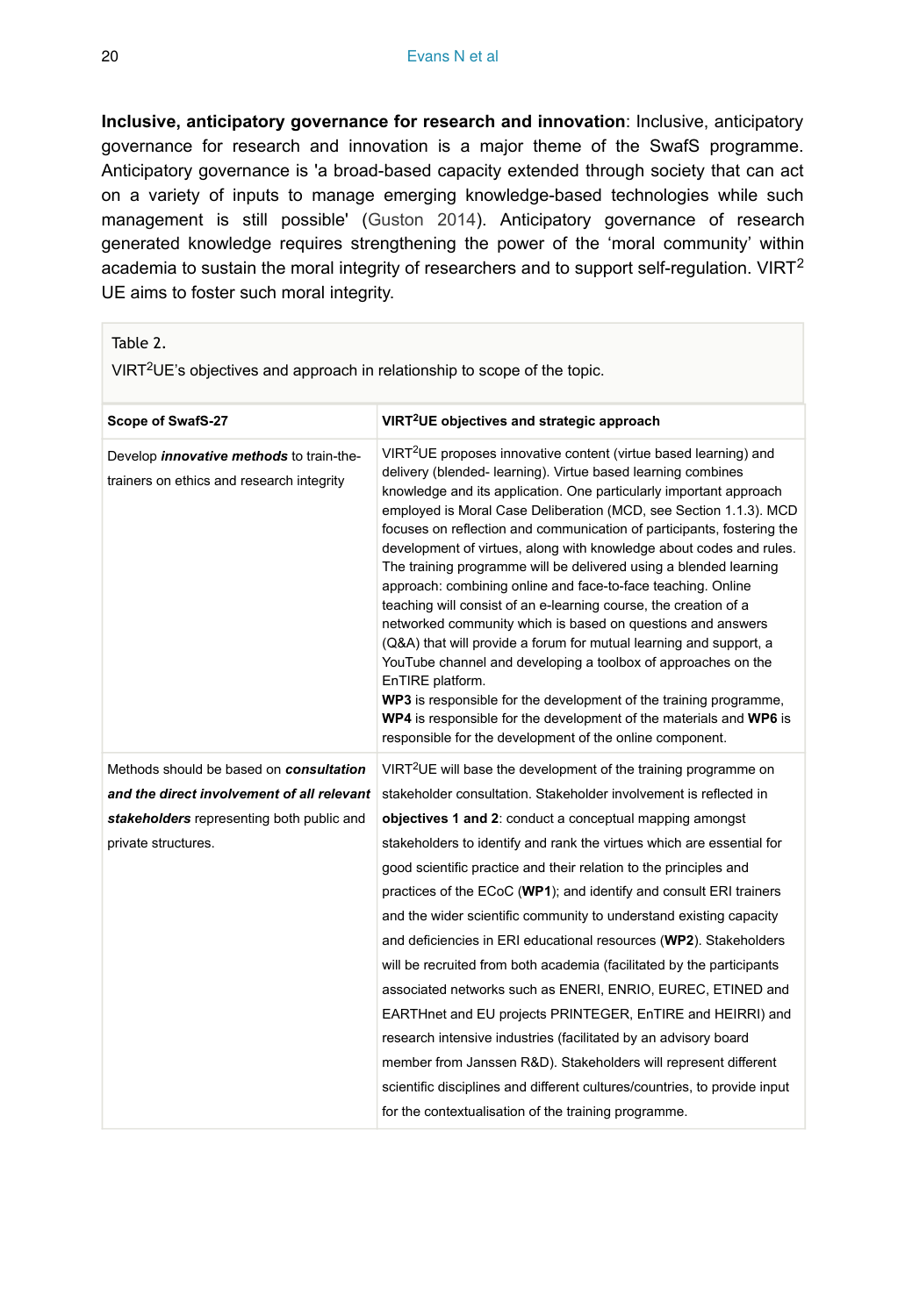**Inclusive, anticipatory governance for research and innovation**: Inclusive, anticipatory governance for research and innovation is a major theme of the SwafS programme. Anticipatory governance is 'a broad-based capacity extended through society that can act on a variety of inputs to manage emerging knowledge-based technologies while such management is still possible' (Guston 2014). Anticipatory governance of research generated knowledge requires strengthening the power of the 'moral community' within academia to sustain the moral integrity of researchers and to support self-regulation. VIRT$^2$ UE aims to foster such moral integrity.

Table 2.

VIRT$^2$UE's objectives and approach in relationship to scope of the topic.

| Scope of SwafS-27 | VIRT$^2$UE objectives and strategic approach |
|---|---|
| Develop ***innovative methods*** to train-the-trainers on ethics and research integrity | VIRT$^2$UE proposes innovative content (virtue based learning) and delivery (blended- learning). Virtue based learning combines knowledge and its application. One particularly important approach employed is Moral Case Deliberation (MCD, see Section 1.1.3). MCD focuses on reflection and communication of participants, fostering the development of virtues, along with knowledge about codes and rules. The training programme will be delivered using a blended learning approach: combining online and face-to-face teaching. Online teaching will consist of an e-learning course, the creation of a networked community which is based on questions and answers (Q&A) that will provide a forum for mutual learning and support, a YouTube channel and developing a toolbox of approaches on the EnTIRE platform. **WP3** is responsible for the development of the training programme, **WP4** is responsible for the development of the materials and **WP6** is responsible for the development of the online component. |
| Methods should be based on ***consultation and the direct involvement of all relevant stakeholders*** representing both public and private structures. | VIRT$^2$UE will base the development of the training programme on stakeholder consultation. Stakeholder involvement is reflected in **objectives 1 and 2**: conduct a conceptual mapping amongst stakeholders to identify and rank the virtues which are essential for good scientific practice and their relation to the principles and practices of the ECoC (**WP1**); and identify and consult ERI trainers and the wider scientific community to understand existing capacity and deficiencies in ERI educational resources (**WP2**). Stakeholders will be recruited from both academia (facilitated by the participants associated networks such as ENERI, ENRIO, EUREC, ETINED and EARTHnet and EU projects PRINTEGER, EnTIRE and HEIRRI) and research intensive industries (facilitated by an advisory board member from Janssen R&D). Stakeholders will represent different scientific disciplines and different cultures/countries, to provide input for the contextualisation of the training programme. |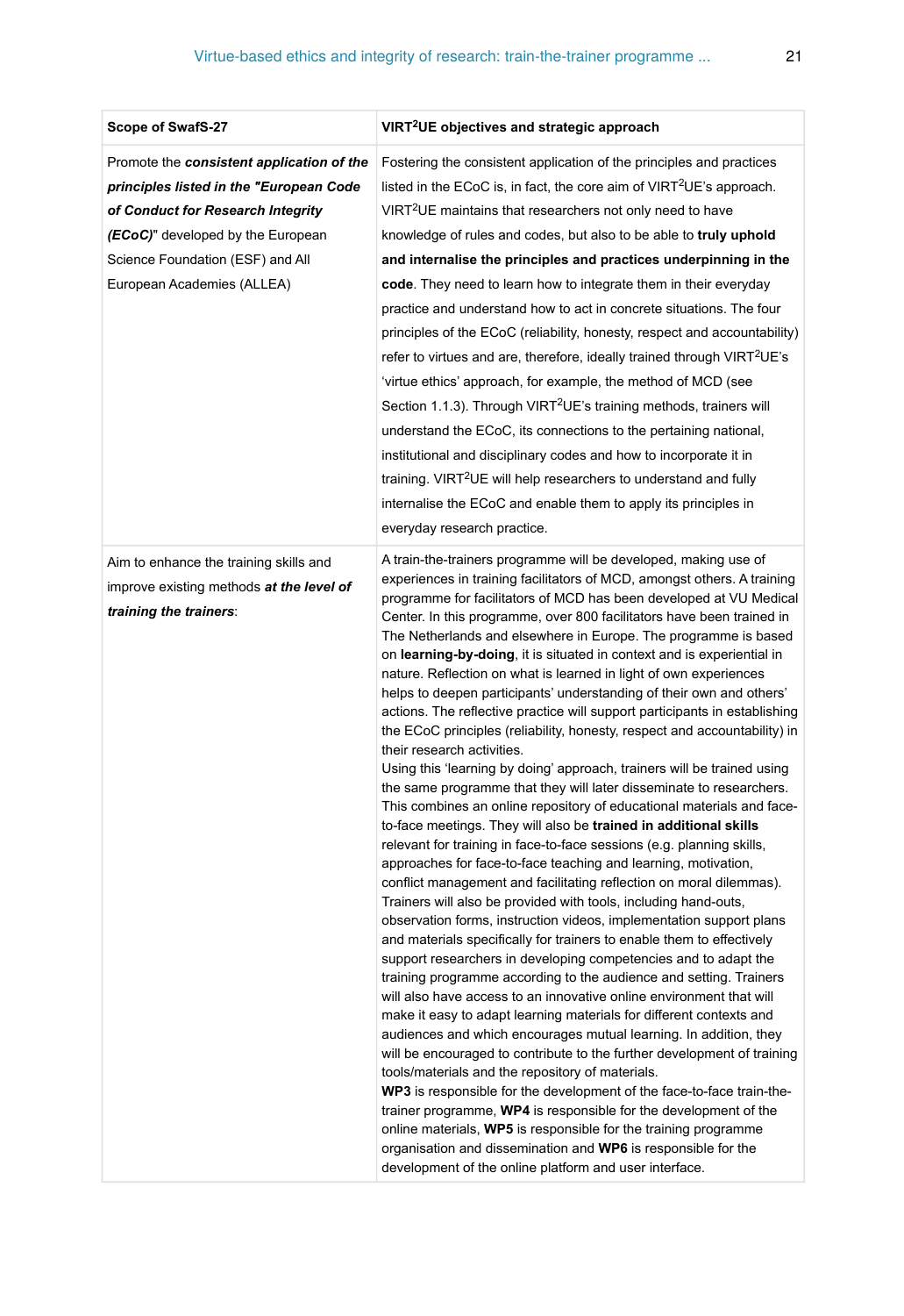| Scope of SwafS-27 | VIRT$^2$UE objectives and strategic approach |
|---|---|
| Promote the ***consistent application of the principles listed in the "European Code of Conduct for Research Integrity (ECoC)***" developed by the European Science Foundation (ESF) and All European Academies (ALLEA) | Fostering the consistent application of the principles and practices listed in the ECoC is, in fact, the core aim of VIRT$^2$UE's approach. VIRT$^2$UE maintains that researchers not only need to have knowledge of rules and codes, but also to be able to **truly uphold and internalise the principles and practices underpinning in the code**. They need to learn how to integrate them in their everyday practice and understand how to act in concrete situations. The four principles of the ECoC (reliability, honesty, respect and accountability) refer to virtues and are, therefore, ideally trained through VIRT$^2$UE's 'virtue ethics' approach, for example, the method of MCD (see Section 1.1.3). Through VIRT$^2$UE's training methods, trainers will understand the ECoC, its connections to the pertaining national, institutional and disciplinary codes and how to incorporate it in training. VIRT$^2$UE will help researchers to understand and fully internalise the ECoC and enable them to apply its principles in everyday research practice. |
| Aim to enhance the training skills and improve existing methods ***at the level of training the trainers***: | A train-the-trainers programme will be developed, making use of experiences in training facilitators of MCD, amongst others. A training programme for facilitators of MCD has been developed at VU Medical Center. In this programme, over 800 facilitators have been trained in The Netherlands and elsewhere in Europe. The programme is based on **learning-by-doing**, it is situated in context and is experiential in nature. Reflection on what is learned in light of own experiences helps to deepen participants' understanding of their own and others' actions. The reflective practice will support participants in establishing the ECoC principles (reliability, honesty, respect and accountability) in their research activities.<br>Using this 'learning by doing' approach, trainers will be trained using the same programme that they will later disseminate to researchers. This combines an online repository of educational materials and face-to-face meetings. They will also be **trained in additional skills** relevant for training in face-to-face sessions (e.g. planning skills, approaches for face-to-face teaching and learning, motivation, conflict management and facilitating reflection on moral dilemmas). Trainers will also be provided with tools, including hand-outs, observation forms, instruction videos, implementation support plans and materials specifically for trainers to enable them to effectively support researchers in developing competencies and to adapt the training programme according to the audience and setting. Trainers will also have access to an innovative online environment that will make it easy to adapt learning materials for different contexts and audiences and which encourages mutual learning. In addition, they will be encouraged to contribute to the further development of training tools/materials and the repository of materials.<br>**WP3** is responsible for the development of the face-to-face train-the-trainer programme, **WP4** is responsible for the development of the online materials, **WP5** is responsible for the training programme organisation and dissemination and **WP6** is responsible for the development of the online platform and user interface. |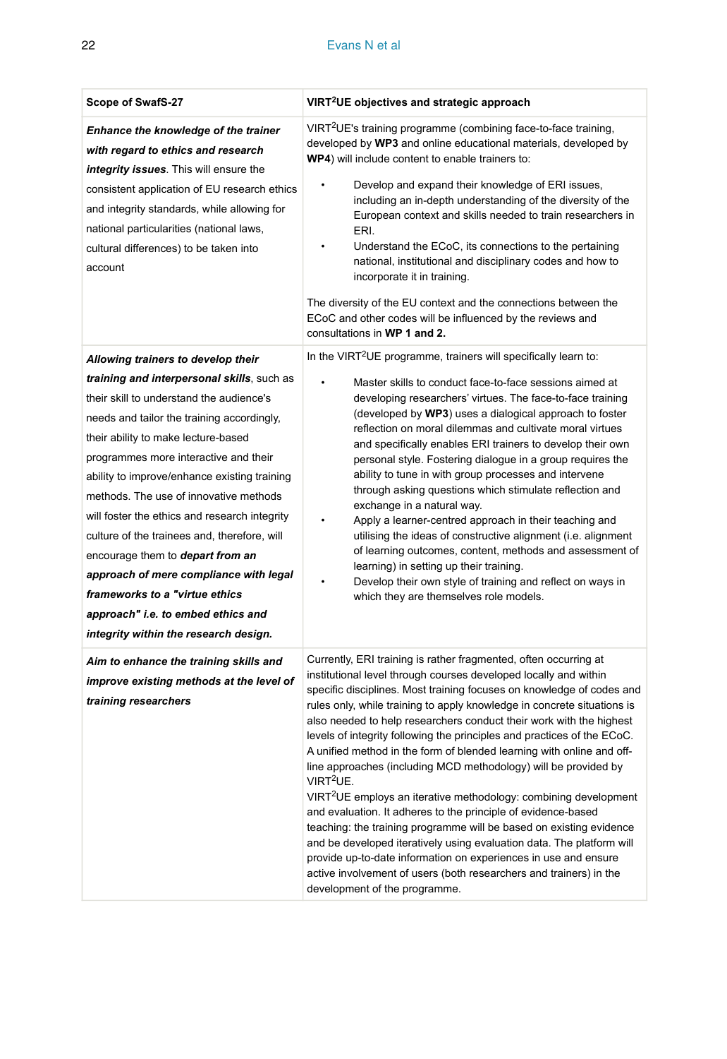| Scope of SwafS-27 | VIRT$^2$UE objectives and strategic approach |
|---|---|
| ***Enhance the knowledge of the trainer with regard to ethics and research integrity issues***. This will ensure the consistent application of EU research ethics and integrity standards, while allowing for national particularities (national laws, cultural differences) to be taken into account | VIRT$^2$UE's training programme (combining face-to-face training, developed by **WP3** and online educational materials, developed by **WP4**) will include content to enable trainers to: <br>• Develop and expand their knowledge of ERI issues, including an in-depth understanding of the diversity of the European context and skills needed to train researchers in ERI. <br>• Understand the ECoC, its connections to the pertaining national, institutional and disciplinary codes and how to incorporate it in training. <br><br>The diversity of the EU context and the connections between the ECoC and other codes will be influenced by the reviews and consultations in **WP 1 and 2.** |
| ***Allowing trainers to develop their training and interpersonal skills***, such as their skill to understand the audience's needs and tailor the training accordingly, their ability to make lecture-based programmes more interactive and their ability to improve/enhance existing training methods. The use of innovative methods will foster the ethics and research integrity culture of the trainees and, therefore, will encourage them to ***depart from an approach of mere compliance with legal frameworks to a "virtue ethics approach" i.e. to embed ethics and integrity within the research design.*** | In the VIRT$^2$UE programme, trainers will specifically learn to: <br>• Master skills to conduct face-to-face sessions aimed at developing researchers' virtues. The face-to-face training (developed by **WP3**) uses a dialogical approach to foster reflection on moral dilemmas and cultivate moral virtues and specifically enables ERI trainers to develop their own personal style. Fostering dialogue in a group requires the ability to tune in with group processes and intervene through asking questions which stimulate reflection and exchange in a natural way. <br>• Apply a learner-centred approach in their teaching and utilising the ideas of constructive alignment (i.e. alignment of learning outcomes, content, methods and assessment of learning) in setting up their training. <br>• Develop their own style of training and reflect on ways in which they are themselves role models. |
| ***Aim to enhance the training skills and improve existing methods at the level of training researchers*** | Currently, ERI training is rather fragmented, often occurring at institutional level through courses developed locally and within specific disciplines. Most training focuses on knowledge of codes and rules only, while training to apply knowledge in concrete situations is also needed to help researchers conduct their work with the highest levels of integrity following the principles and practices of the ECoC. A unified method in the form of blended learning with online and off-line approaches (including MCD methodology) will be provided by VIRT$^2$UE. <br>VIRT$^2$UE employs an iterative methodology: combining development and evaluation. It adheres to the principle of evidence-based teaching: the training programme will be based on existing evidence and be developed iteratively using evaluation data. The platform will provide up-to-date information on experiences in use and ensure active involvement of users (both researchers and trainers) in the development of the programme. |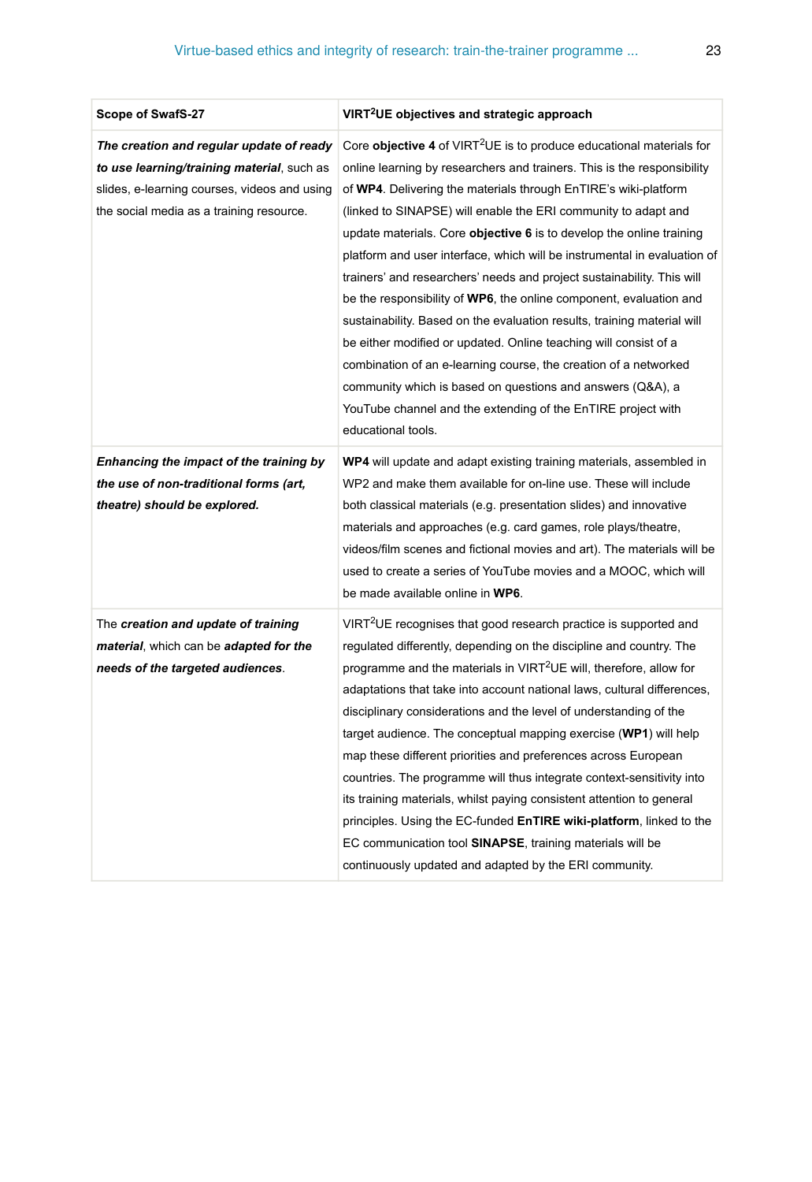| Scope of SwafS-27 | VIRT$^2$UE objectives and strategic approach |
|---|---|
| ***The creation and regular update of ready to use learning/training material***, such as slides, e-learning courses, videos and using the social media as a training resource. | Core **objective 4** of VIRT$^2$UE is to produce educational materials for online learning by researchers and trainers. This is the responsibility of **WP4**. Delivering the materials through EnTIRE's wiki-platform (linked to SINAPSE) will enable the ERI community to adapt and update materials. Core **objective 6** is to develop the online training platform and user interface, which will be instrumental in evaluation of trainers' and researchers' needs and project sustainability. This will be the responsibility of **WP6**, the online component, evaluation and sustainability. Based on the evaluation results, training material will be either modified or updated. Online teaching will consist of a combination of an e-learning course, the creation of a networked community which is based on questions and answers (Q&A), a YouTube channel and the extending of the EnTIRE project with educational tools. |
| ***Enhancing the impact of the training by the use of non-traditional forms (art, theatre) should be explored.*** | **WP4** will update and adapt existing training materials, assembled in WP2 and make them available for on-line use. These will include both classical materials (e.g. presentation slides) and innovative materials and approaches (e.g. card games, role plays/theatre, videos/film scenes and fictional movies and art). The materials will be used to create a series of YouTube movies and a MOOC, which will be made available online in **WP6**. |
| The ***creation and update of training material***, which can be ***adapted for the needs of the targeted audiences***. | VIRT$^2$UE recognises that good research practice is supported and regulated differently, depending on the discipline and country. The programme and the materials in VIRT$^2$UE will, therefore, allow for adaptations that take into account national laws, cultural differences, disciplinary considerations and the level of understanding of the target audience. The conceptual mapping exercise (**WP1**) will help map these different priorities and preferences across European countries. The programme will thus integrate context-sensitivity into its training materials, whilst paying consistent attention to general principles. Using the EC-funded **EnTIRE wiki-platform**, linked to the EC communication tool **SINAPSE**, training materials will be continuously updated and adapted by the ERI community. |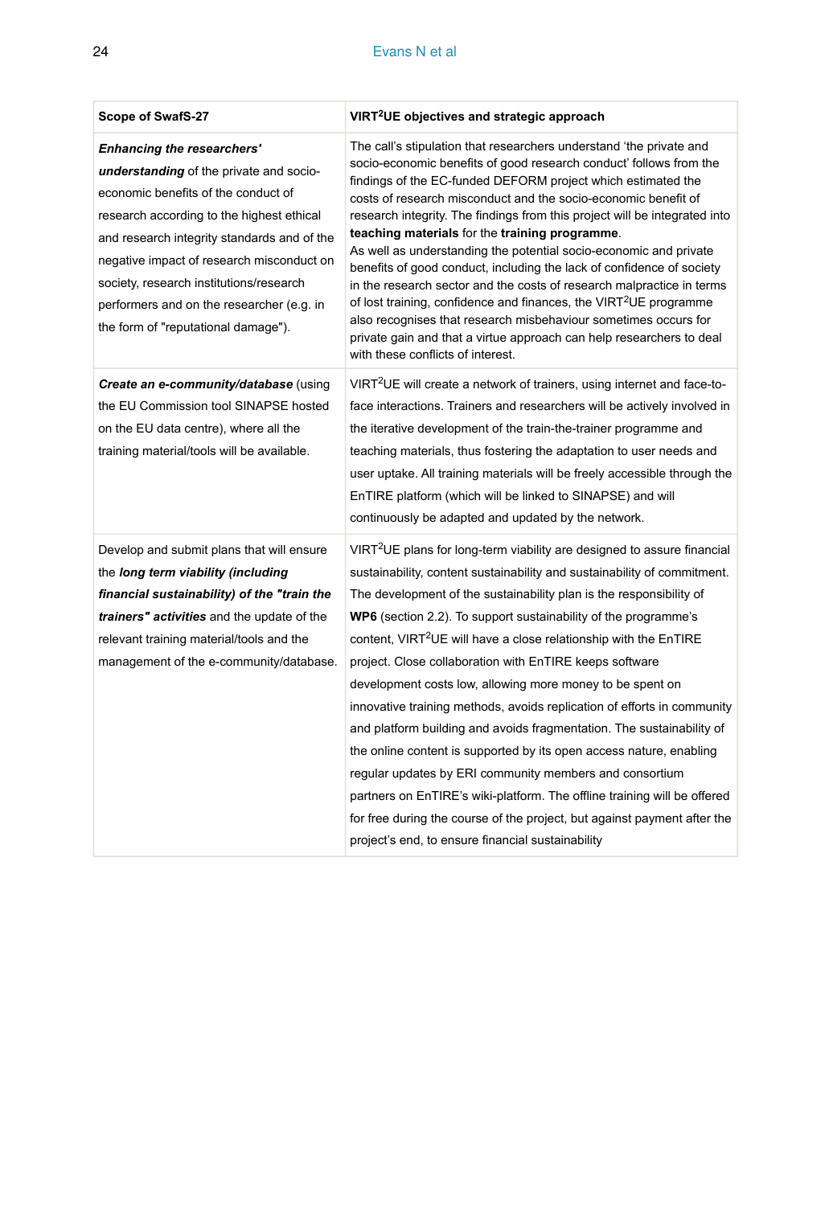| Scope of SwafS-27 | VIRT$^2$UE objectives and strategic approach |
|---|---|
| ***Enhancing the researchers' understanding*** of the private and socio-economic benefits of the conduct of research according to the highest ethical and research integrity standards and of the negative impact of research misconduct on society, research institutions/research performers and on the researcher (e.g. in the form of "reputational damage"). | The call's stipulation that researchers understand 'the private and socio-economic benefits of good research conduct' follows from the findings of the EC-funded DEFORM project which estimated the costs of research misconduct and the socio-economic benefit of research integrity. The findings from this project will be integrated into **teaching materials** for the **training programme**. As well as understanding the potential socio-economic and private benefits of good conduct, including the lack of confidence of society in the research sector and the costs of research malpractice in terms of lost training, confidence and finances, the VIRT$^2$UE programme also recognises that research misbehaviour sometimes occurs for private gain and that a virtue approach can help researchers to deal with these conflicts of interest. |
| ***Create an e-community/database*** (using the EU Commission tool SINAPSE hosted on the EU data centre), where all the training material/tools will be available. | VIRT$^2$UE will create a network of trainers, using internet and face-to-face interactions. Trainers and researchers will be actively involved in the iterative development of the train-the-trainer programme and teaching materials, thus fostering the adaptation to user needs and user uptake. All training materials will be freely accessible through the EnTIRE platform (which will be linked to SINAPSE) and will continuously be adapted and updated by the network. |
| Develop and submit plans that will ensure the ***long term viability (including financial sustainability) of the "train the trainers" activities*** and the update of the relevant training material/tools and the management of the e-community/database. | VIRT$^2$UE plans for long-term viability are designed to assure financial sustainability, content sustainability and sustainability of commitment. The development of the sustainability plan is the responsibility of **WP6** (section 2.2). To support sustainability of the programme's content, VIRT$^2$UE will have a close relationship with the EnTIRE project. Close collaboration with EnTIRE keeps software development costs low, allowing more money to be spent on innovative training methods, avoids replication of efforts in community and platform building and avoids fragmentation. The sustainability of the online content is supported by its open access nature, enabling regular updates by ERI community members and consortium partners on EnTIRE's wiki-platform. The offline training will be offered for free during the course of the project, but against payment after the project's end, to ensure financial sustainability |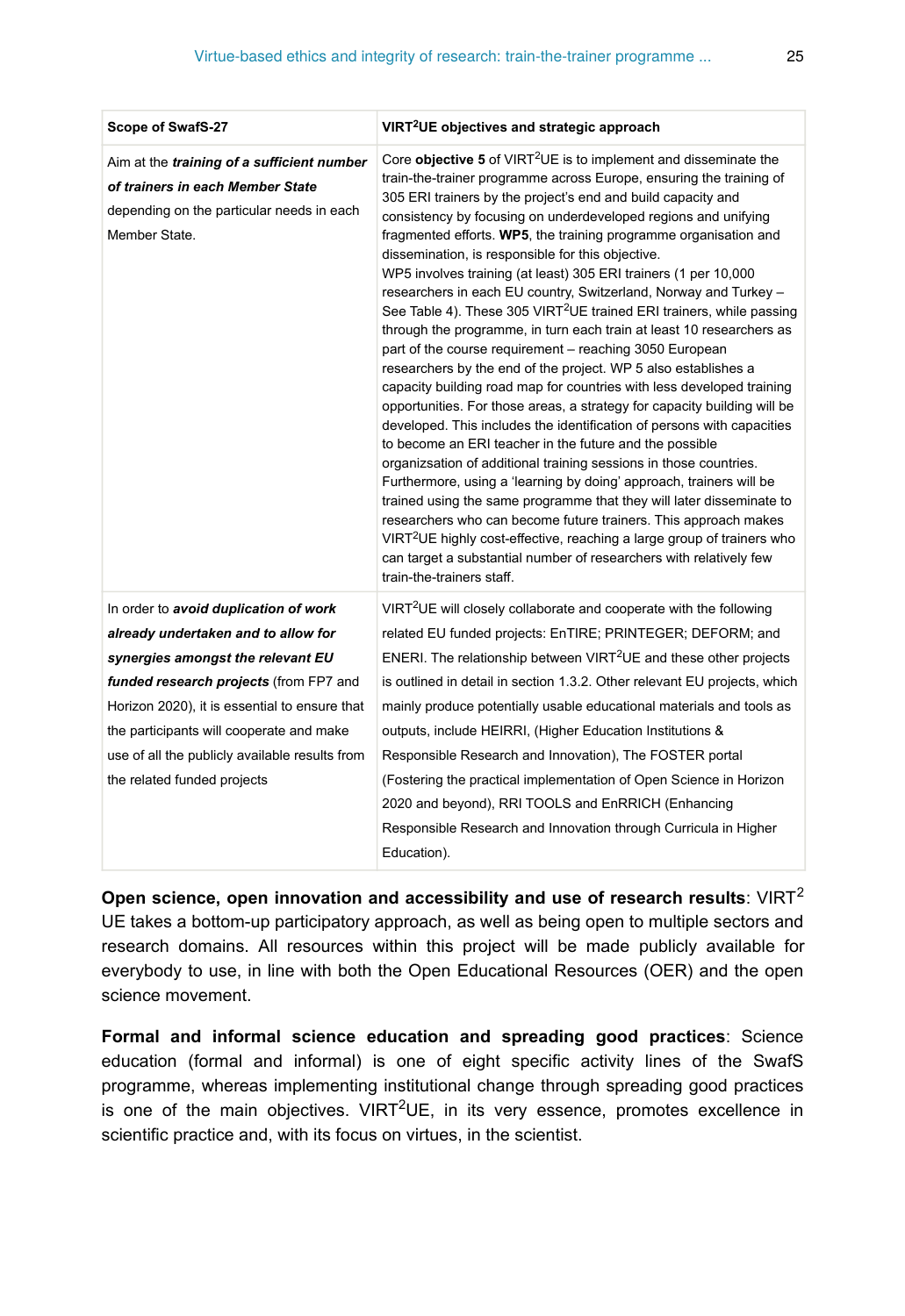| Scope of SwafS-27 | VIRT²UE objectives and strategic approach |
|---|---|
| Aim at the ***training of a sufficient number of trainers in each Member State*** depending on the particular needs in each Member State. | Core **objective 5** of VIRT²UE is to implement and disseminate the train-the-trainer programme across Europe, ensuring the training of 305 ERI trainers by the project's end and build capacity and consistency by focusing on underdeveloped regions and unifying fragmented efforts. **WP5**, the training programme organisation and dissemination, is responsible for this objective. WP5 involves training (at least) 305 ERI trainers (1 per 10,000 researchers in each EU country, Switzerland, Norway and Turkey – See Table 4). These 305 VIRT²UE trained ERI trainers, while passing through the programme, in turn each train at least 10 researchers as part of the course requirement – reaching 3050 European researchers by the end of the project. WP 5 also establishes a capacity building road map for countries with less developed training opportunities. For those areas, a strategy for capacity building will be developed. This includes the identification of persons with capacities to become an ERI teacher in the future and the possible organizsation of additional training sessions in those countries. Furthermore, using a 'learning by doing' approach, trainers will be trained using the same programme that they will later disseminate to researchers who can become future trainers. This approach makes VIRT²UE highly cost-effective, reaching a large group of trainers who can target a substantial number of researchers with relatively few train-the-trainers staff. |
| In order to ***avoid duplication of work already undertaken and to allow for synergies amongst the relevant EU funded research projects*** (from FP7 and Horizon 2020), it is essential to ensure that the participants will cooperate and make use of all the publicly available results from the related funded projects | VIRT²UE will closely collaborate and cooperate with the following related EU funded projects: EnTIRE; PRINTEGER; DEFORM; and ENERI. The relationship between VIRT²UE and these other projects is outlined in detail in section 1.3.2. Other relevant EU projects, which mainly produce potentially usable educational materials and tools as outputs, include HEIRRI, (Higher Education Institutions & Responsible Research and Innovation), The FOSTER portal (Fostering the practical implementation of Open Science in Horizon 2020 and beyond), RRI TOOLS and EnRRICH (Enhancing Responsible Research and Innovation through Curricula in Higher Education). |

**Open science, open innovation and accessibility and use of research results**: VIRT²UE takes a bottom-up participatory approach, as well as being open to multiple sectors and research domains. All resources within this project will be made publicly available for everybody to use, in line with both the Open Educational Resources (OER) and the open science movement.

**Formal and informal science education and spreading good practices**: Science education (formal and informal) is one of eight specific activity lines of the SwafS programme, whereas implementing institutional change through spreading good practices is one of the main objectives. VIRT²UE, in its very essence, promotes excellence in scientific practice and, with its focus on virtues, in the scientist.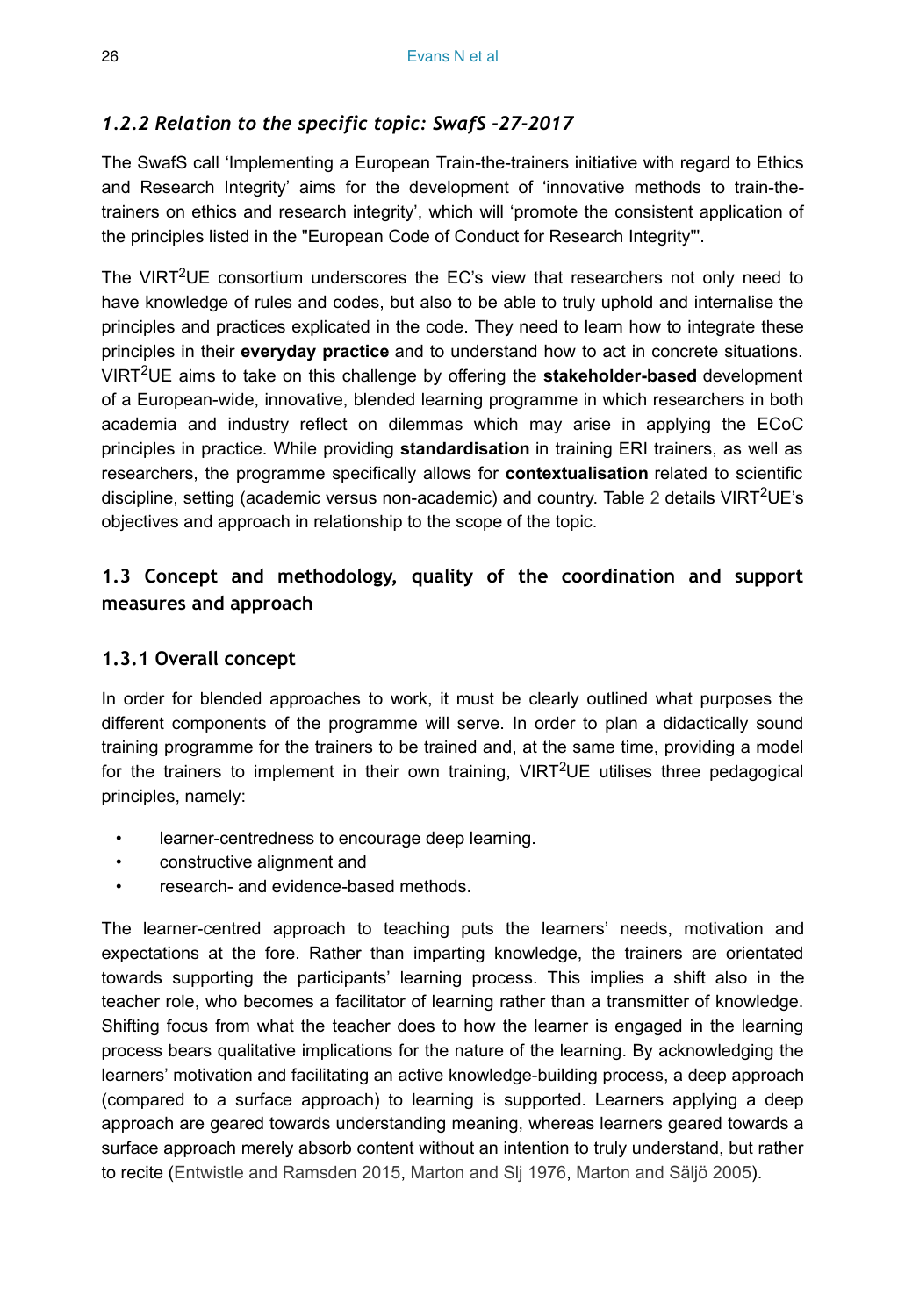### *1.2.2 Relation to the specific topic: SwafS -27-2017*

The SwafS call 'Implementing a European Train-the-trainers initiative with regard to Ethics and Research Integrity' aims for the development of 'innovative methods to train-the-trainers on ethics and research integrity', which will 'promote the consistent application of the principles listed in the "European Code of Conduct for Research Integrity"'.

The VIRT$^2$UE consortium underscores the EC's view that researchers not only need to have knowledge of rules and codes, but also to be able to truly uphold and internalise the principles and practices explicated in the code. They need to learn how to integrate these principles in their **everyday practice** and to understand how to act in concrete situations. VIRT$^2$UE aims to take on this challenge by offering the **stakeholder-based** development of a European-wide, innovative, blended learning programme in which researchers in both academia and industry reflect on dilemmas which may arise in applying the ECoC principles in practice. While providing **standardisation** in training ERI trainers, as well as researchers, the programme specifically allows for **contextualisation** related to scientific discipline, setting (academic versus non-academic) and country. Table 2 details VIRT$^2$UE's objectives and approach in relationship to the scope of the topic.

## 1.3 Concept and methodology, quality of the coordination and support measures and approach

### 1.3.1 Overall concept

In order for blended approaches to work, it must be clearly outlined what purposes the different components of the programme will serve. In order to plan a didactically sound training programme for the trainers to be trained and, at the same time, providing a model for the trainers to implement in their own training, VIRT$^2$UE utilises three pedagogical principles, namely:

- learner-centredness to encourage deep learning.
- constructive alignment and
- research- and evidence-based methods.

The learner-centred approach to teaching puts the learners' needs, motivation and expectations at the fore. Rather than imparting knowledge, the trainers are orientated towards supporting the participants' learning process. This implies a shift also in the teacher role, who becomes a facilitator of learning rather than a transmitter of knowledge. Shifting focus from what the teacher does to how the learner is engaged in the learning process bears qualitative implications for the nature of the learning. By acknowledging the learners' motivation and facilitating an active knowledge-building process, a deep approach (compared to a surface approach) to learning is supported. Learners applying a deep approach are geared towards understanding meaning, whereas learners geared towards a surface approach merely absorb content without an intention to truly understand, but rather to recite (Entwistle and Ramsden 2015, Marton and Slj 1976, Marton and Säljö 2005).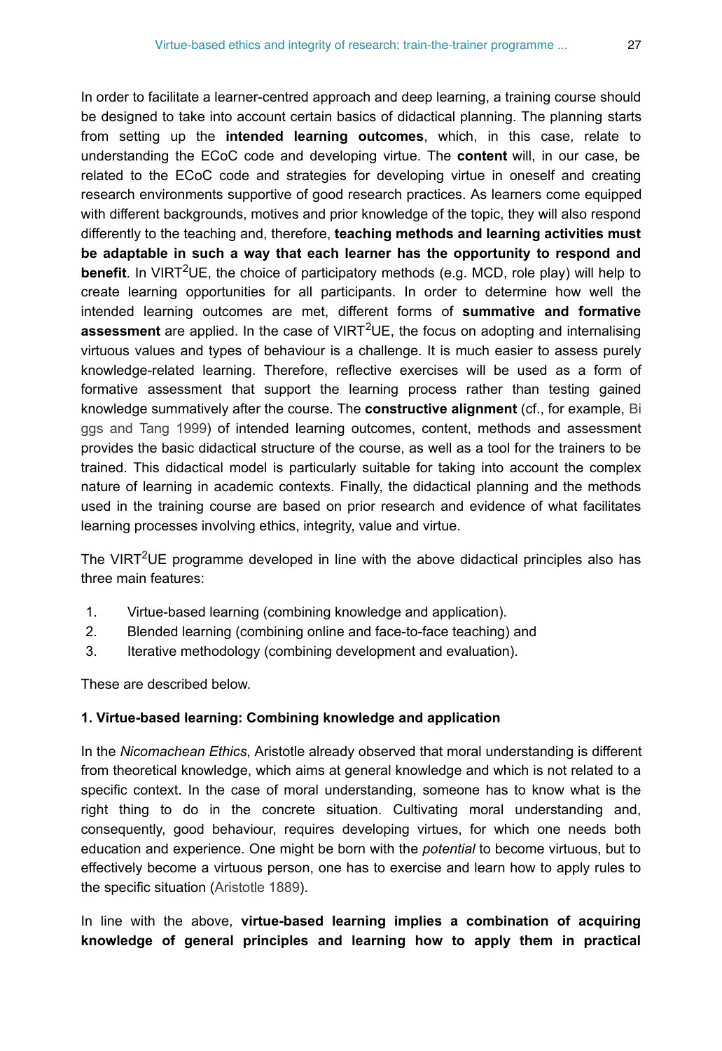In order to facilitate a learner-centred approach and deep learning, a training course should be designed to take into account certain basics of didactical planning. The planning starts from setting up the **intended learning outcomes**, which, in this case, relate to understanding the ECoC code and developing virtue. The **content** will, in our case, be related to the ECoC code and strategies for developing virtue in oneself and creating research environments supportive of good research practices. As learners come equipped with different backgrounds, motives and prior knowledge of the topic, they will also respond differently to the teaching and, therefore, **teaching methods and learning activities must be adaptable in such a way that each learner has the opportunity to respond and benefit**. In VIRT$^2$UE, the choice of participatory methods (e.g. MCD, role play) will help to create learning opportunities for all participants. In order to determine how well the intended learning outcomes are met, different forms of **summative and formative assessment** are applied. In the case of VIRT$^2$UE, the focus on adopting and internalising virtuous values and types of behaviour is a challenge. It is much easier to assess purely knowledge-related learning. Therefore, reflective exercises will be used as a form of formative assessment that support the learning process rather than testing gained knowledge summatively after the course. The **constructive alignment** (cf., for example, Biggs and Tang 1999) of intended learning outcomes, content, methods and assessment provides the basic didactical structure of the course, as well as a tool for the trainers to be trained. This didactical model is particularly suitable for taking into account the complex nature of learning in academic contexts. Finally, the didactical planning and the methods used in the training course are based on prior research and evidence of what facilitates learning processes involving ethics, integrity, value and virtue.

The VIRT$^2$UE programme developed in line with the above didactical principles also has three main features:

1. Virtue-based learning (combining knowledge and application).
2. Blended learning (combining online and face-to-face teaching) and
3. Iterative methodology (combining development and evaluation).

These are described below.

**1. Virtue-based learning: Combining knowledge and application**

In the *Nicomachean Ethics*, Aristotle already observed that moral understanding is different from theoretical knowledge, which aims at general knowledge and which is not related to a specific context. In the case of moral understanding, someone has to know what is the right thing to do in the concrete situation. Cultivating moral understanding and, consequently, good behaviour, requires developing virtues, for which one needs both education and experience. One might be born with the *potential* to become virtuous, but to effectively become a virtuous person, one has to exercise and learn how to apply rules to the specific situation (Aristotle 1889).

In line with the above, **virtue-based learning implies a combination of acquiring knowledge of general principles and learning how to apply them in practical**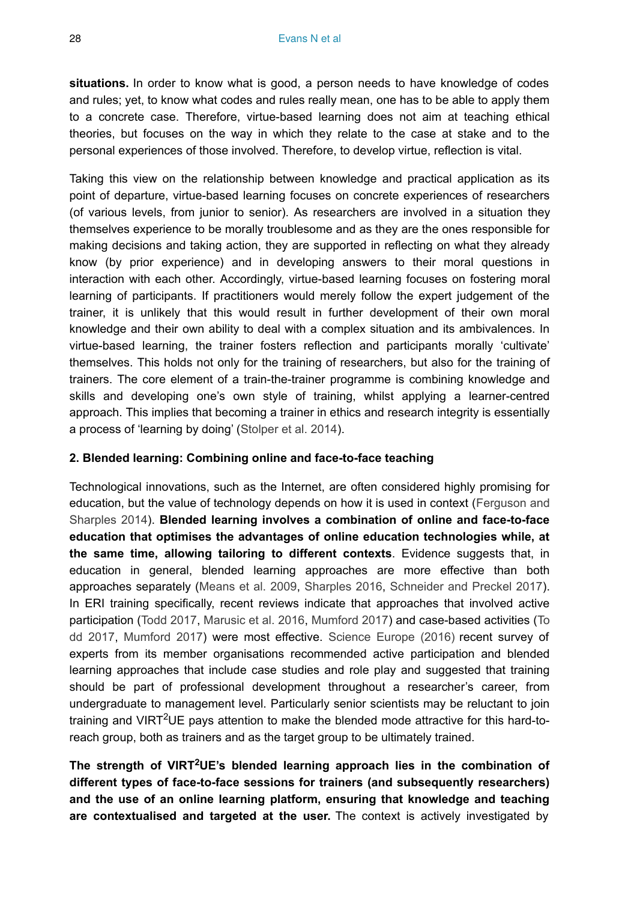**situations.** In order to know what is good, a person needs to have knowledge of codes and rules; yet, to know what codes and rules really mean, one has to be able to apply them to a concrete case. Therefore, virtue-based learning does not aim at teaching ethical theories, but focuses on the way in which they relate to the case at stake and to the personal experiences of those involved. Therefore, to develop virtue, reflection is vital.

Taking this view on the relationship between knowledge and practical application as its point of departure, virtue-based learning focuses on concrete experiences of researchers (of various levels, from junior to senior). As researchers are involved in a situation they themselves experience to be morally troublesome and as they are the ones responsible for making decisions and taking action, they are supported in reflecting on what they already know (by prior experience) and in developing answers to their moral questions in interaction with each other. Accordingly, virtue-based learning focuses on fostering moral learning of participants. If practitioners would merely follow the expert judgement of the trainer, it is unlikely that this would result in further development of their own moral knowledge and their own ability to deal with a complex situation and its ambivalences. In virtue-based learning, the trainer fosters reflection and participants morally 'cultivate' themselves. This holds not only for the training of researchers, but also for the training of trainers. The core element of a train-the-trainer programme is combining knowledge and skills and developing one's own style of training, whilst applying a learner-centred approach. This implies that becoming a trainer in ethics and research integrity is essentially a process of 'learning by doing' (Stolper et al. 2014).

#### 2. Blended learning: Combining online and face-to-face teaching

Technological innovations, such as the Internet, are often considered highly promising for education, but the value of technology depends on how it is used in context (Ferguson and Sharples 2014). **Blended learning involves a combination of online and face-to-face education that optimises the advantages of online education technologies while, at the same time, allowing tailoring to different contexts**. Evidence suggests that, in education in general, blended learning approaches are more effective than both approaches separately (Means et al. 2009, Sharples 2016, Schneider and Preckel 2017). In ERI training specifically, recent reviews indicate that approaches that involved active participation (Todd 2017, Marusic et al. 2016, Mumford 2017) and case-based activities (Todd 2017, Mumford 2017) were most effective. Science Europe (2016) recent survey of experts from its member organisations recommended active participation and blended learning approaches that include case studies and role play and suggested that training should be part of professional development throughout a researcher's career, from undergraduate to management level. Particularly senior scientists may be reluctant to join training and VIRT²UE pays attention to make the blended mode attractive for this hard-to-reach group, both as trainers and as the target group to be ultimately trained.

**The strength of VIRT²UE's blended learning approach lies in the combination of different types of face-to-face sessions for trainers (and subsequently researchers) and the use of an online learning platform, ensuring that knowledge and teaching are contextualised and targeted at the user.** The context is actively investigated by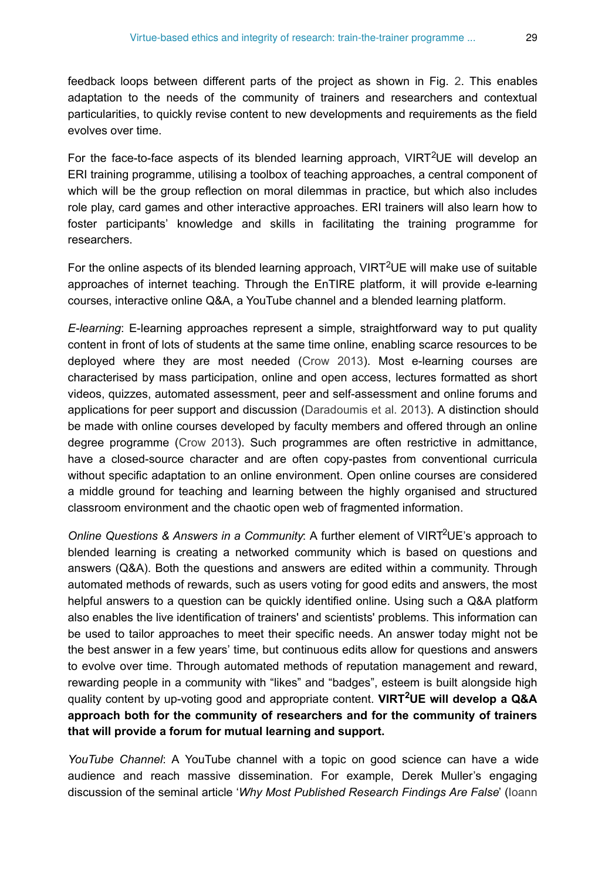feedback loops between different parts of the project as shown in Fig. 2. This enables adaptation to the needs of the community of trainers and researchers and contextual particularities, to quickly revise content to new developments and requirements as the field evolves over time.

For the face-to-face aspects of its blended learning approach, VIRT$^2$UE will develop an ERI training programme, utilising a toolbox of teaching approaches, a central component of which will be the group reflection on moral dilemmas in practice, but which also includes role play, card games and other interactive approaches. ERI trainers will also learn how to foster participants' knowledge and skills in facilitating the training programme for researchers.

For the online aspects of its blended learning approach, VIRT$^2$UE will make use of suitable approaches of internet teaching. Through the EnTIRE platform, it will provide e-learning courses, interactive online Q&A, a YouTube channel and a blended learning platform.

*E-learning*: E-learning approaches represent a simple, straightforward way to put quality content in front of lots of students at the same time online, enabling scarce resources to be deployed where they are most needed (Crow 2013). Most e-learning courses are characterised by mass participation, online and open access, lectures formatted as short videos, quizzes, automated assessment, peer and self-assessment and online forums and applications for peer support and discussion (Daradoumis et al. 2013). A distinction should be made with online courses developed by faculty members and offered through an online degree programme (Crow 2013). Such programmes are often restrictive in admittance, have a closed-source character and are often copy-pastes from conventional curricula without specific adaptation to an online environment. Open online courses are considered a middle ground for teaching and learning between the highly organised and structured classroom environment and the chaotic open web of fragmented information.

*Online Questions & Answers in a Community*: A further element of VIRT$^2$UE's approach to blended learning is creating a networked community which is based on questions and answers (Q&A). Both the questions and answers are edited within a community. Through automated methods of rewards, such as users voting for good edits and answers, the most helpful answers to a question can be quickly identified online. Using such a Q&A platform also enables the live identification of trainers' and scientists' problems. This information can be used to tailor approaches to meet their specific needs. An answer today might not be the best answer in a few years' time, but continuous edits allow for questions and answers to evolve over time. Through automated methods of reputation management and reward, rewarding people in a community with "likes" and "badges", esteem is built alongside high quality content by up-voting good and appropriate content. **VIRT$^2$UE will develop a Q&A approach both for the community of researchers and for the community of trainers that will provide a forum for mutual learning and support.**

*YouTube Channel*: A YouTube channel with a topic on good science can have a wide audience and reach massive dissemination. For example, Derek Muller's engaging discussion of the seminal article '*Why Most Published Research Findings Are False*' (Ioann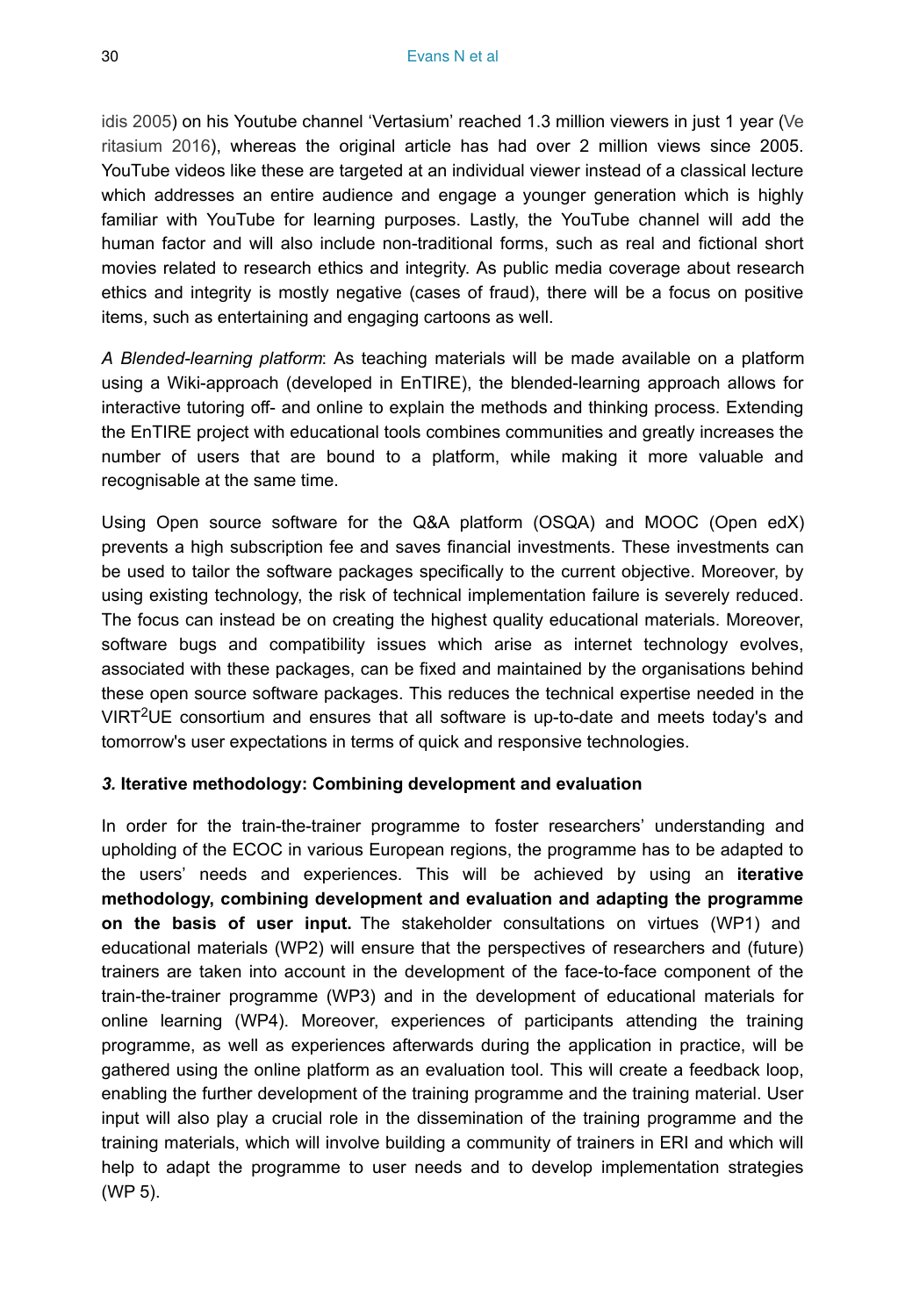idis 2005) on his Youtube channel 'Vertasium' reached 1.3 million viewers in just 1 year (Veritasium 2016), whereas the original article has had over 2 million views since 2005. YouTube videos like these are targeted at an individual viewer instead of a classical lecture which addresses an entire audience and engage a younger generation which is highly familiar with YouTube for learning purposes. Lastly, the YouTube channel will add the human factor and will also include non-traditional forms, such as real and fictional short movies related to research ethics and integrity. As public media coverage about research ethics and integrity is mostly negative (cases of fraud), there will be a focus on positive items, such as entertaining and engaging cartoons as well.

*A Blended-learning platform*: As teaching materials will be made available on a platform using a Wiki-approach (developed in EnTIRE), the blended-learning approach allows for interactive tutoring off- and online to explain the methods and thinking process. Extending the EnTIRE project with educational tools combines communities and greatly increases the number of users that are bound to a platform, while making it more valuable and recognisable at the same time.

Using Open source software for the Q&A platform (OSQA) and MOOC (Open edX) prevents a high subscription fee and saves financial investments. These investments can be used to tailor the software packages specifically to the current objective. Moreover, by using existing technology, the risk of technical implementation failure is severely reduced. The focus can instead be on creating the highest quality educational materials. Moreover, software bugs and compatibility issues which arise as internet technology evolves, associated with these packages, can be fixed and maintained by the organisations behind these open source software packages. This reduces the technical expertise needed in the VIRT$^2$UE consortium and ensures that all software is up-to-date and meets today's and tomorrow's user expectations in terms of quick and responsive technologies.

***3.* Iterative methodology: Combining development and evaluation**

In order for the train-the-trainer programme to foster researchers' understanding and upholding of the ECOC in various European regions, the programme has to be adapted to the users' needs and experiences. This will be achieved by using an **iterative methodology, combining development and evaluation and adapting the programme on the basis of user input.** The stakeholder consultations on virtues (WP1) and educational materials (WP2) will ensure that the perspectives of researchers and (future) trainers are taken into account in the development of the face-to-face component of the train-the-trainer programme (WP3) and in the development of educational materials for online learning (WP4). Moreover, experiences of participants attending the training programme, as well as experiences afterwards during the application in practice, will be gathered using the online platform as an evaluation tool. This will create a feedback loop, enabling the further development of the training programme and the training material. User input will also play a crucial role in the dissemination of the training programme and the training materials, which will involve building a community of trainers in ERI and which will help to adapt the programme to user needs and to develop implementation strategies (WP 5).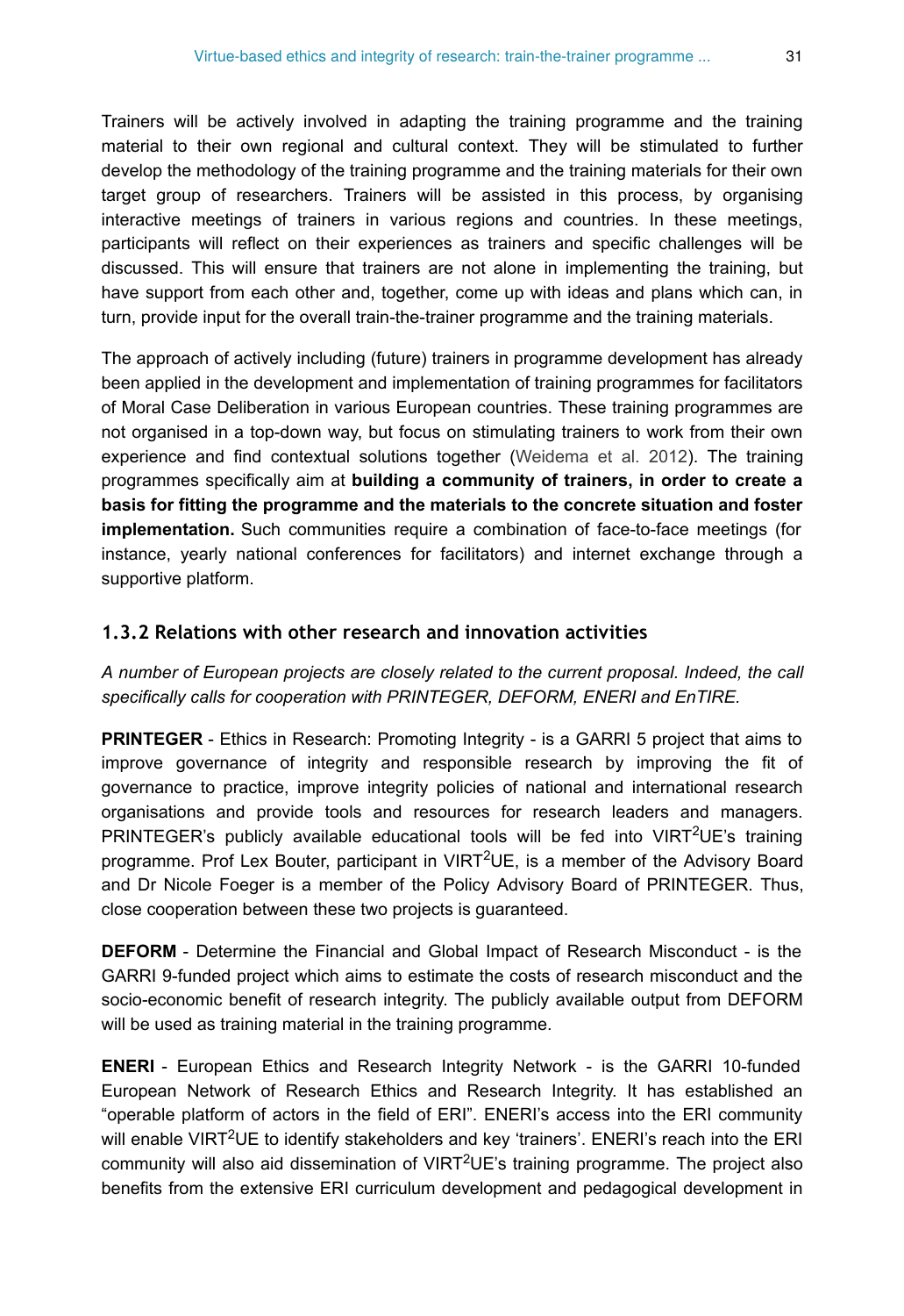Trainers will be actively involved in adapting the training programme and the training material to their own regional and cultural context. They will be stimulated to further develop the methodology of the training programme and the training materials for their own target group of researchers. Trainers will be assisted in this process, by organising interactive meetings of trainers in various regions and countries. In these meetings, participants will reflect on their experiences as trainers and specific challenges will be discussed. This will ensure that trainers are not alone in implementing the training, but have support from each other and, together, come up with ideas and plans which can, in turn, provide input for the overall train-the-trainer programme and the training materials.

The approach of actively including (future) trainers in programme development has already been applied in the development and implementation of training programmes for facilitators of Moral Case Deliberation in various European countries. These training programmes are not organised in a top-down way, but focus on stimulating trainers to work from their own experience and find contextual solutions together (Weidema et al. 2012). The training programmes specifically aim at **building a community of trainers, in order to create a basis for fitting the programme and the materials to the concrete situation and foster implementation.** Such communities require a combination of face-to-face meetings (for instance, yearly national conferences for facilitators) and internet exchange through a supportive platform.

### 1.3.2 Relations with other research and innovation activities

*A number of European projects are closely related to the current proposal. Indeed, the call specifically calls for cooperation with PRINTEGER, DEFORM, ENERI and EnTIRE.*

**PRINTEGER** - Ethics in Research: Promoting Integrity - is a GARRI 5 project that aims to improve governance of integrity and responsible research by improving the fit of governance to practice, improve integrity policies of national and international research organisations and provide tools and resources for research leaders and managers. PRINTEGER's publicly available educational tools will be fed into VIRT$^2$UE's training programme. Prof Lex Bouter, participant in VIRT$^2$UE, is a member of the Advisory Board and Dr Nicole Foeger is a member of the Policy Advisory Board of PRINTEGER. Thus, close cooperation between these two projects is guaranteed.

**DEFORM** - Determine the Financial and Global Impact of Research Misconduct - is the GARRI 9-funded project which aims to estimate the costs of research misconduct and the socio-economic benefit of research integrity. The publicly available output from DEFORM will be used as training material in the training programme.

**ENERI** - European Ethics and Research Integrity Network - is the GARRI 10-funded European Network of Research Ethics and Research Integrity. It has established an "operable platform of actors in the field of ERI". ENERI's access into the ERI community will enable VIRT$^2$UE to identify stakeholders and key 'trainers'. ENERI's reach into the ERI community will also aid dissemination of VIRT$^2$UE's training programme. The project also benefits from the extensive ERI curriculum development and pedagogical development in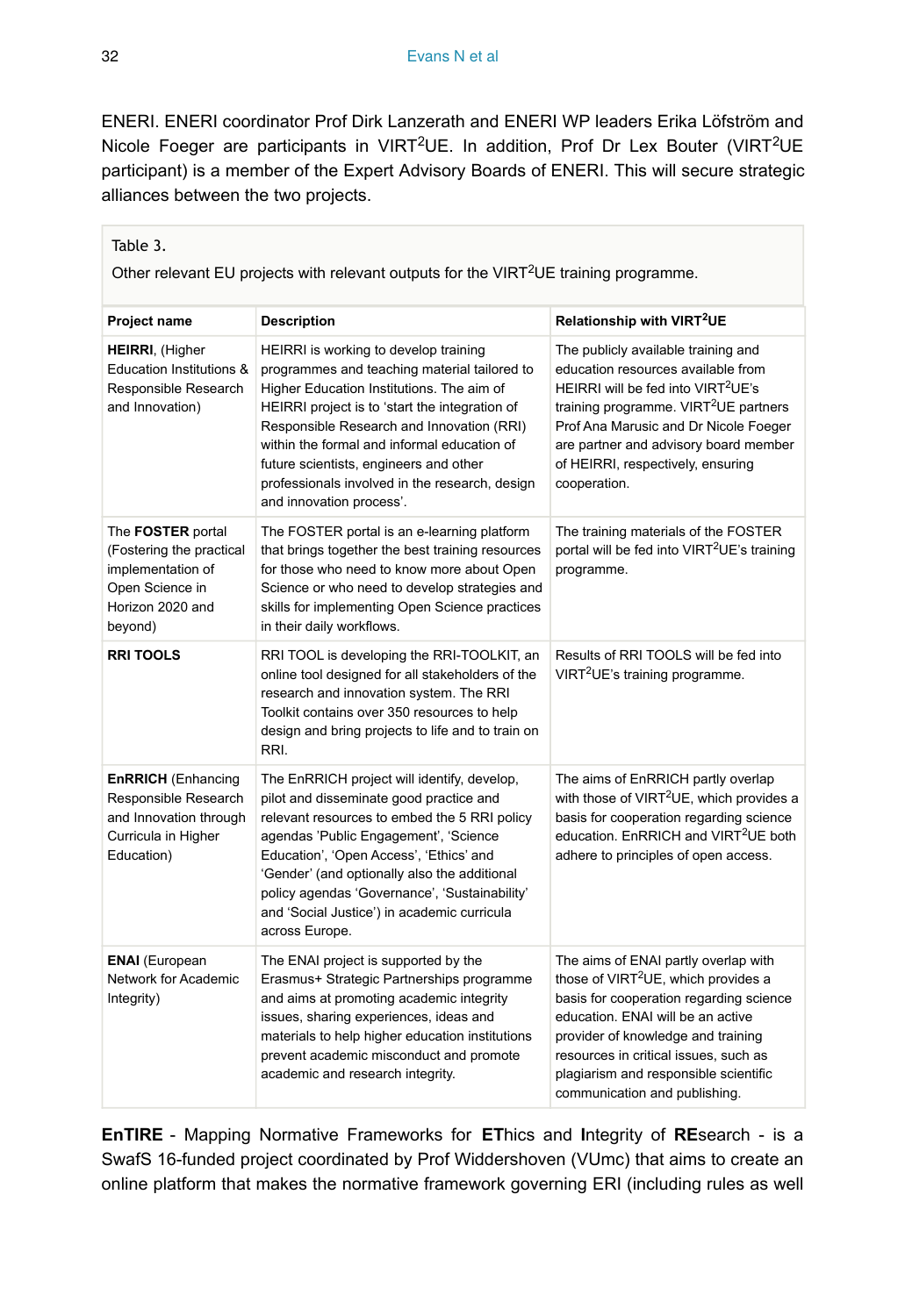ENERI. ENERI coordinator Prof Dirk Lanzerath and ENERI WP leaders Erika Löfström and Nicole Foeger are participants in VIRT$^2$UE. In addition, Prof Dr Lex Bouter (VIRT$^2$UE participant) is a member of the Expert Advisory Boards of ENERI. This will secure strategic alliances between the two projects.

Table 3.

Other relevant EU projects with relevant outputs for the VIRT$^2$UE training programme.

| Project name | Description | Relationship with VIRT$^2$UE |
| --- | --- | --- |
| **HEIRRI**, (Higher Education Institutions & Responsible Research and Innovation) | HEIRRI is working to develop training programmes and teaching material tailored to Higher Education Institutions. The aim of HEIRRI project is to 'start the integration of Responsible Research and Innovation (RRI) within the formal and informal education of future scientists, engineers and other professionals involved in the research, design and innovation process'. | The publicly available training and education resources available from HEIRRI will be fed into VIRT$^2$UE's training programme. VIRT$^2$UE partners Prof Ana Marusic and Dr Nicole Foeger are partner and advisory board member of HEIRRI, respectively, ensuring cooperation. |
| The **FOSTER** portal (Fostering the practical implementation of Open Science in Horizon 2020 and beyond) | The FOSTER portal is an e-learning platform that brings together the best training resources for those who need to know more about Open Science or who need to develop strategies and skills for implementing Open Science practices in their daily workflows. | The training materials of the FOSTER portal will be fed into VIRT$^2$UE's training programme. |
| **RRI TOOLS** | RRI TOOL is developing the RRI-TOOLKIT, an online tool designed for all stakeholders of the research and innovation system. The RRI Toolkit contains over 350 resources to help design and bring projects to life and to train on RRI. | Results of RRI TOOLS will be fed into VIRT$^2$UE's training programme. |
| **EnRRICH** (Enhancing Responsible Research and Innovation through Curricula in Higher Education) | The EnRRICH project will identify, develop, pilot and disseminate good practice and relevant resources to embed the 5 RRI policy agendas 'Public Engagement', 'Science Education', 'Open Access', 'Ethics' and 'Gender' (and optionally also the additional policy agendas 'Governance', 'Sustainability' and 'Social Justice') in academic curricula across Europe. | The aims of EnRRICH partly overlap with those of VIRT$^2$UE, which provides a basis for cooperation regarding science education. EnRRICH and VIRT$^2$UE both adhere to principles of open access. |
| **ENAI** (European Network for Academic Integrity) | The ENAI project is supported by the Erasmus+ Strategic Partnerships programme and aims at promoting academic integrity issues, sharing experiences, ideas and materials to help higher education institutions prevent academic misconduct and promote academic and research integrity. | The aims of ENAI partly overlap with those of VIRT$^2$UE, which provides a basis for cooperation regarding science education. ENAI will be an active provider of knowledge and training resources in critical issues, such as plagiarism and responsible scientific communication and publishing. |

**EnTIRE** - Mapping Normative Frameworks for **ET**hics and **I**ntegrity of **RE**search - is a SwafS 16-funded project coordinated by Prof Widdershoven (VUmc) that aims to create an online platform that makes the normative framework governing ERI (including rules as well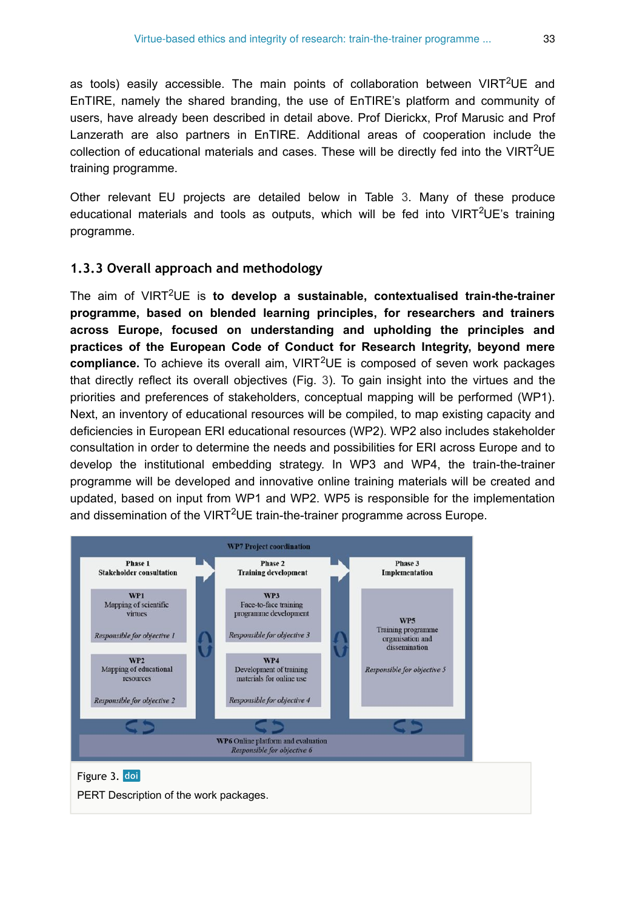as tools) easily accessible. The main points of collaboration between VIRT$^2$UE and EnTIRE, namely the shared branding, the use of EnTIRE's platform and community of users, have already been described in detail above. Prof Dierickx, Prof Marusic and Prof Lanzerath are also partners in EnTIRE. Additional areas of cooperation include the collection of educational materials and cases. These will be directly fed into the VIRT$^2$UE training programme.

Other relevant EU projects are detailed below in Table 3. Many of these produce educational materials and tools as outputs, which will be fed into VIRT$^2$UE's training programme.

### 1.3.3 Overall approach and methodology

The aim of VIRT$^2$UE is **to develop a sustainable, contextualised train-the-trainer programme, based on blended learning principles, for researchers and trainers across Europe, focused on understanding and upholding the principles and practices of the European Code of Conduct for Research Integrity, beyond mere compliance.** To achieve its overall aim, VIRT$^2$UE is composed of seven work packages that directly reflect its overall objectives (Fig. 3). To gain insight into the virtues and the priorities and preferences of stakeholders, conceptual mapping will be performed (WP1). Next, an inventory of educational resources will be compiled, to map existing capacity and deficiencies in European ERI educational resources (WP2). WP2 also includes stakeholder consultation in order to determine the needs and possibilities for ERI across Europe and to develop the institutional embedding strategy. In WP3 and WP4, the train-the-trainer programme will be developed and innovative online training materials will be created and updated, based on input from WP1 and WP2. WP5 is responsible for the implementation and dissemination of the VIRT$^2$UE train-the-trainer programme across Europe.

WP7 Project coordination

Phase 1 Stakeholder consultation
- WP1 Mapping of scientific virtues — *Responsible for objective 1*
- WP2 Mapping of educational resources — *Responsible for objective 2*

Phase 2 Training development
- WP3 Face-to-face training programme development — *Responsible for objective 3*
- WP4 Development of training materials for online use — *Responsible for objective 4*

Phase 3 Implementation
- WP5 Training programme organisation and dissemination — *Responsible for objective 5*

WP6 Online platform and evaluation — *Responsible for objective 6*

Figure 3. doi

PERT Description of the work packages.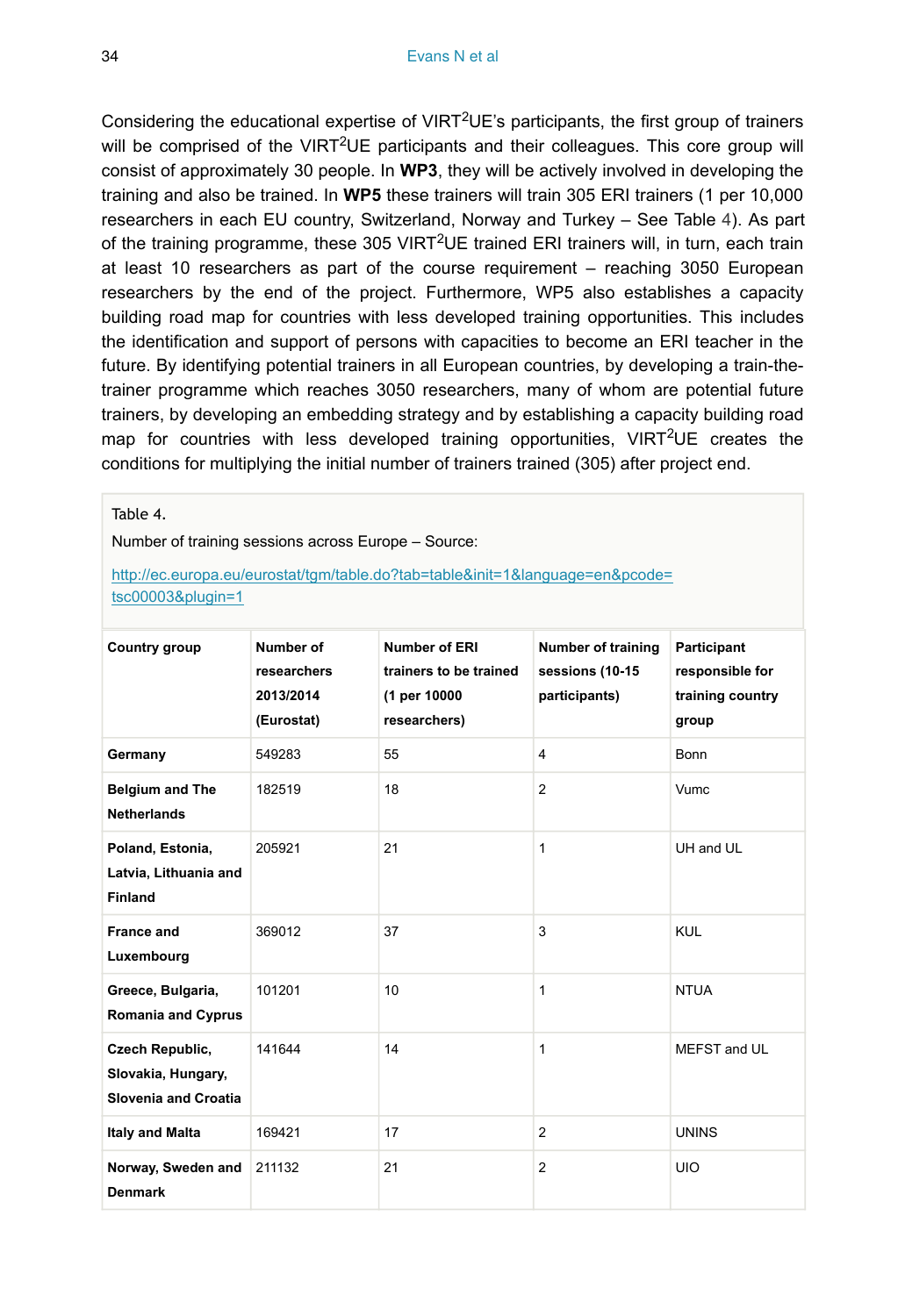Considering the educational expertise of VIRT$^2$UE's participants, the first group of trainers will be comprised of the VIRT$^2$UE participants and their colleagues. This core group will consist of approximately 30 people. In **WP3**, they will be actively involved in developing the training and also be trained. In **WP5** these trainers will train 305 ERI trainers (1 per 10,000 researchers in each EU country, Switzerland, Norway and Turkey – See Table 4). As part of the training programme, these 305 VIRT$^2$UE trained ERI trainers will, in turn, each train at least 10 researchers as part of the course requirement – reaching 3050 European researchers by the end of the project. Furthermore, WP5 also establishes a capacity building road map for countries with less developed training opportunities. This includes the identification and support of persons with capacities to become an ERI teacher in the future. By identifying potential trainers in all European countries, by developing a train-the-trainer programme which reaches 3050 researchers, many of whom are potential future trainers, by developing an embedding strategy and by establishing a capacity building road map for countries with less developed training opportunities, VIRT$^2$UE creates the conditions for multiplying the initial number of trainers trained (305) after project end.

Table 4.

Number of training sessions across Europe – Source: [http://ec.europa.eu/eurostat/tgm/table.do?tab=table&init=1&language=en&pcode=tsc00003&plugin=1](http://ec.europa.eu/eurostat/tgm/table.do?tab=table&init=1&language=en&pcode=tsc00003&plugin=1)

| Country group | Number of researchers 2013/2014 (Eurostat) | Number of ERI trainers to be trained (1 per 10000 researchers) | Number of training sessions (10-15 participants) | Participant responsible for training country group |
|---|---|---|---|---|
| **Germany** | 549283 | 55 | 4 | Bonn |
| **Belgium and The Netherlands** | 182519 | 18 | 2 | Vumc |
| **Poland, Estonia, Latvia, Lithuania and Finland** | 205921 | 21 | 1 | UH and UL |
| **France and Luxembourg** | 369012 | 37 | 3 | KUL |
| **Greece, Bulgaria, Romania and Cyprus** | 101201 | 10 | 1 | NTUA |
| **Czech Republic, Slovakia, Hungary, Slovenia and Croatia** | 141644 | 14 | 1 | MEFST and UL |
| **Italy and Malta** | 169421 | 17 | 2 | UNINS |
| **Norway, Sweden and Denmark** | 211132 | 21 | 2 | UIO |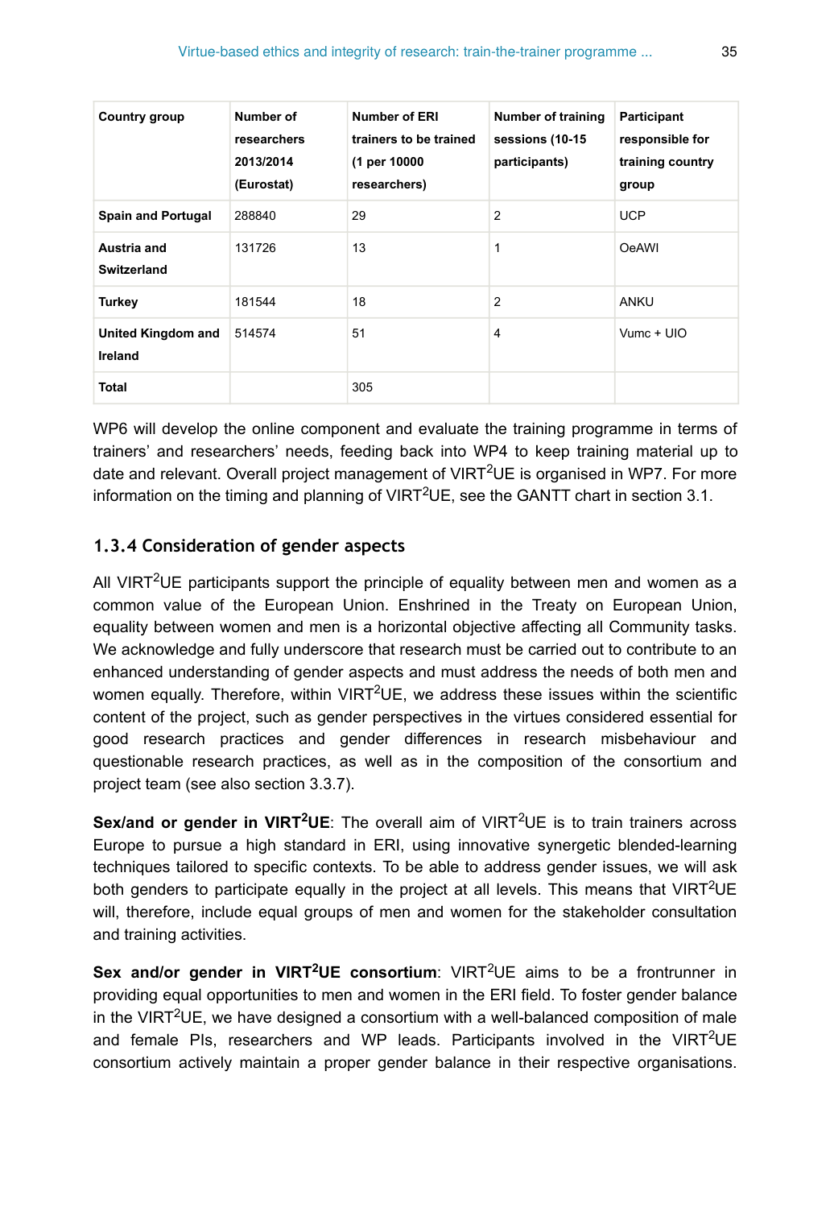| Country group | Number of researchers 2013/2014 (Eurostat) | Number of ERI trainers to be trained (1 per 10000 researchers) | Number of training sessions (10-15 participants) | Participant responsible for training country group |
|---|---|---|---|---|
| **Spain and Portugal** | 288840 | 29 | 2 | UCP |
| **Austria and Switzerland** | 131726 | 13 | 1 | OeAWI |
| **Turkey** | 181544 | 18 | 2 | ANKU |
| **United Kingdom and Ireland** | 514574 | 51 | 4 | Vumc + UIO |
| **Total** | | 305 | | |

WP6 will develop the online component and evaluate the training programme in terms of trainers' and researchers' needs, feeding back into WP4 to keep training material up to date and relevant. Overall project management of VIRT$^2$UE is organised in WP7. For more information on the timing and planning of VIRT$^2$UE, see the GANTT chart in section 3.1.

### 1.3.4 Consideration of gender aspects

All VIRT$^2$UE participants support the principle of equality between men and women as a common value of the European Union. Enshrined in the Treaty on European Union, equality between women and men is a horizontal objective affecting all Community tasks. We acknowledge and fully underscore that research must be carried out to contribute to an enhanced understanding of gender aspects and must address the needs of both men and women equally. Therefore, within VIRT$^2$UE, we address these issues within the scientific content of the project, such as gender perspectives in the virtues considered essential for good research practices and gender differences in research misbehaviour and questionable research practices, as well as in the composition of the consortium and project team (see also section 3.3.7).

**Sex/and or gender in VIRT$^2$UE**: The overall aim of VIRT$^2$UE is to train trainers across Europe to pursue a high standard in ERI, using innovative synergetic blended-learning techniques tailored to specific contexts. To be able to address gender issues, we will ask both genders to participate equally in the project at all levels. This means that VIRT$^2$UE will, therefore, include equal groups of men and women for the stakeholder consultation and training activities.

**Sex and/or gender in VIRT$^2$UE consortium**: VIRT$^2$UE aims to be a frontrunner in providing equal opportunities to men and women in the ERI field. To foster gender balance in the VIRT$^2$UE, we have designed a consortium with a well-balanced composition of male and female PIs, researchers and WP leads. Participants involved in the VIRT$^2$UE consortium actively maintain a proper gender balance in their respective organisations.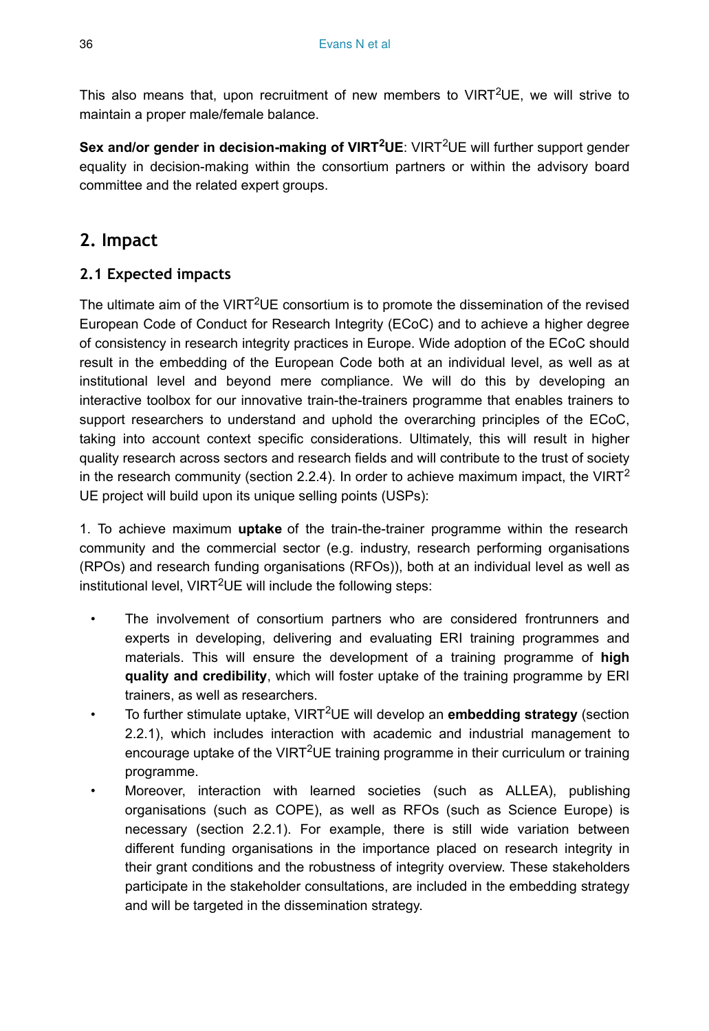This also means that, upon recruitment of new members to VIRT$^2$UE, we will strive to maintain a proper male/female balance.

**Sex and/or gender in decision-making of VIRT$^2$UE**: VIRT$^2$UE will further support gender equality in decision-making within the consortium partners or within the advisory board committee and the related expert groups.

## 2. Impact

### 2.1 Expected impacts

The ultimate aim of the VIRT$^2$UE consortium is to promote the dissemination of the revised European Code of Conduct for Research Integrity (ECoC) and to achieve a higher degree of consistency in research integrity practices in Europe. Wide adoption of the ECoC should result in the embedding of the European Code both at an individual level, as well as at institutional level and beyond mere compliance. We will do this by developing an interactive toolbox for our innovative train-the-trainers programme that enables trainers to support researchers to understand and uphold the overarching principles of the ECoC, taking into account context specific considerations. Ultimately, this will result in higher quality research across sectors and research fields and will contribute to the trust of society in the research community (section 2.2.4). In order to achieve maximum impact, the VIRT$^2$ UE project will build upon its unique selling points (USPs):

1. To achieve maximum **uptake** of the train-the-trainer programme within the research community and the commercial sector (e.g. industry, research performing organisations (RPOs) and research funding organisations (RFOs)), both at an individual level as well as institutional level, VIRT$^2$UE will include the following steps:

- The involvement of consortium partners who are considered frontrunners and experts in developing, delivering and evaluating ERI training programmes and materials. This will ensure the development of a training programme of **high quality and credibility**, which will foster uptake of the training programme by ERI trainers, as well as researchers.
- To further stimulate uptake, VIRT$^2$UE will develop an **embedding strategy** (section 2.2.1), which includes interaction with academic and industrial management to encourage uptake of the VIRT$^2$UE training programme in their curriculum or training programme.
- Moreover, interaction with learned societies (such as ALLEA), publishing organisations (such as COPE), as well as RFOs (such as Science Europe) is necessary (section 2.2.1). For example, there is still wide variation between different funding organisations in the importance placed on research integrity in their grant conditions and the robustness of integrity overview. These stakeholders participate in the stakeholder consultations, are included in the embedding strategy and will be targeted in the dissemination strategy.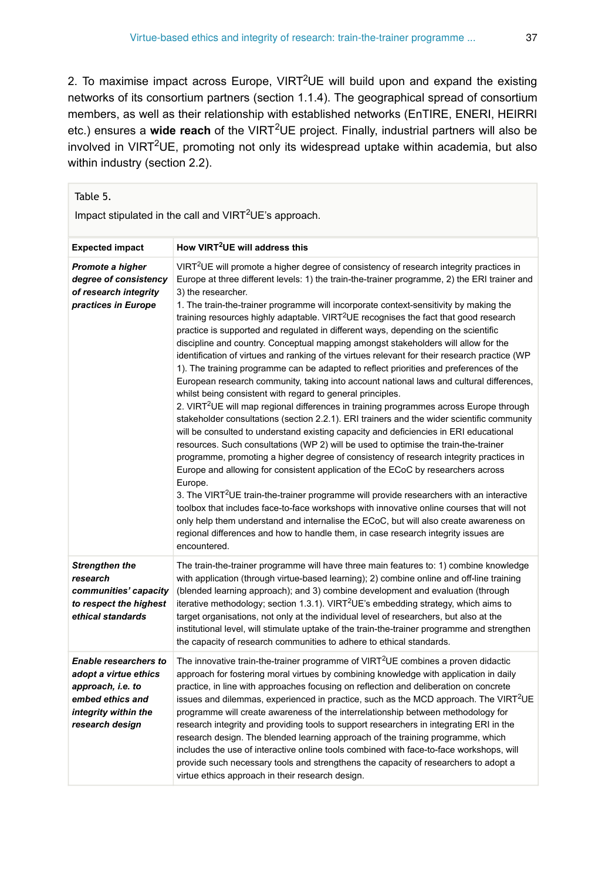2. To maximise impact across Europe, VIRT$^2$UE will build upon and expand the existing networks of its consortium partners (section 1.1.4). The geographical spread of consortium members, as well as their relationship with established networks (EnTIRE, ENERI, HEIRRI etc.) ensures a **wide reach** of the VIRT$^2$UE project. Finally, industrial partners will also be involved in VIRT$^2$UE, promoting not only its widespread uptake within academia, but also within industry (section 2.2).

Table 5.

Impact stipulated in the call and VIRT$^2$UE's approach.

| Expected impact | How VIRT$^2$UE will address this |
|---|---|
| ***Promote a higher degree of consistency of research integrity practices in Europe*** | VIRT$^2$UE will promote a higher degree of consistency of research integrity practices in Europe at three different levels: 1) the train-the-trainer programme, 2) the ERI trainer and 3) the researcher.<br>1. The train-the-trainer programme will incorporate context-sensitivity by making the training resources highly adaptable. VIRT$^2$UE recognises the fact that good research practice is supported and regulated in different ways, depending on the scientific discipline and country. Conceptual mapping amongst stakeholders will allow for the identification of virtues and ranking of the virtues relevant for their research practice (WP 1). The training programme can be adapted to reflect priorities and preferences of the European research community, taking into account national laws and cultural differences, whilst being consistent with regard to general principles.<br>2. VIRT$^2$UE will map regional differences in training programmes across Europe through stakeholder consultations (section 2.2.1). ERI trainers and the wider scientific community will be consulted to understand existing capacity and deficiencies in ERI educational resources. Such consultations (WP 2) will be used to optimise the train-the-trainer programme, promoting a higher degree of consistency of research integrity practices in Europe and allowing for consistent application of the ECoC by researchers across Europe.<br>3. The VIRT$^2$UE train-the-trainer programme will provide researchers with an interactive toolbox that includes face-to-face workshops with innovative online courses that will not only help them understand and internalise the ECoC, but will also create awareness on regional differences and how to handle them, in case research integrity issues are encountered. |
| ***Strengthen the research communities' capacity to respect the highest ethical standards*** | The train-the-trainer programme will have three main features to: 1) combine knowledge with application (through virtue-based learning); 2) combine online and off-line training (blended learning approach); and 3) combine development and evaluation (through iterative methodology; section 1.3.1). VIRT$^2$UE's embedding strategy, which aims to target organisations, not only at the individual level of researchers, but also at the institutional level, will stimulate uptake of the train-the-trainer programme and strengthen the capacity of research communities to adhere to ethical standards. |
| ***Enable researchers to adopt a virtue ethics approach, i.e. to embed ethics and integrity within the research design*** | The innovative train-the-trainer programme of VIRT$^2$UE combines a proven didactic approach for fostering moral virtues by combining knowledge with application in daily practice, in line with approaches focusing on reflection and deliberation on concrete issues and dilemmas, experienced in practice, such as the MCD approach. The VIRT$^2$UE programme will create awareness of the interrelationship between methodology for research integrity and providing tools to support researchers in integrating ERI in the research design. The blended learning approach of the training programme, which includes the use of interactive online tools combined with face-to-face workshops, will provide such necessary tools and strengthens the capacity of researchers to adopt a virtue ethics approach in their research design. |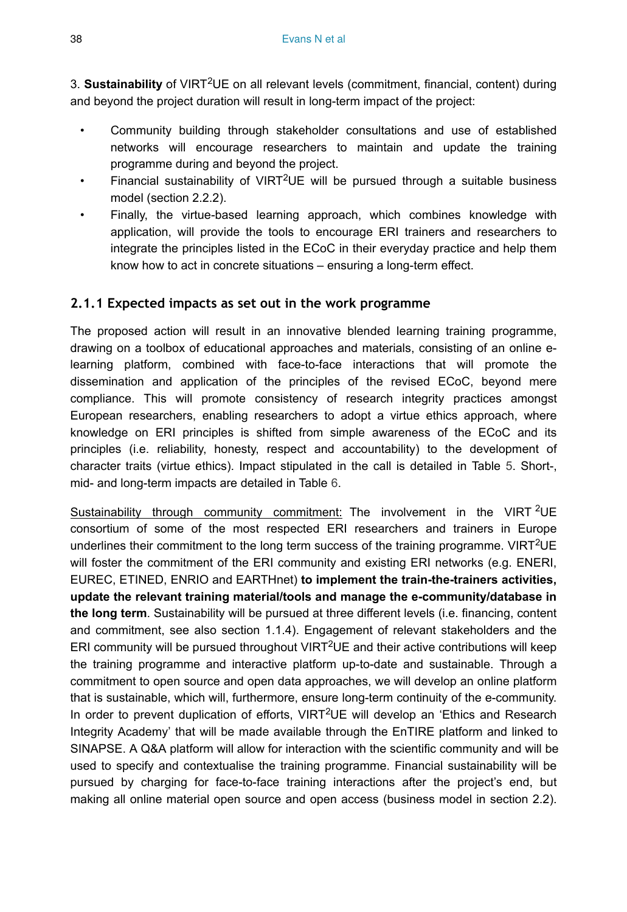3. **Sustainability** of VIRT$^2$UE on all relevant levels (commitment, financial, content) during and beyond the project duration will result in long-term impact of the project:

- Community building through stakeholder consultations and use of established networks will encourage researchers to maintain and update the training programme during and beyond the project.
- Financial sustainability of VIRT$^2$UE will be pursued through a suitable business model (section 2.2.2).
- Finally, the virtue-based learning approach, which combines knowledge with application, will provide the tools to encourage ERI trainers and researchers to integrate the principles listed in the ECoC in their everyday practice and help them know how to act in concrete situations – ensuring a long-term effect.

### 2.1.1 Expected impacts as set out in the work programme

The proposed action will result in an innovative blended learning training programme, drawing on a toolbox of educational approaches and materials, consisting of an online e-learning platform, combined with face-to-face interactions that will promote the dissemination and application of the principles of the revised ECoC, beyond mere compliance. This will promote consistency of research integrity practices amongst European researchers, enabling researchers to adopt a virtue ethics approach, where knowledge on ERI principles is shifted from simple awareness of the ECoC and its principles (i.e. reliability, honesty, respect and accountability) to the development of character traits (virtue ethics). Impact stipulated in the call is detailed in Table 5. Short-, mid- and long-term impacts are detailed in Table 6.

Sustainability through community commitment: The involvement in the VIRT$^2$UE consortium of some of the most respected ERI researchers and trainers in Europe underlines their commitment to the long term success of the training programme. VIRT$^2$UE will foster the commitment of the ERI community and existing ERI networks (e.g. ENERI, EUREC, ETINED, ENRIO and EARTHnet) **to implement the train-the-trainers activities, update the relevant training material/tools and manage the e-community/database in the long term**. Sustainability will be pursued at three different levels (i.e. financing, content and commitment, see also section 1.1.4). Engagement of relevant stakeholders and the ERI community will be pursued throughout VIRT$^2$UE and their active contributions will keep the training programme and interactive platform up-to-date and sustainable. Through a commitment to open source and open data approaches, we will develop an online platform that is sustainable, which will, furthermore, ensure long-term continuity of the e-community. In order to prevent duplication of efforts, VIRT$^2$UE will develop an 'Ethics and Research Integrity Academy' that will be made available through the EnTIRE platform and linked to SINAPSE. A Q&A platform will allow for interaction with the scientific community and will be used to specify and contextualise the training programme. Financial sustainability will be pursued by charging for face-to-face training interactions after the project's end, but making all online material open source and open access (business model in section 2.2).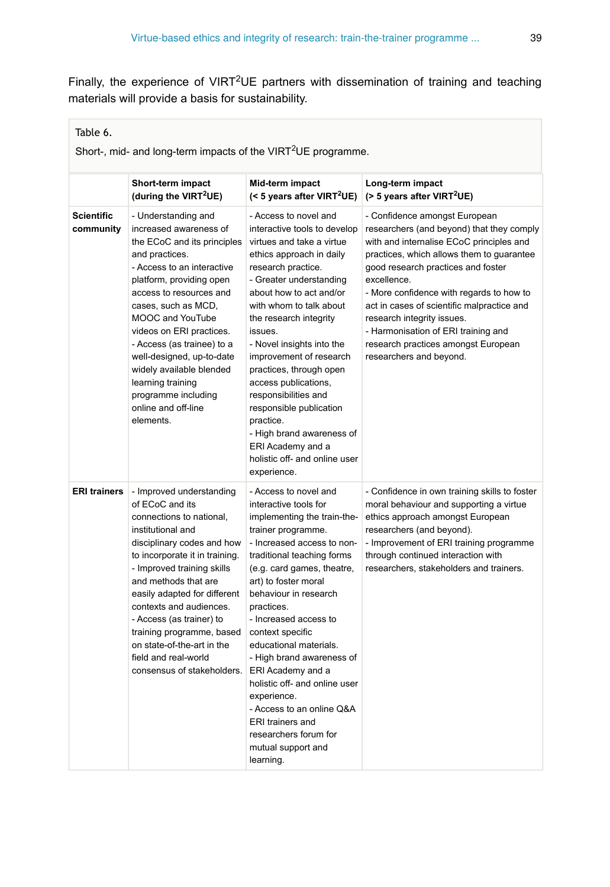Finally, the experience of VIRT$^2$UE partners with dissemination of training and teaching materials will provide a basis for sustainability.

Table 6.

Short-, mid- and long-term impacts of the VIRT$^2$UE programme.

| | **Short-term impact (during the VIRT$^2$UE)** | **Mid-term impact (< 5 years after VIRT$^2$UE)** | **Long-term impact (> 5 years after VIRT$^2$UE)** |
|---|---|---|---|
| **Scientific community** | - Understanding and increased awareness of the ECoC and its principles and practices.<br>- Access to an interactive platform, providing open access to resources and cases, such as MCD, MOOC and YouTube videos on ERI practices.<br>- Access (as trainee) to a well-designed, up-to-date widely available blended learning training programme including online and off-line elements. | - Access to novel and interactive tools to develop virtues and take a virtue ethics approach in daily research practice.<br>- Greater understanding about how to act and/or with whom to talk about the research integrity issues.<br>- Novel insights into the improvement of research practices, through open access publications, responsibilities and responsible publication practice.<br>- High brand awareness of ERI Academy and a holistic off- and online user experience. | - Confidence amongst European researchers (and beyond) that they comply with and internalise ECoC principles and practices, which allows them to guarantee good research practices and foster excellence.<br>- More confidence with regards to how to act in cases of scientific malpractice and research integrity issues.<br>- Harmonisation of ERI training and research practices amongst European researchers and beyond. |
| **ERI trainers** | - Improved understanding of ECoC and its connections to national, institutional and disciplinary codes and how to incorporate it in training.<br>- Improved training skills and methods that are easily adapted for different contexts and audiences.<br>- Access (as trainer) to training programme, based on state-of-the-art in the field and real-world consensus of stakeholders. | - Access to novel and interactive tools for implementing the train-the-trainer programme.<br>- Increased access to non-traditional teaching forms (e.g. card games, theatre, art) to foster moral behaviour in research practices.<br>- Increased access to context specific educational materials.<br>- High brand awareness of ERI Academy and a holistic off- and online user experience.<br>- Access to an online Q&A ERI trainers and researchers forum for mutual support and learning. | - Confidence in own training skills to foster moral behaviour and supporting a virtue ethics approach amongst European researchers (and beyond).<br>- Improvement of ERI training programme through continued interaction with researchers, stakeholders and trainers. |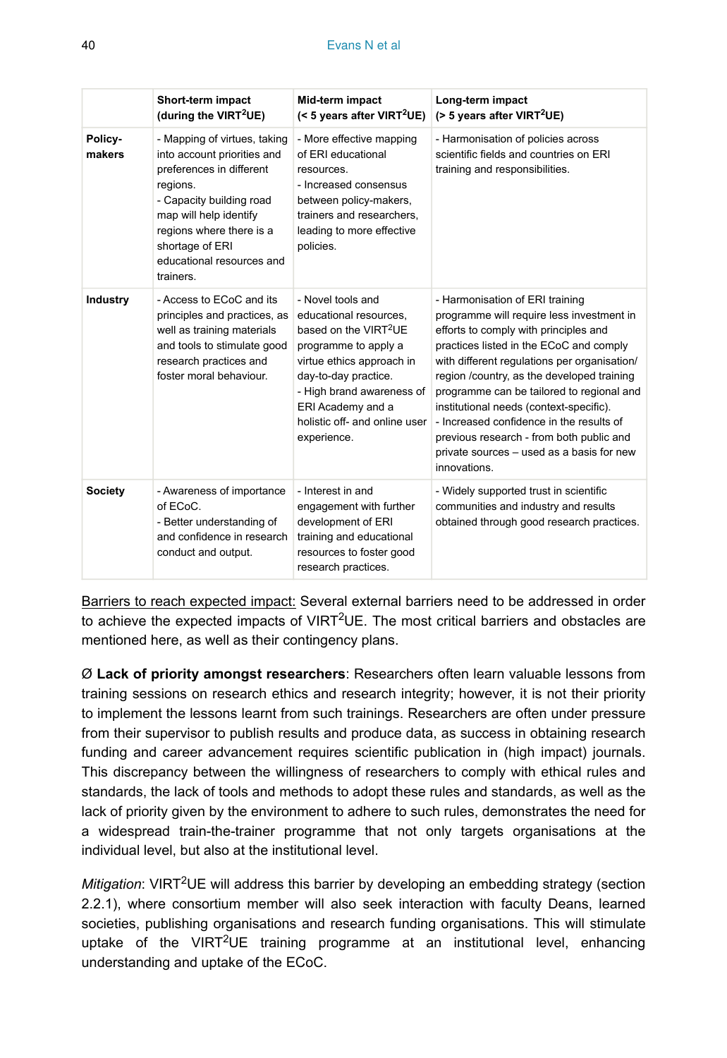| | Short-term impact (during the VIRT$^2$UE) | Mid-term impact (< 5 years after VIRT$^2$UE) | Long-term impact (> 5 years after VIRT$^2$UE) |
|---|---|---|---|
| **Policy-makers** | - Mapping of virtues, taking into account priorities and preferences in different regions.<br>- Capacity building road map will help identify regions where there is a shortage of ERI educational resources and trainers. | - More effective mapping of ERI educational resources.<br>- Increased consensus between policy-makers, trainers and researchers, leading to more effective policies. | - Harmonisation of policies across scientific fields and countries on ERI training and responsibilities. |
| **Industry** | - Access to ECoC and its principles and practices, as well as training materials and tools to stimulate good research practices and foster moral behaviour. | - Novel tools and educational resources, based on the VIRT$^2$UE programme to apply a virtue ethics approach in day-to-day practice.<br>- High brand awareness of ERI Academy and a holistic off- and online user experience. | - Harmonisation of ERI training programme will require less investment in efforts to comply with principles and practices listed in the ECoC and comply with different regulations per organisation/ region /country, as the developed training programme can be tailored to regional and institutional needs (context-specific).<br>- Increased confidence in the results of previous research - from both public and private sources – used as a basis for new innovations. |
| **Society** | - Awareness of importance of ECoC.<br>- Better understanding of and confidence in research conduct and output. | - Interest in and engagement with further development of ERI training and educational resources to foster good research practices. | - Widely supported trust in scientific communities and industry and results obtained through good research practices. |

<u>Barriers to reach expected impact:</u> Several external barriers need to be addressed in order to achieve the expected impacts of VIRT$^2$UE. The most critical barriers and obstacles are mentioned here, as well as their contingency plans.

Ø **Lack of priority amongst researchers**: Researchers often learn valuable lessons from training sessions on research ethics and research integrity; however, it is not their priority to implement the lessons learnt from such trainings. Researchers are often under pressure from their supervisor to publish results and produce data, as success in obtaining research funding and career advancement requires scientific publication in (high impact) journals. This discrepancy between the willingness of researchers to comply with ethical rules and standards, the lack of tools and methods to adopt these rules and standards, as well as the lack of priority given by the environment to adhere to such rules, demonstrates the need for a widespread train-the-trainer programme that not only targets organisations at the individual level, but also at the institutional level.

*Mitigation*: VIRT$^2$UE will address this barrier by developing an embedding strategy (section 2.2.1), where consortium member will also seek interaction with faculty Deans, learned societies, publishing organisations and research funding organisations. This will stimulate uptake of the VIRT$^2$UE training programme at an institutional level, enhancing understanding and uptake of the ECoC.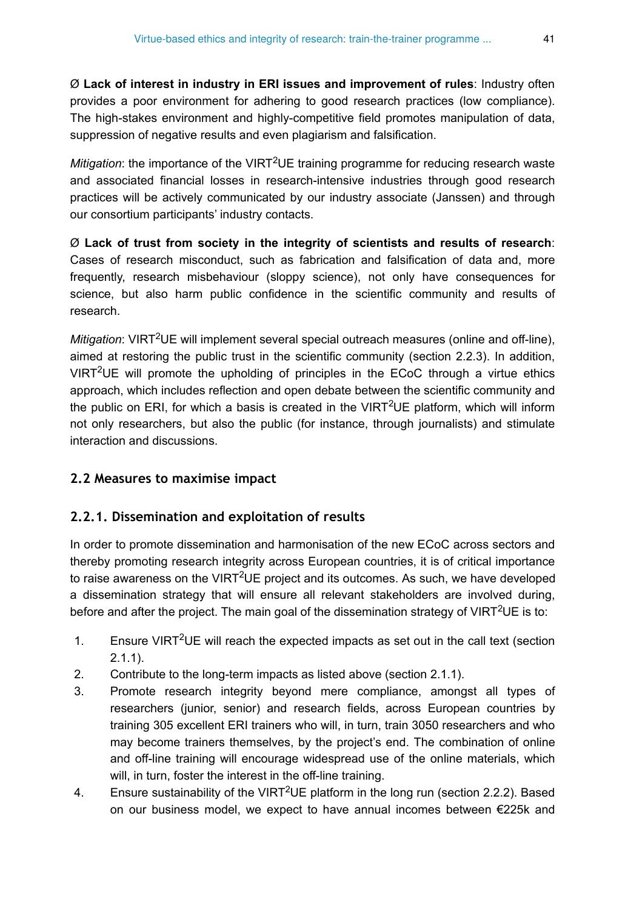Ø **Lack of interest in industry in ERI issues and improvement of rules**: Industry often provides a poor environment for adhering to good research practices (low compliance). The high-stakes environment and highly-competitive field promotes manipulation of data, suppression of negative results and even plagiarism and falsification.

*Mitigation*: the importance of the VIRT$^2$UE training programme for reducing research waste and associated financial losses in research-intensive industries through good research practices will be actively communicated by our industry associate (Janssen) and through our consortium participants' industry contacts.

Ø **Lack of trust from society in the integrity of scientists and results of research**: Cases of research misconduct, such as fabrication and falsification of data and, more frequently, research misbehaviour (sloppy science), not only have consequences for science, but also harm public confidence in the scientific community and results of research.

*Mitigation*: VIRT$^2$UE will implement several special outreach measures (online and off-line), aimed at restoring the public trust in the scientific community (section 2.2.3). In addition, VIRT$^2$UE will promote the upholding of principles in the ECoC through a virtue ethics approach, which includes reflection and open debate between the scientific community and the public on ERI, for which a basis is created in the VIRT$^2$UE platform, which will inform not only researchers, but also the public (for instance, through journalists) and stimulate interaction and discussions.

## 2.2 Measures to maximise impact

### 2.2.1. Dissemination and exploitation of results

In order to promote dissemination and harmonisation of the new ECoC across sectors and thereby promoting research integrity across European countries, it is of critical importance to raise awareness on the VIRT$^2$UE project and its outcomes. As such, we have developed a dissemination strategy that will ensure all relevant stakeholders are involved during, before and after the project. The main goal of the dissemination strategy of VIRT$^2$UE is to:

1. Ensure VIRT$^2$UE will reach the expected impacts as set out in the call text (section 2.1.1).
2. Contribute to the long-term impacts as listed above (section 2.1.1).
3. Promote research integrity beyond mere compliance, amongst all types of researchers (junior, senior) and research fields, across European countries by training 305 excellent ERI trainers who will, in turn, train 3050 researchers and who may become trainers themselves, by the project's end. The combination of online and off-line training will encourage widespread use of the online materials, which will, in turn, foster the interest in the off-line training.
4. Ensure sustainability of the VIRT$^2$UE platform in the long run (section 2.2.2). Based on our business model, we expect to have annual incomes between €225k and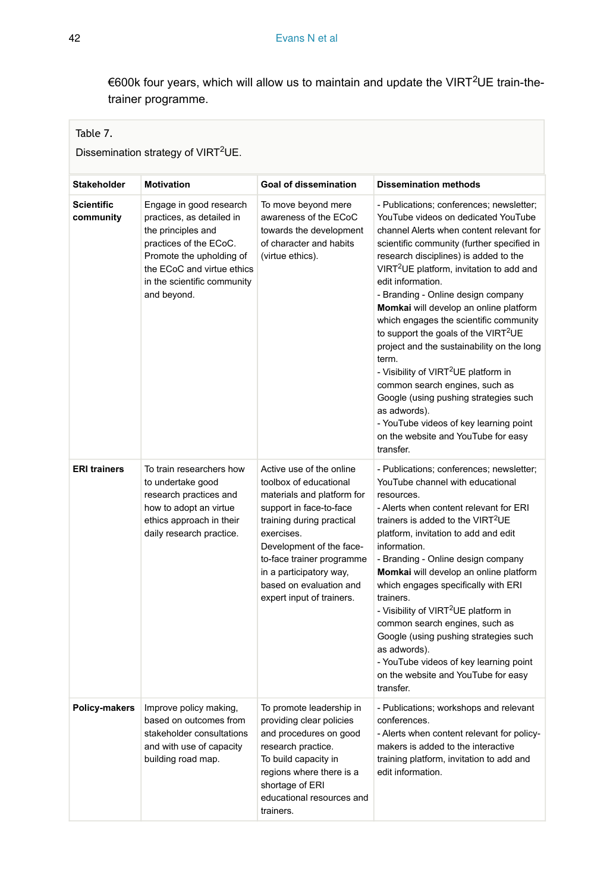€600k four years, which will allow us to maintain and update the VIRT$^2$UE train-the-trainer programme.

Table 7.

Dissemination strategy of VIRT$^2$UE.

| Stakeholder | Motivation | Goal of dissemination | Dissemination methods |
|---|---|---|---|
| **Scientific community** | Engage in good research practices, as detailed in the principles and practices of the ECoC. Promote the upholding of the ECoC and virtue ethics in the scientific community and beyond. | To move beyond mere awareness of the ECoC towards the development of character and habits (virtue ethics). | - Publications; conferences; newsletter; YouTube videos on dedicated YouTube channel Alerts when content relevant for scientific community (further specified in research disciplines) is added to the VIRT$^2$UE platform, invitation to add and edit information.<br>- Branding - Online design company **Momkai** will develop an online platform which engages the scientific community to support the goals of the VIRT$^2$UE project and the sustainability on the long term.<br>- Visibility of VIRT$^2$UE platform in common search engines, such as Google (using pushing strategies such as adwords).<br>- YouTube videos of key learning point on the website and YouTube for easy transfer. |
| **ERI trainers** | To train researchers how to undertake good research practices and how to adopt an virtue ethics approach in their daily research practice. | Active use of the online toolbox of educational materials and platform for support in face-to-face training during practical exercises.<br>Development of the face-to-face trainer programme in a participatory way, based on evaluation and expert input of trainers. | - Publications; conferences; newsletter; YouTube channel with educational resources.<br>- Alerts when content relevant for ERI trainers is added to the VIRT$^2$UE platform, invitation to add and edit information.<br>- Branding - Online design company **Momkai** will develop an online platform which engages specifically with ERI trainers.<br>- Visibility of VIRT$^2$UE platform in common search engines, such as Google (using pushing strategies such as adwords).<br>- YouTube videos of key learning point on the website and YouTube for easy transfer. |
| **Policy-makers** | Improve policy making, based on outcomes from stakeholder consultations and with use of capacity building road map. | To promote leadership in providing clear policies and procedures on good research practice.<br>To build capacity in regions where there is a shortage of ERI educational resources and trainers. | - Publications; workshops and relevant conferences.<br>- Alerts when content relevant for policy-makers is added to the interactive training platform, invitation to add and edit information. |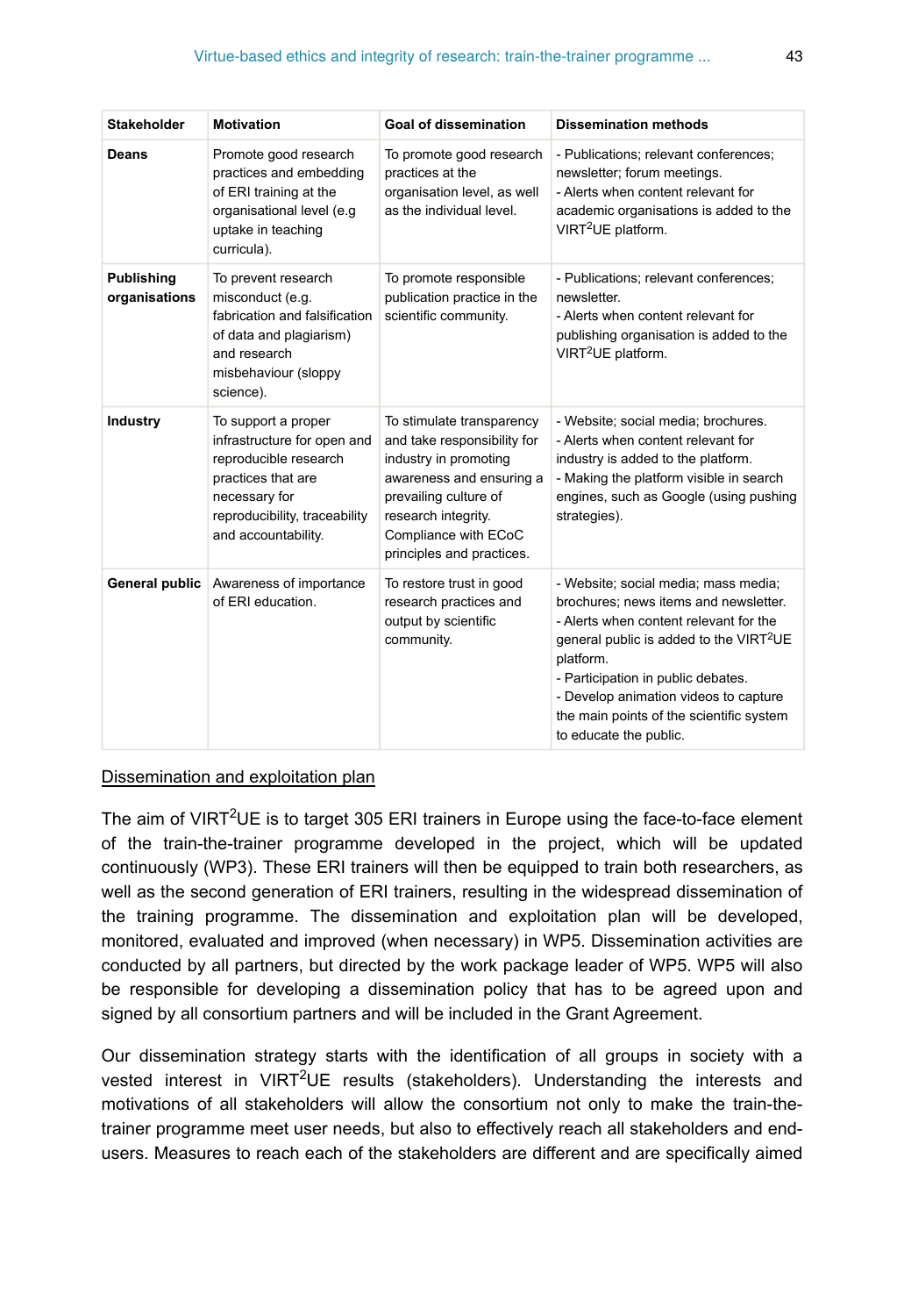| Stakeholder | Motivation | Goal of dissemination | Dissemination methods |
|---|---|---|---|
| **Deans** | Promote good research practices and embedding of ERI training at the organisational level (e.g uptake in teaching curricula). | To promote good research practices at the organisation level, as well as the individual level. | - Publications; relevant conferences; newsletter; forum meetings.<br>- Alerts when content relevant for academic organisations is added to the VIRT$^2$UE platform. |
| **Publishing organisations** | To prevent research misconduct (e.g. fabrication and falsification of data and plagiarism) and research misbehaviour (sloppy science). | To promote responsible publication practice in the scientific community. | - Publications; relevant conferences; newsletter.<br>- Alerts when content relevant for publishing organisation is added to the VIRT$^2$UE platform. |
| **Industry** | To support a proper infrastructure for open and reproducible research practices that are necessary for reproducibility, traceability and accountability. | To stimulate transparency and take responsibility for industry in promoting awareness and ensuring a prevailing culture of research integrity. Compliance with ECoC principles and practices. | - Website; social media; brochures.<br>- Alerts when content relevant for industry is added to the platform.<br>- Making the platform visible in search engines, such as Google (using pushing strategies). |
| **General public** | Awareness of importance of ERI education. | To restore trust in good research practices and output by scientific community. | - Website; social media; mass media; brochures; news items and newsletter.<br>- Alerts when content relevant for the general public is added to the VIRT$^2$UE platform.<br>- Participation in public debates.<br>- Develop animation videos to capture the main points of the scientific system to educate the public. |

Dissemination and exploitation plan

The aim of VIRT$^2$UE is to target 305 ERI trainers in Europe using the face-to-face element of the train-the-trainer programme developed in the project, which will be updated continuously (WP3). These ERI trainers will then be equipped to train both researchers, as well as the second generation of ERI trainers, resulting in the widespread dissemination of the training programme. The dissemination and exploitation plan will be developed, monitored, evaluated and improved (when necessary) in WP5. Dissemination activities are conducted by all partners, but directed by the work package leader of WP5. WP5 will also be responsible for developing a dissemination policy that has to be agreed upon and signed by all consortium partners and will be included in the Grant Agreement.

Our dissemination strategy starts with the identification of all groups in society with a vested interest in VIRT$^2$UE results (stakeholders). Understanding the interests and motivations of all stakeholders will allow the consortium not only to make the train-the-trainer programme meet user needs, but also to effectively reach all stakeholders and end-users. Measures to reach each of the stakeholders are different and are specifically aimed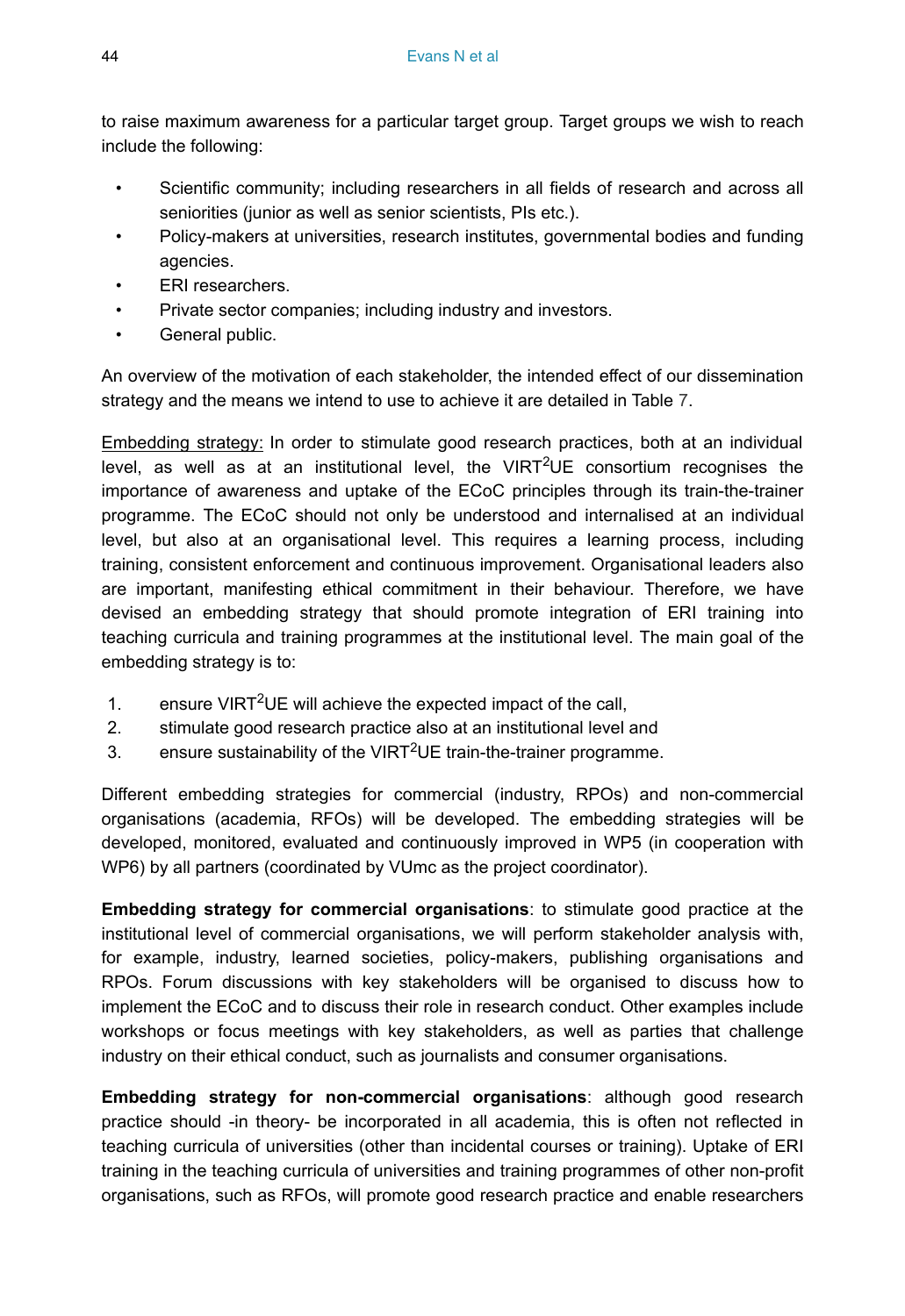to raise maximum awareness for a particular target group. Target groups we wish to reach include the following:

- Scientific community; including researchers in all fields of research and across all seniorities (junior as well as senior scientists, PIs etc.).
- Policy-makers at universities, research institutes, governmental bodies and funding agencies.
- ERI researchers.
- Private sector companies; including industry and investors.
- General public.

An overview of the motivation of each stakeholder, the intended effect of our dissemination strategy and the means we intend to use to achieve it are detailed in Table 7.

<u>Embedding strategy:</u> In order to stimulate good research practices, both at an individual level, as well as at an institutional level, the VIRT$^2$UE consortium recognises the importance of awareness and uptake of the ECoC principles through its train-the-trainer programme. The ECoC should not only be understood and internalised at an individual level, but also at an organisational level. This requires a learning process, including training, consistent enforcement and continuous improvement. Organisational leaders also are important, manifesting ethical commitment in their behaviour. Therefore, we have devised an embedding strategy that should promote integration of ERI training into teaching curricula and training programmes at the institutional level. The main goal of the embedding strategy is to:

1. ensure VIRT$^2$UE will achieve the expected impact of the call,
2. stimulate good research practice also at an institutional level and
3. ensure sustainability of the VIRT$^2$UE train-the-trainer programme.

Different embedding strategies for commercial (industry, RPOs) and non-commercial organisations (academia, RFOs) will be developed. The embedding strategies will be developed, monitored, evaluated and continuously improved in WP5 (in cooperation with WP6) by all partners (coordinated by VUmc as the project coordinator).

**Embedding strategy for commercial organisations**: to stimulate good practice at the institutional level of commercial organisations, we will perform stakeholder analysis with, for example, industry, learned societies, policy-makers, publishing organisations and RPOs. Forum discussions with key stakeholders will be organised to discuss how to implement the ECoC and to discuss their role in research conduct. Other examples include workshops or focus meetings with key stakeholders, as well as parties that challenge industry on their ethical conduct, such as journalists and consumer organisations.

**Embedding strategy for non-commercial organisations**: although good research practice should -in theory- be incorporated in all academia, this is often not reflected in teaching curricula of universities (other than incidental courses or training). Uptake of ERI training in the teaching curricula of universities and training programmes of other non-profit organisations, such as RFOs, will promote good research practice and enable researchers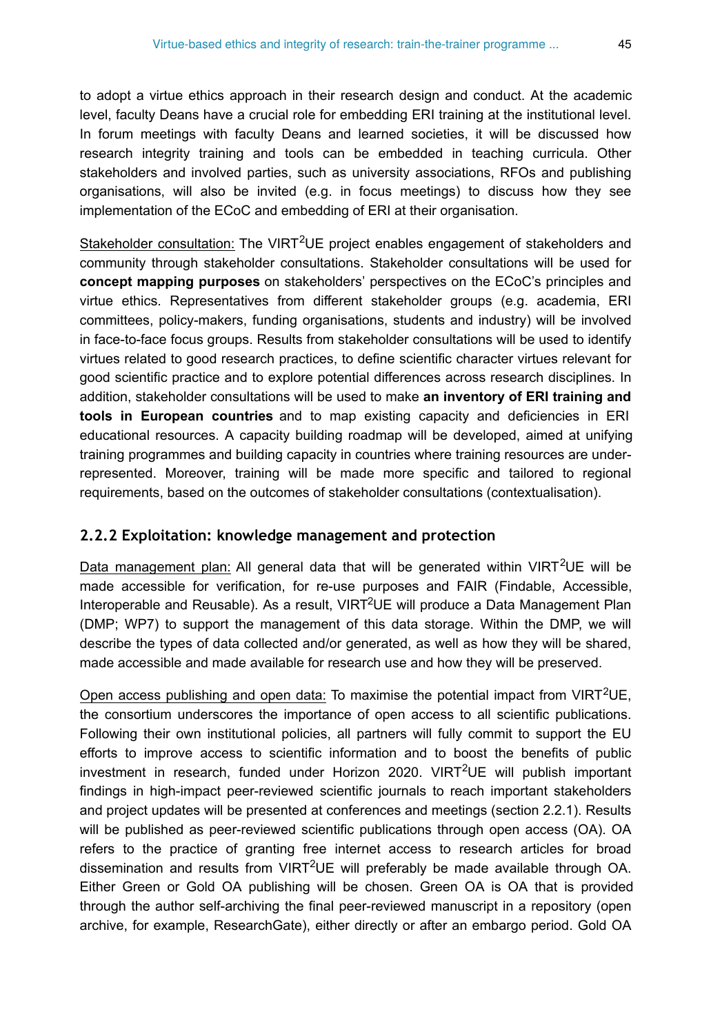to adopt a virtue ethics approach in their research design and conduct. At the academic level, faculty Deans have a crucial role for embedding ERI training at the institutional level. In forum meetings with faculty Deans and learned societies, it will be discussed how research integrity training and tools can be embedded in teaching curricula. Other stakeholders and involved parties, such as university associations, RFOs and publishing organisations, will also be invited (e.g. in focus meetings) to discuss how they see implementation of the ECoC and embedding of ERI at their organisation.

Stakeholder consultation: The VIRT$^2$UE project enables engagement of stakeholders and community through stakeholder consultations. Stakeholder consultations will be used for **concept mapping purposes** on stakeholders' perspectives on the ECoC's principles and virtue ethics. Representatives from different stakeholder groups (e.g. academia, ERI committees, policy-makers, funding organisations, students and industry) will be involved in face-to-face focus groups. Results from stakeholder consultations will be used to identify virtues related to good research practices, to define scientific character virtues relevant for good scientific practice and to explore potential differences across research disciplines. In addition, stakeholder consultations will be used to make **an inventory of ERI training and tools in European countries** and to map existing capacity and deficiencies in ERI educational resources. A capacity building roadmap will be developed, aimed at unifying training programmes and building capacity in countries where training resources are under-represented. Moreover, training will be made more specific and tailored to regional requirements, based on the outcomes of stakeholder consultations (contextualisation).

### 2.2.2 Exploitation: knowledge management and protection

Data management plan: All general data that will be generated within VIRT$^2$UE will be made accessible for verification, for re-use purposes and FAIR (Findable, Accessible, Interoperable and Reusable). As a result, VIRT$^2$UE will produce a Data Management Plan (DMP; WP7) to support the management of this data storage. Within the DMP, we will describe the types of data collected and/or generated, as well as how they will be shared, made accessible and made available for research use and how they will be preserved.

Open access publishing and open data: To maximise the potential impact from VIRT$^2$UE, the consortium underscores the importance of open access to all scientific publications. Following their own institutional policies, all partners will fully commit to support the EU efforts to improve access to scientific information and to boost the benefits of public investment in research, funded under Horizon 2020. VIRT$^2$UE will publish important findings in high-impact peer-reviewed scientific journals to reach important stakeholders and project updates will be presented at conferences and meetings (section 2.2.1). Results will be published as peer-reviewed scientific publications through open access (OA). OA refers to the practice of granting free internet access to research articles for broad dissemination and results from VIRT$^2$UE will preferably be made available through OA. Either Green or Gold OA publishing will be chosen. Green OA is OA that is provided through the author self-archiving the final peer-reviewed manuscript in a repository (open archive, for example, ResearchGate), either directly or after an embargo period. Gold OA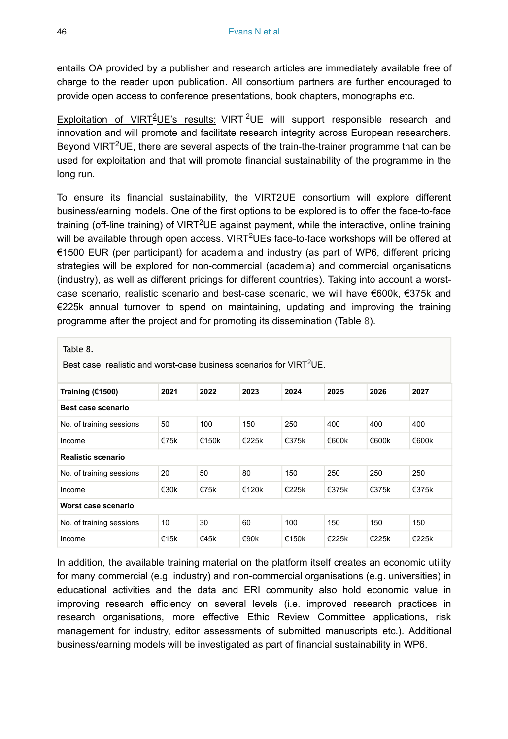entails OA provided by a publisher and research articles are immediately available free of charge to the reader upon publication. All consortium partners are further encouraged to provide open access to conference presentations, book chapters, monographs etc.

Exploitation of VIRT$^2$UE's results: VIRT$^2$UE will support responsible research and innovation and will promote and facilitate research integrity across European researchers. Beyond VIRT$^2$UE, there are several aspects of the train-the-trainer programme that can be used for exploitation and that will promote financial sustainability of the programme in the long run.

To ensure its financial sustainability, the VIRT2UE consortium will explore different business/earning models. One of the first options to be explored is to offer the face-to-face training (off-line training) of VIRT$^2$UE against payment, while the interactive, online training will be available through open access. VIRT$^2$UEs face-to-face workshops will be offered at €1500 EUR (per participant) for academia and industry (as part of WP6, different pricing strategies will be explored for non-commercial (academia) and commercial organisations (industry), as well as different pricings for different countries). Taking into account a worst-case scenario, realistic scenario and best-case scenario, we will have €600k, €375k and €225k annual turnover to spend on maintaining, updating and improving the training programme after the project and for promoting its dissemination (Table 8).

Table 8.

Best case, realistic and worst-case business scenarios for VIRT$^2$UE.

| Training (€1500) | 2021 | 2022 | 2023 | 2024 | 2025 | 2026 | 2027 |
|---|---|---|---|---|---|---|---|
| **Best case scenario** | | | | | | | |
| No. of training sessions | 50 | 100 | 150 | 250 | 400 | 400 | 400 |
| Income | €75k | €150k | €225k | €375k | €600k | €600k | €600k |
| **Realistic scenario** | | | | | | | |
| No. of training sessions | 20 | 50 | 80 | 150 | 250 | 250 | 250 |
| Income | €30k | €75k | €120k | €225k | €375k | €375k | €375k |
| **Worst case scenario** | | | | | | | |
| No. of training sessions | 10 | 30 | 60 | 100 | 150 | 150 | 150 |
| Income | €15k | €45k | €90k | €150k | €225k | €225k | €225k |

In addition, the available training material on the platform itself creates an economic utility for many commercial (e.g. industry) and non-commercial organisations (e.g. universities) in educational activities and the data and ERI community also hold economic value in improving research efficiency on several levels (i.e. improved research practices in research organisations, more effective Ethic Review Committee applications, risk management for industry, editor assessments of submitted manuscripts etc.). Additional business/earning models will be investigated as part of financial sustainability in WP6.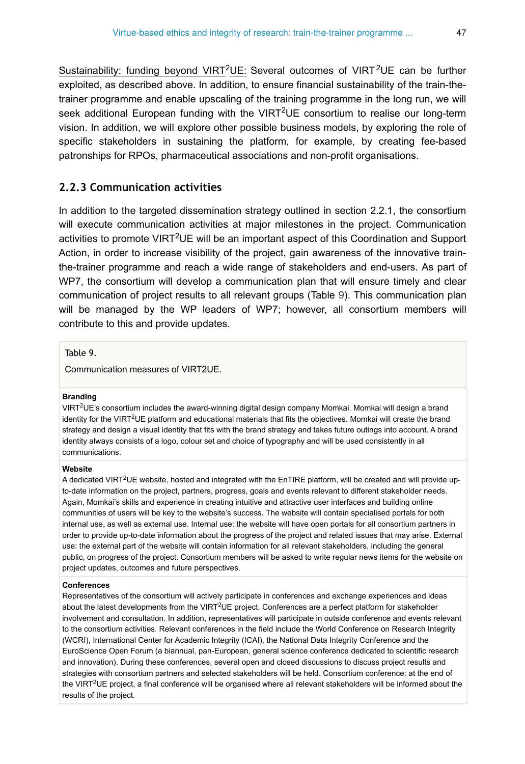Sustainability: funding beyond VIRT$^2$UE: Several outcomes of VIRT$^2$UE can be further exploited, as described above. In addition, to ensure financial sustainability of the train-the-trainer programme and enable upscaling of the training programme in the long run, we will seek additional European funding with the VIRT$^2$UE consortium to realise our long-term vision. In addition, we will explore other possible business models, by exploring the role of specific stakeholders in sustaining the platform, for example, by creating fee-based patronships for RPOs, pharmaceutical associations and non-profit organisations.

### 2.2.3 Communication activities

In addition to the targeted dissemination strategy outlined in section 2.2.1, the consortium will execute communication activities at major milestones in the project. Communication activities to promote VIRT$^2$UE will be an important aspect of this Coordination and Support Action, in order to increase visibility of the project, gain awareness of the innovative train-the-trainer programme and reach a wide range of stakeholders and end-users. As part of WP7, the consortium will develop a communication plan that will ensure timely and clear communication of project results to all relevant groups (Table 9). This communication plan will be managed by the WP leaders of WP7; however, all consortium members will contribute to this and provide updates.

Table 9.

Communication measures of VIRT2UE.

| |
|---|
| **Branding**<br>VIRT$^2$UE's consortium includes the award-winning digital design company Momkai. Momkai will design a brand identity for the VIRT$^2$UE platform and educational materials that fits the objectives. Momkai will create the brand strategy and design a visual identity that fits with the brand strategy and takes future outings into account. A brand identity always consists of a logo, colour set and choice of typography and will be used consistently in all communications. |
| **Website**<br>A dedicated VIRT$^2$UE website, hosted and integrated with the EnTIRE platform, will be created and will provide up-to-date information on the project, partners, progress, goals and events relevant to different stakeholder needs. Again, Momkai's skills and experience in creating intuitive and attractive user interfaces and building online communities of users will be key to the website's success. The website will contain specialised portals for both internal use, as well as external use. Internal use: the website will have open portals for all consortium partners in order to provide up-to-date information about the progress of the project and related issues that may arise. External use: the external part of the website will contain information for all relevant stakeholders, including the general public, on progress of the project. Consortium members will be asked to write regular news items for the website on project updates, outcomes and future perspectives. |
| **Conferences**<br>Representatives of the consortium will actively participate in conferences and exchange experiences and ideas about the latest developments from the VIRT$^2$UE project. Conferences are a perfect platform for stakeholder involvement and consultation. In addition, representatives will participate in outside conference and events relevant to the consortium activities. Relevant conferences in the field include the World Conference on Research Integrity (WCRI), International Center for Academic Integrity (ICAI), the National Data Integrity Conference and the EuroScience Open Forum (a biannual, pan-European, general science conference dedicated to scientific research and innovation). During these conferences, several open and closed discussions to discuss project results and strategies with consortium partners and selected stakeholders will be held. Consortium members will be asked to write regular news items... Consortium conference: at the end of the VIRT$^2$UE project, a final conference will be organised where all relevant stakeholders will be informed about the results of the project. |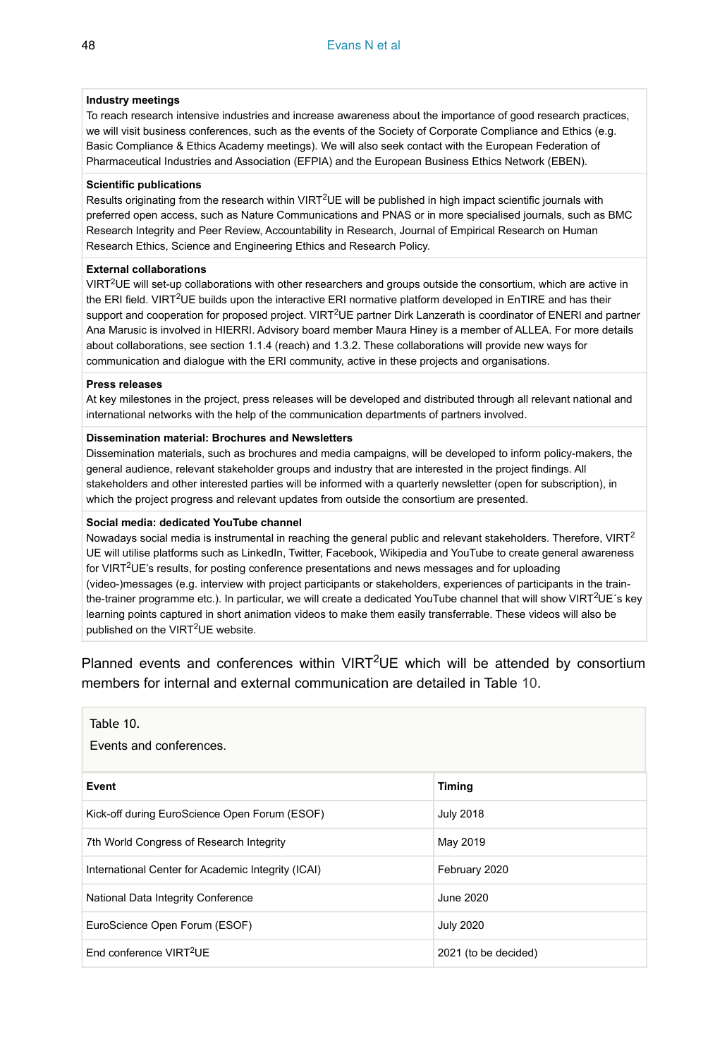**Industry meetings**

To reach research intensive industries and increase awareness about the importance of good research practices, we will visit business conferences, such as the events of the Society of Corporate Compliance and Ethics (e.g. Basic Compliance & Ethics Academy meetings). We will also seek contact with the European Federation of Pharmaceutical Industries and Association (EFPIA) and the European Business Ethics Network (EBEN).

**Scientific publications**

Results originating from the research within VIRT$^2$UE will be published in high impact scientific journals with preferred open access, such as Nature Communications and PNAS or in more specialised journals, such as BMC Research Integrity and Peer Review, Accountability in Research, Journal of Empirical Research on Human Research Ethics, Science and Engineering Ethics and Research Policy.

**External collaborations**

VIRT$^2$UE will set-up collaborations with other researchers and groups outside the consortium, which are active in the ERI field. VIRT$^2$UE builds upon the interactive ERI normative platform developed in EnTIRE and has their support and cooperation for proposed project. VIRT$^2$UE partner Dirk Lanzerath is coordinator of ENERI and partner Ana Marusic is involved in HIERRI. Advisory board member Maura Hiney is a member of ALLEA. For more details about collaborations, see section 1.1.4 (reach) and 1.3.2. These collaborations will provide new ways for communication and dialogue with the ERI community, active in these projects and organisations.

**Press releases**

At key milestones in the project, press releases will be developed and distributed through all relevant national and international networks with the help of the communication departments of partners involved.

**Dissemination material: Brochures and Newsletters**

Dissemination materials, such as brochures and media campaigns, will be developed to inform policy-makers, the general audience, relevant stakeholder groups and industry that are interested in the project findings. All stakeholders and other interested parties will be informed with a quarterly newsletter (open for subscription), in which the project progress and relevant updates from outside the consortium are presented.

**Social media: dedicated YouTube channel**

Nowadays social media is instrumental in reaching the general public and relevant stakeholders. Therefore, VIRT$^2$UE will utilise platforms such as LinkedIn, Twitter, Facebook, Wikipedia and YouTube to create general awareness for VIRT$^2$UE's results, for posting conference presentations and news messages and for uploading (video-)messages (e.g. interview with project participants or stakeholders, experiences of participants in the train-the-trainer programme etc.). In particular, we will create a dedicated YouTube channel that will show VIRT$^2$UE´s key learning points captured in short animation videos to make them easily transferrable. These videos will also be published on the VIRT$^2$UE website.

Planned events and conferences within VIRT$^2$UE which will be attended by consortium members for internal and external communication are detailed in Table 10.

Table 10.

Events and conferences.

| Event | Timing |
|---|---|
| Kick-off during EuroScience Open Forum (ESOF) | July 2018 |
| 7th World Congress of Research Integrity | May 2019 |
| International Center for Academic Integrity (ICAI) | February 2020 |
| National Data Integrity Conference | June 2020 |
| EuroScience Open Forum (ESOF) | July 2020 |
| End conference VIRT$^2$UE | 2021 (to be decided) |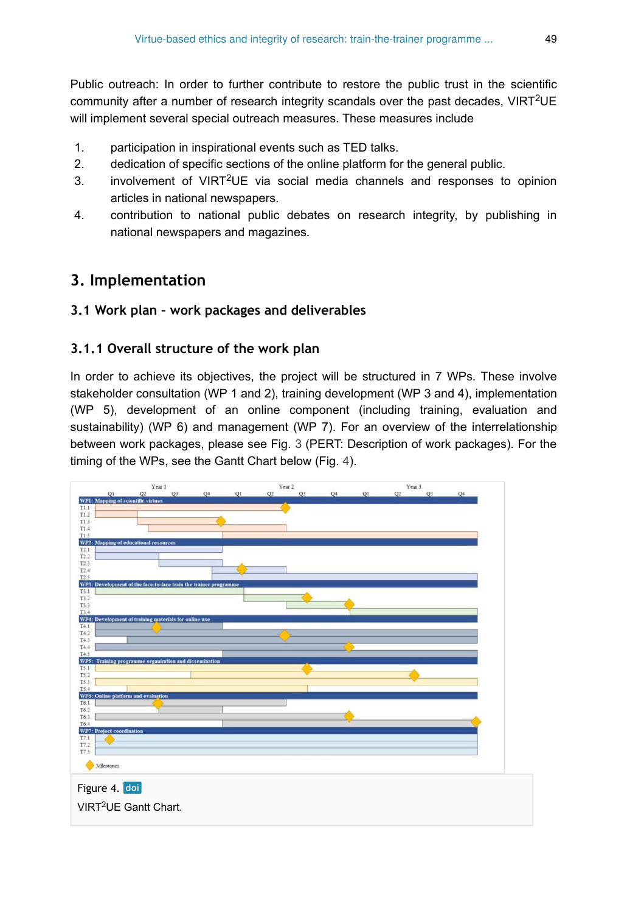Public outreach: In order to further contribute to restore the public trust in the scientific community after a number of research integrity scandals over the past decades, VIRT[2]UE will implement several special outreach measures. These measures include

1. participation in inspirational events such as TED talks.
2. dedication of specific sections of the online platform for the general public.
3. involvement of VIRT[2]UE via social media channels and responses to opinion articles in national newspapers.
4. contribution to national public debates on research integrity, by publishing in national newspapers and magazines.

# 3. Implementation

## 3.1 Work plan - work packages and deliverables

### 3.1.1 Overall structure of the work plan

In order to achieve its objectives, the project will be structured in 7 WPs. These involve stakeholder consultation (WP 1 and 2), training development (WP 3 and 4), implementation (WP 5), development of an online component (including training, evaluation and sustainability) (WP 6) and management (WP 7). For an overview of the interrelationship between work packages, please see Fig. 3 (PERT: Description of work packages). For the timing of the WPs, see the Gantt Chart below (Fig. 4).

Figure 4. doi

VIRT[2]UE Gantt Chart.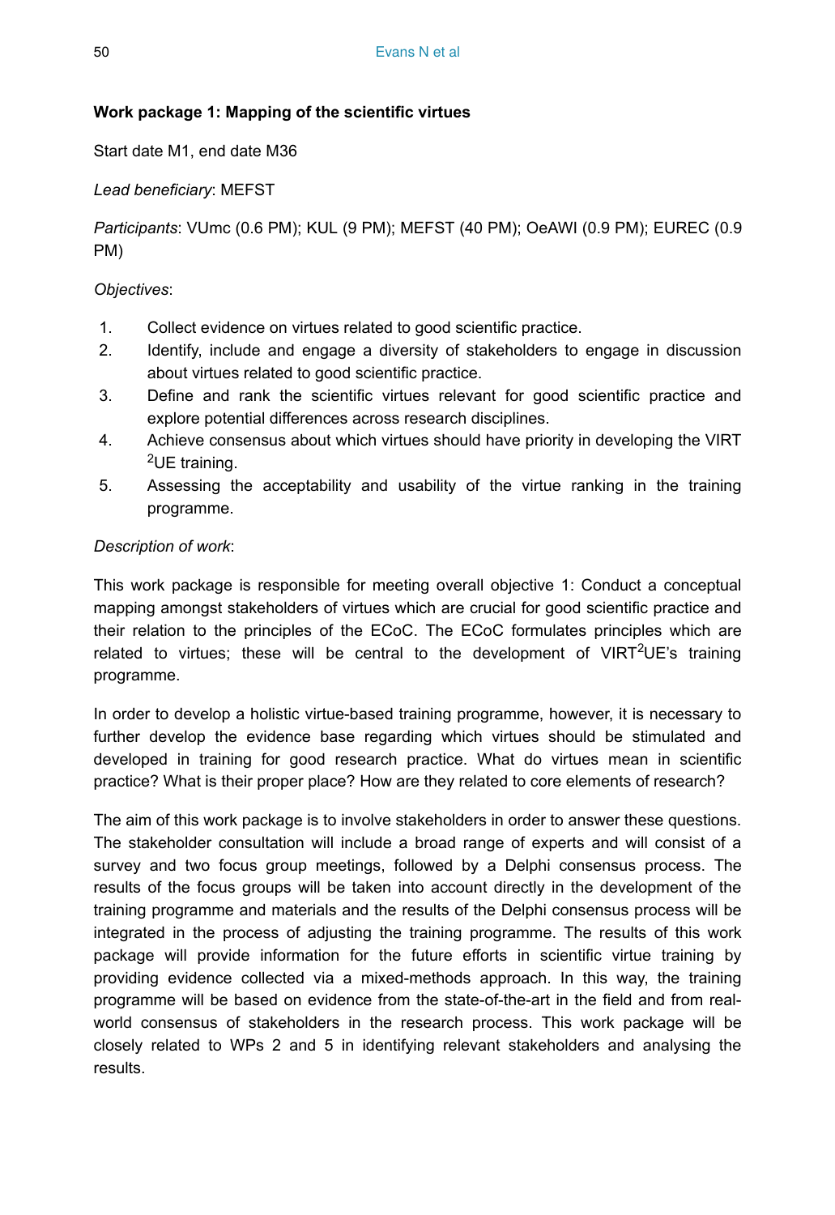**Work package 1: Mapping of the scientific virtues**

Start date M1, end date M36

*Lead beneficiary*: MEFST

*Participants*: VUmc (0.6 PM); KUL (9 PM); MEFST (40 PM); OeAWI (0.9 PM); EUREC (0.9 PM)

*Objectives*:

1. Collect evidence on virtues related to good scientific practice.
2. Identify, include and engage a diversity of stakeholders to engage in discussion about virtues related to good scientific practice.
3. Define and rank the scientific virtues relevant for good scientific practice and explore potential differences across research disciplines.
4. Achieve consensus about which virtues should have priority in developing the VIRT$^2$UE training.
5. Assessing the acceptability and usability of the virtue ranking in the training programme.

*Description of work*:

This work package is responsible for meeting overall objective 1: Conduct a conceptual mapping amongst stakeholders of virtues which are crucial for good scientific practice and their relation to the principles of the ECoC. The ECoC formulates principles which are related to virtues; these will be central to the development of VIRT$^2$UE's training programme.

In order to develop a holistic virtue-based training programme, however, it is necessary to further develop the evidence base regarding which virtues should be stimulated and developed in training for good research practice. What do virtues mean in scientific practice? What is their proper place? How are they related to core elements of research?

The aim of this work package is to involve stakeholders in order to answer these questions. The stakeholder consultation will include a broad range of experts and will consist of a survey and two focus group meetings, followed by a Delphi consensus process. The results of the focus groups will be taken into account directly in the development of the training programme and materials and the results of the Delphi consensus process will be integrated in the process of adjusting the training programme. The results of this work package will provide information for the future efforts in scientific virtue training by providing evidence collected via a mixed-methods approach. In this way, the training programme will be based on evidence from the state-of-the-art in the field and from real-world consensus of stakeholders in the research process. This work package will be closely related to WPs 2 and 5 in identifying relevant stakeholders and analysing the results.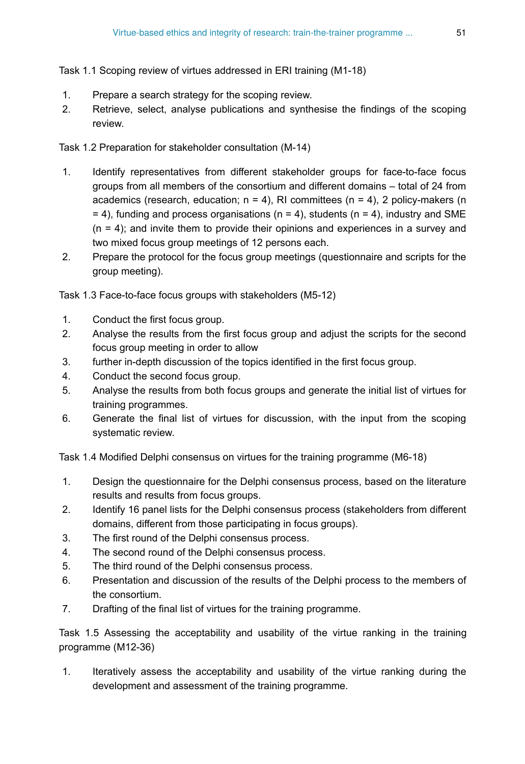Task 1.1 Scoping review of virtues addressed in ERI training (M1-18)

1. Prepare a search strategy for the scoping review.
2. Retrieve, select, analyse publications and synthesise the findings of the scoping review.

Task 1.2 Preparation for stakeholder consultation (M-14)

1. Identify representatives from different stakeholder groups for face-to-face focus groups from all members of the consortium and different domains – total of 24 from academics (research, education; n = 4), RI committees (n = 4), 2 policy-makers (n = 4), funding and process organisations (n = 4), students (n = 4), industry and SME (n = 4); and invite them to provide their opinions and experiences in a survey and two mixed focus group meetings of 12 persons each.
2. Prepare the protocol for the focus group meetings (questionnaire and scripts for the group meeting).

Task 1.3 Face-to-face focus groups with stakeholders (M5-12)

1. Conduct the first focus group.
2. Analyse the results from the first focus group and adjust the scripts for the second focus group meeting in order to allow
3. further in-depth discussion of the topics identified in the first focus group.
4. Conduct the second focus group.
5. Analyse the results from both focus groups and generate the initial list of virtues for training programmes.
6. Generate the final list of virtues for discussion, with the input from the scoping systematic review.

Task 1.4 Modified Delphi consensus on virtues for the training programme (M6-18)

1. Design the questionnaire for the Delphi consensus process, based on the literature results and results from focus groups.
2. Identify 16 panel lists for the Delphi consensus process (stakeholders from different domains, different from those participating in focus groups).
3. The first round of the Delphi consensus process.
4. The second round of the Delphi consensus process.
5. The third round of the Delphi consensus process.
6. Presentation and discussion of the results of the Delphi process to the members of the consortium.
7. Drafting of the final list of virtues for the training programme.

Task 1.5 Assessing the acceptability and usability of the virtue ranking in the training programme (M12-36)

1. Iteratively assess the acceptability and usability of the virtue ranking during the development and assessment of the training programme.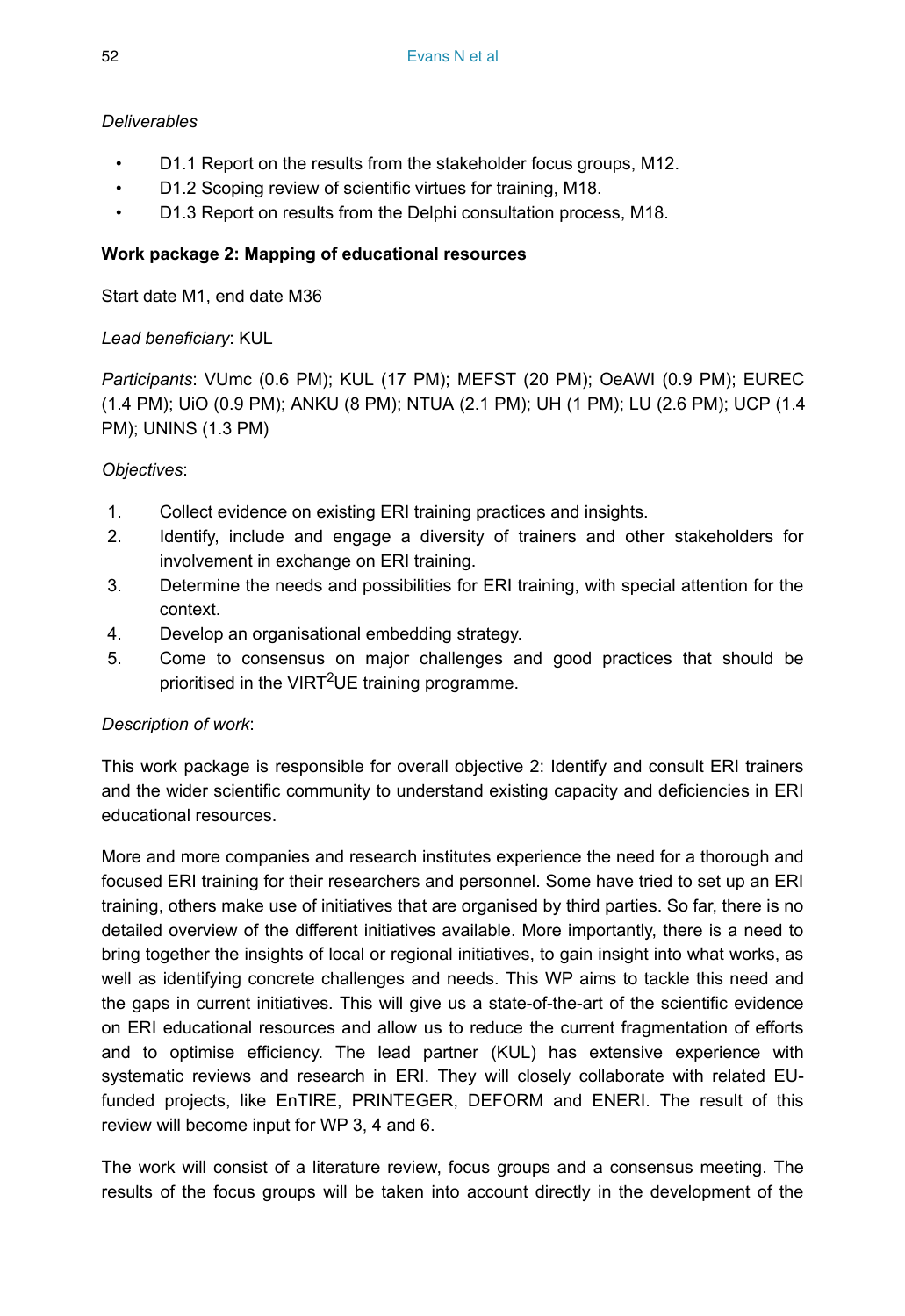*Deliverables*

- D1.1 Report on the results from the stakeholder focus groups, M12.
- D1.2 Scoping review of scientific virtues for training, M18.
- D1.3 Report on results from the Delphi consultation process, M18.

**Work package 2: Mapping of educational resources**

Start date M1, end date M36

*Lead beneficiary*: KUL

*Participants*: VUmc (0.6 PM); KUL (17 PM); MEFST (20 PM); OeAWI (0.9 PM); EUREC (1.4 PM); UiO (0.9 PM); ANKU (8 PM); NTUA (2.1 PM); UH (1 PM); LU (2.6 PM); UCP (1.4 PM); UNINS (1.3 PM)

*Objectives*:

1. Collect evidence on existing ERI training practices and insights.
2. Identify, include and engage a diversity of trainers and other stakeholders for involvement in exchange on ERI training.
3. Determine the needs and possibilities for ERI training, with special attention for the context.
4. Develop an organisational embedding strategy.
5. Come to consensus on major challenges and good practices that should be prioritised in the VIRT$^2$UE training programme.

*Description of work*:

This work package is responsible for overall objective 2: Identify and consult ERI trainers and the wider scientific community to understand existing capacity and deficiencies in ERI educational resources.

More and more companies and research institutes experience the need for a thorough and focused ERI training for their researchers and personnel. Some have tried to set up an ERI training, others make use of initiatives that are organised by third parties. So far, there is no detailed overview of the different initiatives available. More importantly, there is a need to bring together the insights of local or regional initiatives, to gain insight into what works, as well as identifying concrete challenges and needs. This WP aims to tackle this need and the gaps in current initiatives. This will give us a state-of-the-art of the scientific evidence on ERI educational resources and allow us to reduce the current fragmentation of efforts and to optimise efficiency. The lead partner (KUL) has extensive experience with systematic reviews and research in ERI. They will closely collaborate with related EU-funded projects, like EnTIRE, PRINTEGER, DEFORM and ENERI. The result of this review will become input for WP 3, 4 and 6.

The work will consist of a literature review, focus groups and a consensus meeting. The results of the focus groups will be taken into account directly in the development of the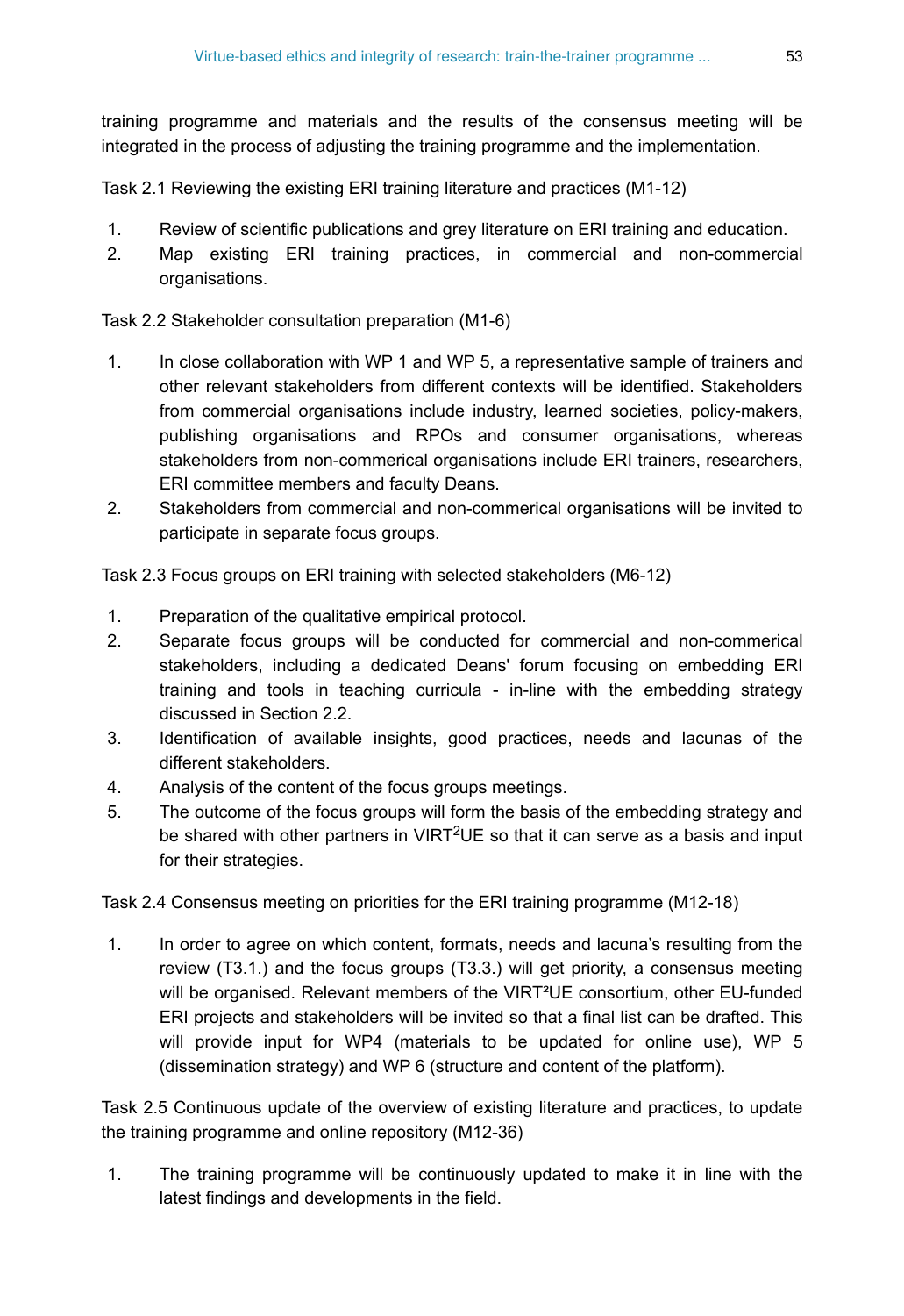training programme and materials and the results of the consensus meeting will be integrated in the process of adjusting the training programme and the implementation.

Task 2.1 Reviewing the existing ERI training literature and practices (M1-12)

1. Review of scientific publications and grey literature on ERI training and education.
2. Map existing ERI training practices, in commercial and non-commercial organisations.

Task 2.2 Stakeholder consultation preparation (M1-6)

1. In close collaboration with WP 1 and WP 5, a representative sample of trainers and other relevant stakeholders from different contexts will be identified. Stakeholders from commercial organisations include industry, learned societies, policy-makers, publishing organisations and RPOs and consumer organisations, whereas stakeholders from non-commerical organisations include ERI trainers, researchers, ERI committee members and faculty Deans.
2. Stakeholders from commercial and non-commerical organisations will be invited to participate in separate focus groups.

Task 2.3 Focus groups on ERI training with selected stakeholders (M6-12)

1. Preparation of the qualitative empirical protocol.
2. Separate focus groups will be conducted for commercial and non-commerical stakeholders, including a dedicated Deans' forum focusing on embedding ERI training and tools in teaching curricula - in-line with the embedding strategy discussed in Section 2.2.
3. Identification of available insights, good practices, needs and lacunas of the different stakeholders.
4. Analysis of the content of the focus groups meetings.
5. The outcome of the focus groups will form the basis of the embedding strategy and be shared with other partners in VIRT$^2$UE so that it can serve as a basis and input for their strategies.

Task 2.4 Consensus meeting on priorities for the ERI training programme (M12-18)

1. In order to agree on which content, formats, needs and lacuna's resulting from the review (T3.1.) and the focus groups (T3.3.) will get priority, a consensus meeting will be organised. Relevant members of the VIRT²UE consortium, other EU-funded ERI projects and stakeholders will be invited so that a final list can be drafted. This will provide input for WP4 (materials to be updated for online use), WP 5 (dissemination strategy) and WP 6 (structure and content of the platform).

Task 2.5 Continuous update of the overview of existing literature and practices, to update the training programme and online repository (M12-36)

1. The training programme will be continuously updated to make it in line with the latest findings and developments in the field.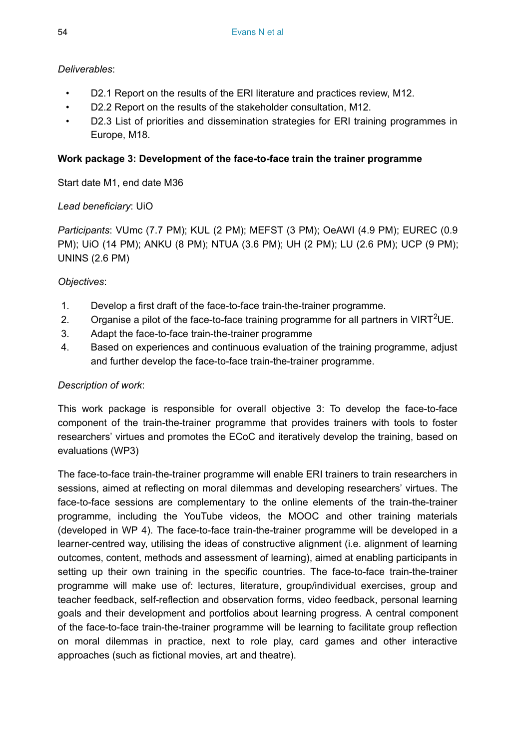*Deliverables*:

- D2.1 Report on the results of the ERI literature and practices review, M12.
- D2.2 Report on the results of the stakeholder consultation, M12.
- D2.3 List of priorities and dissemination strategies for ERI training programmes in Europe, M18.

**Work package 3: Development of the face-to-face train the trainer programme**

Start date M1, end date M36

*Lead beneficiary*: UiO

*Participants*: VUmc (7.7 PM); KUL (2 PM); MEFST (3 PM); OeAWI (4.9 PM); EUREC (0.9 PM); UiO (14 PM); ANKU (8 PM); NTUA (3.6 PM); UH (2 PM); LU (2.6 PM); UCP (9 PM); UNINS (2.6 PM)

*Objectives*:

1. Develop a first draft of the face-to-face train-the-trainer programme.
2. Organise a pilot of the face-to-face training programme for all partners in VIRT$^2$UE.
3. Adapt the face-to-face train-the-trainer programme
4. Based on experiences and continuous evaluation of the training programme, adjust and further develop the face-to-face train-the-trainer programme.

*Description of work*:

This work package is responsible for overall objective 3: To develop the face-to-face component of the train-the-trainer programme that provides trainers with tools to foster researchers' virtues and promotes the ECoC and iteratively develop the training, based on evaluations (WP3)

The face-to-face train-the-trainer programme will enable ERI trainers to train researchers in sessions, aimed at reflecting on moral dilemmas and developing researchers' virtues. The face-to-face sessions are complementary to the online elements of the train-the-trainer programme, including the YouTube videos, the MOOC and other training materials (developed in WP 4). The face-to-face train-the-trainer programme will be developed in a learner-centred way, utilising the ideas of constructive alignment (i.e. alignment of learning outcomes, content, methods and assessment of learning), aimed at enabling participants in setting up their own training in the specific countries. The face-to-face train-the-trainer programme will make use of: lectures, literature, group/individual exercises, group and teacher feedback, self-reflection and observation forms, video feedback, personal learning goals and their development and portfolios about learning progress. A central component of the face-to-face train-the-trainer programme will be learning to facilitate group reflection on moral dilemmas in practice, next to role play, card games and other interactive approaches (such as fictional movies, art and theatre).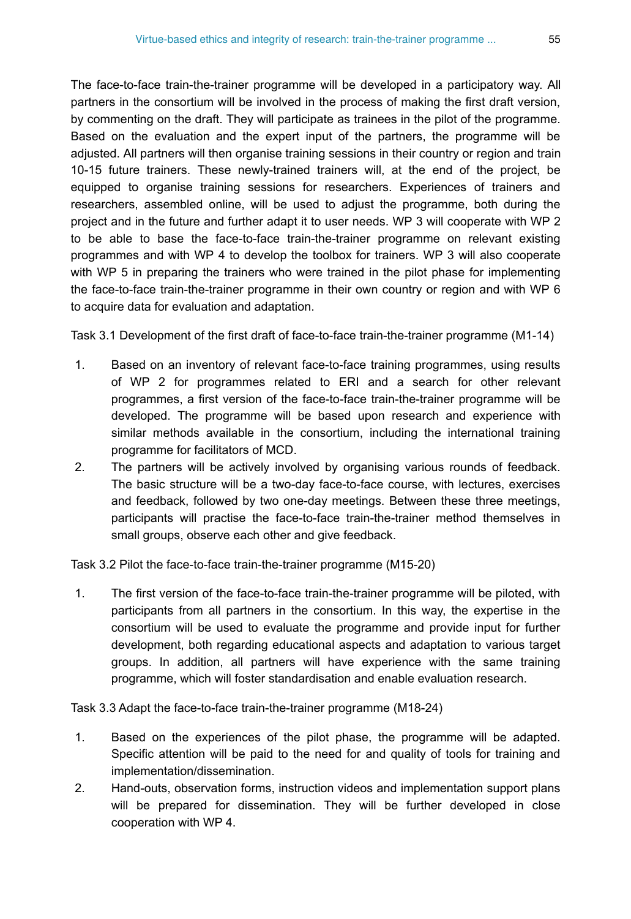The face-to-face train-the-trainer programme will be developed in a participatory way. All partners in the consortium will be involved in the process of making the first draft version, by commenting on the draft. They will participate as trainees in the pilot of the programme. Based on the evaluation and the expert input of the partners, the programme will be adjusted. All partners will then organise training sessions in their country or region and train 10-15 future trainers. These newly-trained trainers will, at the end of the project, be equipped to organise training sessions for researchers. Experiences of trainers and researchers, assembled online, will be used to adjust the programme, both during the project and in the future and further adapt it to user needs. WP 3 will cooperate with WP 2 to be able to base the face-to-face train-the-trainer programme on relevant existing programmes and with WP 4 to develop the toolbox for trainers. WP 3 will also cooperate with WP 5 in preparing the trainers who were trained in the pilot phase for implementing the face-to-face train-the-trainer programme in their own country or region and with WP 6 to acquire data for evaluation and adaptation.

Task 3.1 Development of the first draft of face-to-face train-the-trainer programme (M1-14)

1. Based on an inventory of relevant face-to-face training programmes, using results of WP 2 for programmes related to ERI and a search for other relevant programmes, a first version of the face-to-face train-the-trainer programme will be developed. The programme will be based upon research and experience with similar methods available in the consortium, including the international training programme for facilitators of MCD.
2. The partners will be actively involved by organising various rounds of feedback. The basic structure will be a two-day face-to-face course, with lectures, exercises and feedback, followed by two one-day meetings. Between these three meetings, participants will practise the face-to-face train-the-trainer method themselves in small groups, observe each other and give feedback.

Task 3.2 Pilot the face-to-face train-the-trainer programme (M15-20)

1. The first version of the face-to-face train-the-trainer programme will be piloted, with participants from all partners in the consortium. In this way, the expertise in the consortium will be used to evaluate the programme and provide input for further development, both regarding educational aspects and adaptation to various target groups. In addition, all partners will have experience with the same training programme, which will foster standardisation and enable evaluation research.

Task 3.3 Adapt the face-to-face train-the-trainer programme (M18-24)

1. Based on the experiences of the pilot phase, the programme will be adapted. Specific attention will be paid to the need for and quality of tools for training and implementation/dissemination.
2. Hand-outs, observation forms, instruction videos and implementation support plans will be prepared for dissemination. They will be further developed in close cooperation with WP 4.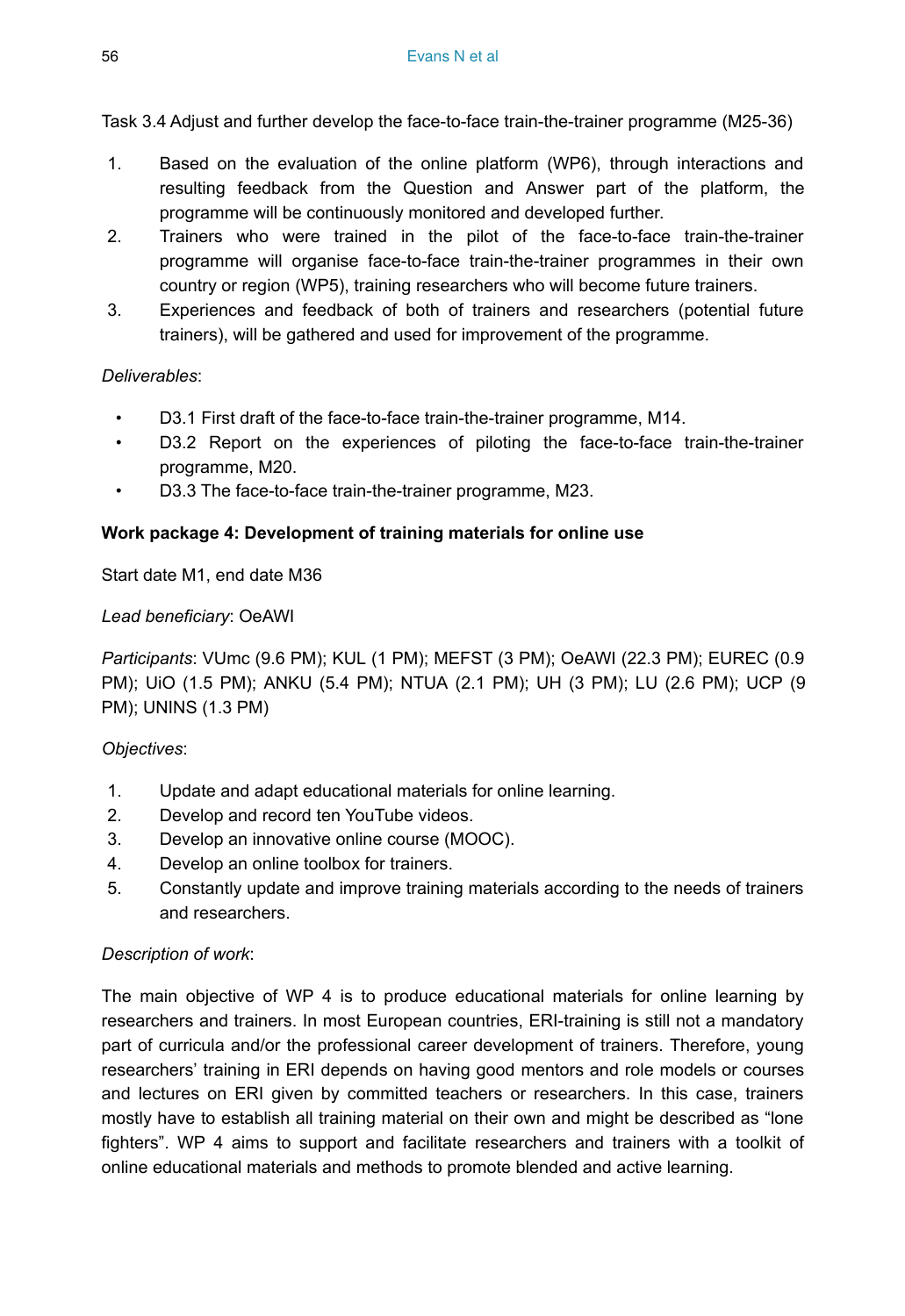Task 3.4 Adjust and further develop the face-to-face train-the-trainer programme (M25-36)

1. Based on the evaluation of the online platform (WP6), through interactions and resulting feedback from the Question and Answer part of the platform, the programme will be continuously monitored and developed further.
2. Trainers who were trained in the pilot of the face-to-face train-the-trainer programme will organise face-to-face train-the-trainer programmes in their own country or region (WP5), training researchers who will become future trainers.
3. Experiences and feedback of both of trainers and researchers (potential future trainers), will be gathered and used for improvement of the programme.

*Deliverables*:

- D3.1 First draft of the face-to-face train-the-trainer programme, M14.
- D3.2 Report on the experiences of piloting the face-to-face train-the-trainer programme, M20.
- D3.3 The face-to-face train-the-trainer programme, M23.

**Work package 4: Development of training materials for online use**

Start date M1, end date M36

*Lead beneficiary*: OeAWI

*Participants*: VUmc (9.6 PM); KUL (1 PM); MEFST (3 PM); OeAWI (22.3 PM); EUREC (0.9 PM); UiO (1.5 PM); ANKU (5.4 PM); NTUA (2.1 PM); UH (3 PM); LU (2.6 PM); UCP (9 PM); UNINS (1.3 PM)

*Objectives*:

1. Update and adapt educational materials for online learning.
2. Develop and record ten YouTube videos.
3. Develop an innovative online course (MOOC).
4. Develop an online toolbox for trainers.
5. Constantly update and improve training materials according to the needs of trainers and researchers.

*Description of work*:

The main objective of WP 4 is to produce educational materials for online learning by researchers and trainers. In most European countries, ERI-training is still not a mandatory part of curricula and/or the professional career development of trainers. Therefore, young researchers' training in ERI depends on having good mentors and role models or courses and lectures on ERI given by committed teachers or researchers. In this case, trainers mostly have to establish all training material on their own and might be described as "lone fighters". WP 4 aims to support and facilitate researchers and trainers with a toolkit of online educational materials and methods to promote blended and active learning.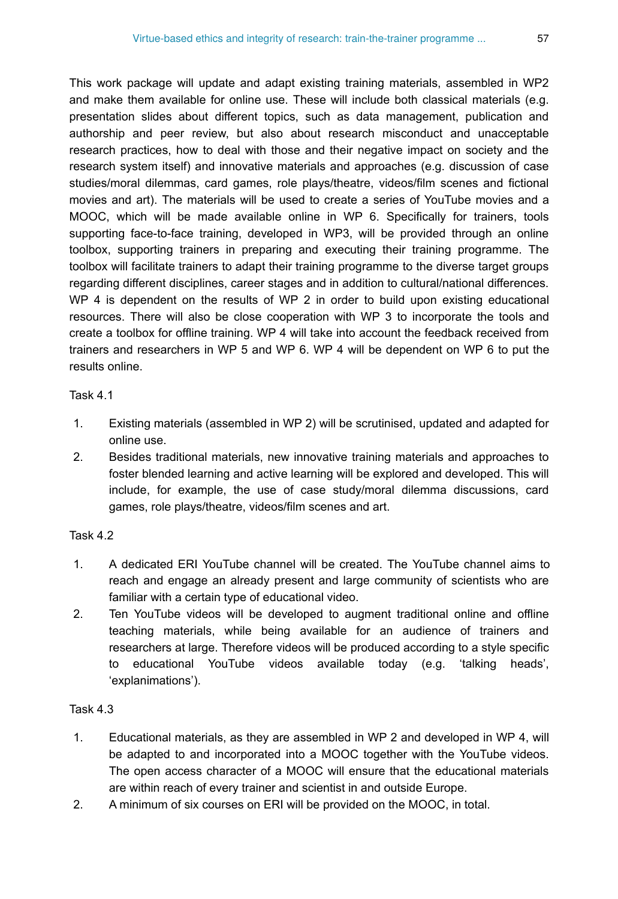This work package will update and adapt existing training materials, assembled in WP2 and make them available for online use. These will include both classical materials (e.g. presentation slides about different topics, such as data management, publication and authorship and peer review, but also about research misconduct and unacceptable research practices, how to deal with those and their negative impact on society and the research system itself) and innovative materials and approaches (e.g. discussion of case studies/moral dilemmas, card games, role plays/theatre, videos/film scenes and fictional movies and art). The materials will be used to create a series of YouTube movies and a MOOC, which will be made available online in WP 6. Specifically for trainers, tools supporting face-to-face training, developed in WP3, will be provided through an online toolbox, supporting trainers in preparing and executing their training programme. The toolbox will facilitate trainers to adapt their training programme to the diverse target groups regarding different disciplines, career stages and in addition to cultural/national differences. WP 4 is dependent on the results of WP 2 in order to build upon existing educational resources. There will also be close cooperation with WP 3 to incorporate the tools and create a toolbox for offline training. WP 4 will take into account the feedback received from trainers and researchers in WP 5 and WP 6. WP 4 will be dependent on WP 6 to put the results online.

Task 4.1

1. Existing materials (assembled in WP 2) will be scrutinised, updated and adapted for online use.
2. Besides traditional materials, new innovative training materials and approaches to foster blended learning and active learning will be explored and developed. This will include, for example, the use of case study/moral dilemma discussions, card games, role plays/theatre, videos/film scenes and art.

Task 4.2

1. A dedicated ERI YouTube channel will be created. The YouTube channel aims to reach and engage an already present and large community of scientists who are familiar with a certain type of educational video.
2. Ten YouTube videos will be developed to augment traditional online and offline teaching materials, while being available for an audience of trainers and researchers at large. Therefore videos will be produced according to a style specific to educational YouTube videos available today (e.g. 'talking heads', 'explanimations').

Task 4.3

1. Educational materials, as they are assembled in WP 2 and developed in WP 4, will be adapted to and incorporated into a MOOC together with the YouTube videos. The open access character of a MOOC will ensure that the educational materials are within reach of every trainer and scientist in and outside Europe.
2. A minimum of six courses on ERI will be provided on the MOOC, in total.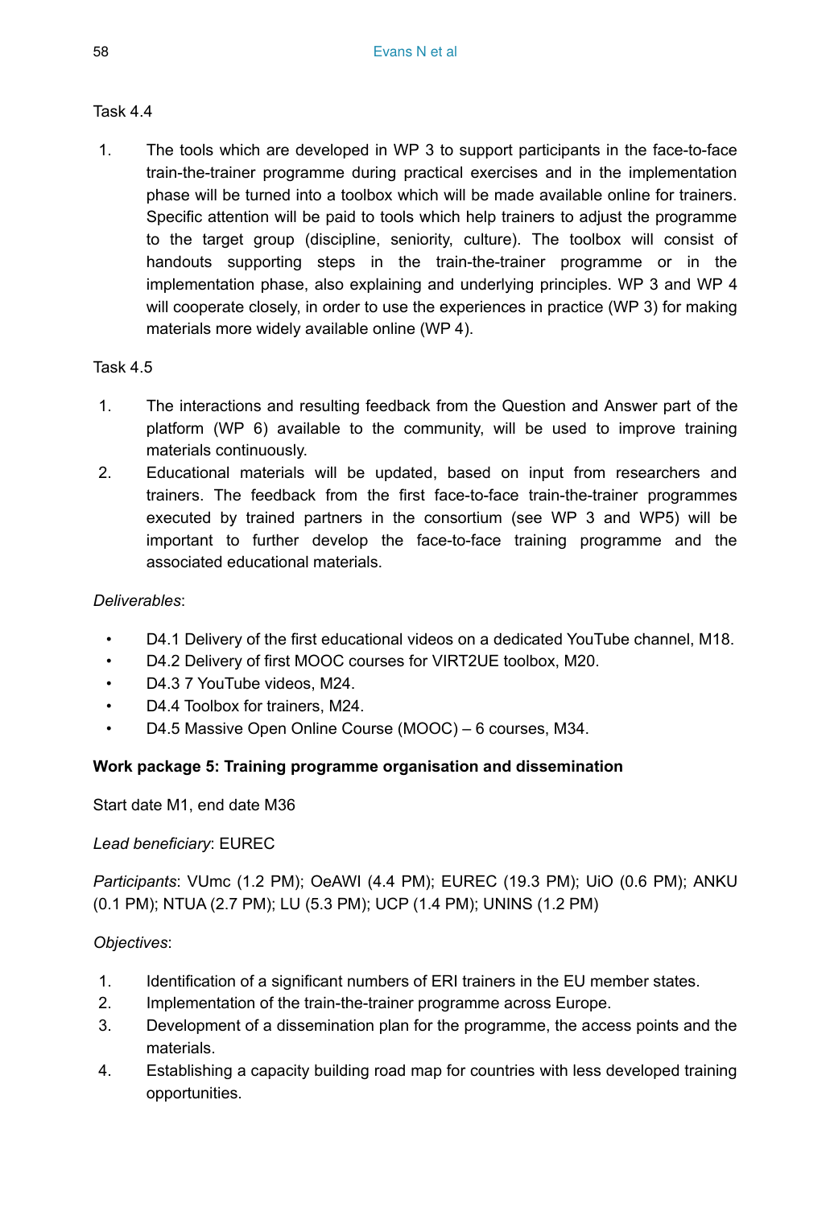Task 4.4

1. The tools which are developed in WP 3 to support participants in the face-to-face train-the-trainer programme during practical exercises and in the implementation phase will be turned into a toolbox which will be made available online for trainers. Specific attention will be paid to tools which help trainers to adjust the programme to the target group (discipline, seniority, culture). The toolbox will consist of handouts supporting steps in the train-the-trainer programme or in the implementation phase, also explaining and underlying principles. WP 3 and WP 4 will cooperate closely, in order to use the experiences in practice (WP 3) for making materials more widely available online (WP 4).

Task 4.5

1. The interactions and resulting feedback from the Question and Answer part of the platform (WP 6) available to the community, will be used to improve training materials continuously.
2. Educational materials will be updated, based on input from researchers and trainers. The feedback from the first face-to-face train-the-trainer programmes executed by trained partners in the consortium (see WP 3 and WP5) will be important to further develop the face-to-face training programme and the associated educational materials.

*Deliverables*:

- D4.1 Delivery of the first educational videos on a dedicated YouTube channel, M18.
- D4.2 Delivery of first MOOC courses for VIRT2UE toolbox, M20.
- D4.3 7 YouTube videos, M24.
- D4.4 Toolbox for trainers, M24.
- D4.5 Massive Open Online Course (MOOC) – 6 courses, M34.

**Work package 5: Training programme organisation and dissemination**

Start date M1, end date M36

*Lead beneficiary*: EUREC

*Participants*: VUmc (1.2 PM); OeAWI (4.4 PM); EUREC (19.3 PM); UiO (0.6 PM); ANKU (0.1 PM); NTUA (2.7 PM); LU (5.3 PM); UCP (1.4 PM); UNINS (1.2 PM)

*Objectives*:

1. Identification of a significant numbers of ERI trainers in the EU member states.
2. Implementation of the train-the-trainer programme across Europe.
3. Development of a dissemination plan for the programme, the access points and the materials.
4. Establishing a capacity building road map for countries with less developed training opportunities.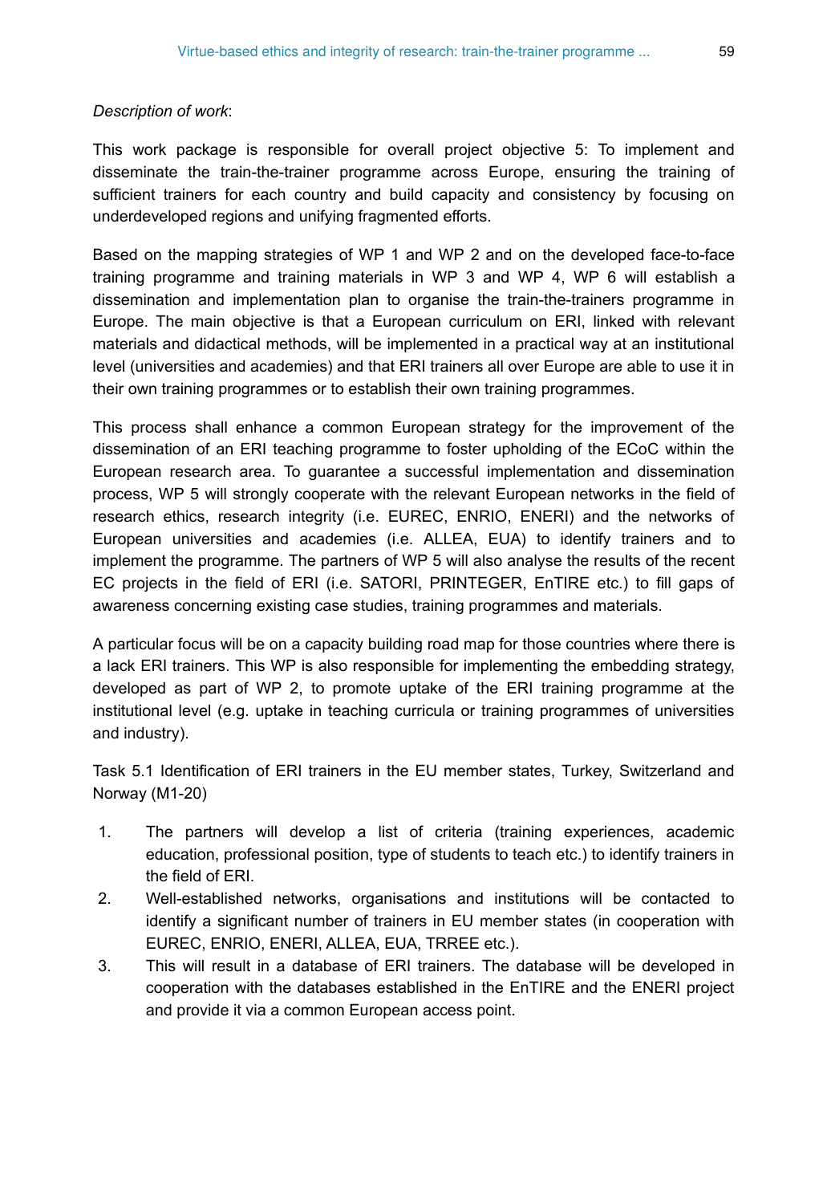*Description of work*:

This work package is responsible for overall project objective 5: To implement and disseminate the train-the-trainer programme across Europe, ensuring the training of sufficient trainers for each country and build capacity and consistency by focusing on underdeveloped regions and unifying fragmented efforts.

Based on the mapping strategies of WP 1 and WP 2 and on the developed face-to-face training programme and training materials in WP 3 and WP 4, WP 6 will establish a dissemination and implementation plan to organise the train-the-trainers programme in Europe. The main objective is that a European curriculum on ERI, linked with relevant materials and didactical methods, will be implemented in a practical way at an institutional level (universities and academies) and that ERI trainers all over Europe are able to use it in their own training programmes or to establish their own training programmes.

This process shall enhance a common European strategy for the improvement of the dissemination of an ERI teaching programme to foster upholding of the ECoC within the European research area. To guarantee a successful implementation and dissemination process, WP 5 will strongly cooperate with the relevant European networks in the field of research ethics, research integrity (i.e. EUREC, ENRIO, ENERI) and the networks of European universities and academies (i.e. ALLEA, EUA) to identify trainers and to implement the programme. The partners of WP 5 will also analyse the results of the recent EC projects in the field of ERI (i.e. SATORI, PRINTEGER, EnTIRE etc.) to fill gaps of awareness concerning existing case studies, training programmes and materials.

A particular focus will be on a capacity building road map for those countries where there is a lack ERI trainers. This WP is also responsible for implementing the embedding strategy, developed as part of WP 2, to promote uptake of the ERI training programme at the institutional level (e.g. uptake in teaching curricula or training programmes of universities and industry).

Task 5.1 Identification of ERI trainers in the EU member states, Turkey, Switzerland and Norway (M1-20)

1. The partners will develop a list of criteria (training experiences, academic education, professional position, type of students to teach etc.) to identify trainers in the field of ERI.
2. Well-established networks, organisations and institutions will be contacted to identify a significant number of trainers in EU member states (in cooperation with EUREC, ENRIO, ENERI, ALLEA, EUA, TRREE etc.).
3. This will result in a database of ERI trainers. The database will be developed in cooperation with the databases established in the EnTIRE and the ENERI project and provide it via a common European access point.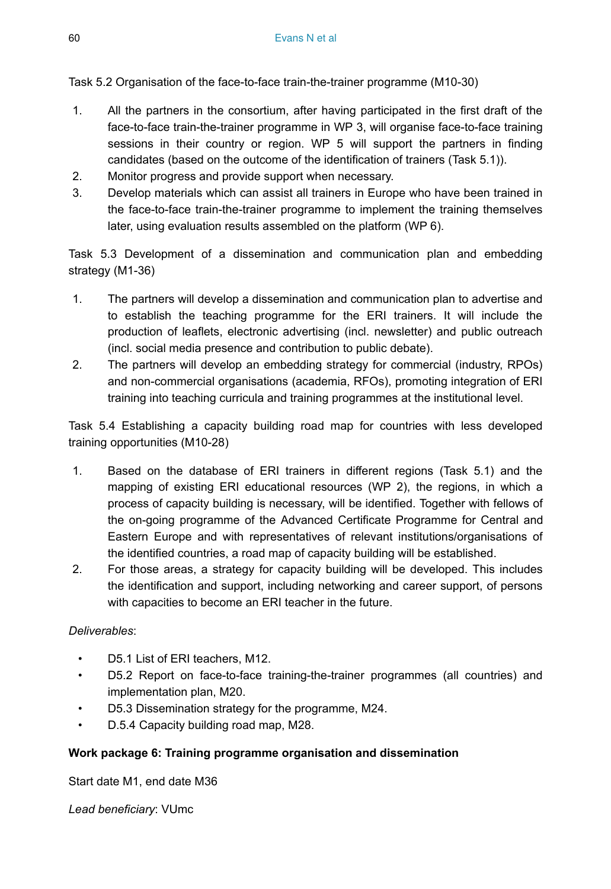Task 5.2 Organisation of the face-to-face train-the-trainer programme (M10-30)

1. All the partners in the consortium, after having participated in the first draft of the face-to-face train-the-trainer programme in WP 3, will organise face-to-face training sessions in their country or region. WP 5 will support the partners in finding candidates (based on the outcome of the identification of trainers (Task 5.1)).
2. Monitor progress and provide support when necessary.
3. Develop materials which can assist all trainers in Europe who have been trained in the face-to-face train-the-trainer programme to implement the training themselves later, using evaluation results assembled on the platform (WP 6).

Task 5.3 Development of a dissemination and communication plan and embedding strategy (M1-36)

1. The partners will develop a dissemination and communication plan to advertise and to establish the teaching programme for the ERI trainers. It will include the production of leaflets, electronic advertising (incl. newsletter) and public outreach (incl. social media presence and contribution to public debate).
2. The partners will develop an embedding strategy for commercial (industry, RPOs) and non-commercial organisations (academia, RFOs), promoting integration of ERI training into teaching curricula and training programmes at the institutional level.

Task 5.4 Establishing a capacity building road map for countries with less developed training opportunities (M10-28)

1. Based on the database of ERI trainers in different regions (Task 5.1) and the mapping of existing ERI educational resources (WP 2), the regions, in which a process of capacity building is necessary, will be identified. Together with fellows of the on-going programme of the Advanced Certificate Programme for Central and Eastern Europe and with representatives of relevant institutions/organisations of the identified countries, a road map of capacity building will be established.
2. For those areas, a strategy for capacity building will be developed. This includes the identification and support, including networking and career support, of persons with capacities to become an ERI teacher in the future.

*Deliverables*:

- D5.1 List of ERI teachers, M12.
- D5.2 Report on face-to-face training-the-trainer programmes (all countries) and implementation plan, M20.
- D5.3 Dissemination strategy for the programme, M24.
- D.5.4 Capacity building road map, M28.

**Work package 6: Training programme organisation and dissemination**

Start date M1, end date M36

*Lead beneficiary*: VUmc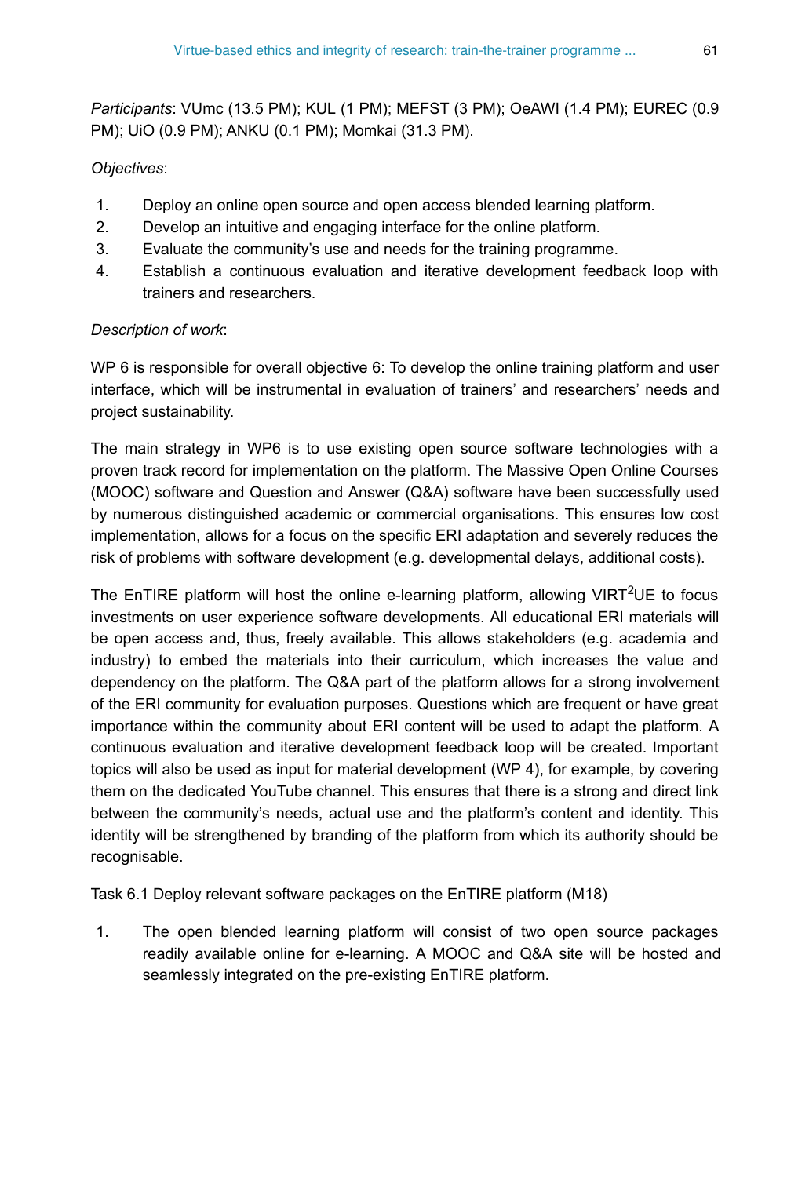*Participants*: VUmc (13.5 PM); KUL (1 PM); MEFST (3 PM); OeAWI (1.4 PM); EUREC (0.9 PM); UiO (0.9 PM); ANKU (0.1 PM); Momkai (31.3 PM).

*Objectives*:

1. Deploy an online open source and open access blended learning platform.
2. Develop an intuitive and engaging interface for the online platform.
3. Evaluate the community's use and needs for the training programme.
4. Establish a continuous evaluation and iterative development feedback loop with trainers and researchers.

*Description of work*:

WP 6 is responsible for overall objective 6: To develop the online training platform and user interface, which will be instrumental in evaluation of trainers' and researchers' needs and project sustainability.

The main strategy in WP6 is to use existing open source software technologies with a proven track record for implementation on the platform. The Massive Open Online Courses (MOOC) software and Question and Answer (Q&A) software have been successfully used by numerous distinguished academic or commercial organisations. This ensures low cost implementation, allows for a focus on the specific ERI adaptation and severely reduces the risk of problems with software development (e.g. developmental delays, additional costs).

The EnTIRE platform will host the online e-learning platform, allowing VIRT$^2$UE to focus investments on user experience software developments. All educational ERI materials will be open access and, thus, freely available. This allows stakeholders (e.g. academia and industry) to embed the materials into their curriculum, which increases the value and dependency on the platform. The Q&A part of the platform allows for a strong involvement of the ERI community for evaluation purposes. Questions which are frequent or have great importance within the community about ERI content will be used to adapt the platform. A continuous evaluation and iterative development feedback loop will be created. Important topics will also be used as input for material development (WP 4), for example, by covering them on the dedicated YouTube channel. This ensures that there is a strong and direct link between the community's needs, actual use and the platform's content and identity. This identity will be strengthened by branding of the platform from which its authority should be recognisable.

Task 6.1 Deploy relevant software packages on the EnTIRE platform (M18)

1. The open blended learning platform will consist of two open source packages readily available online for e-learning. A MOOC and Q&A site will be hosted and seamlessly integrated on the pre-existing EnTIRE platform.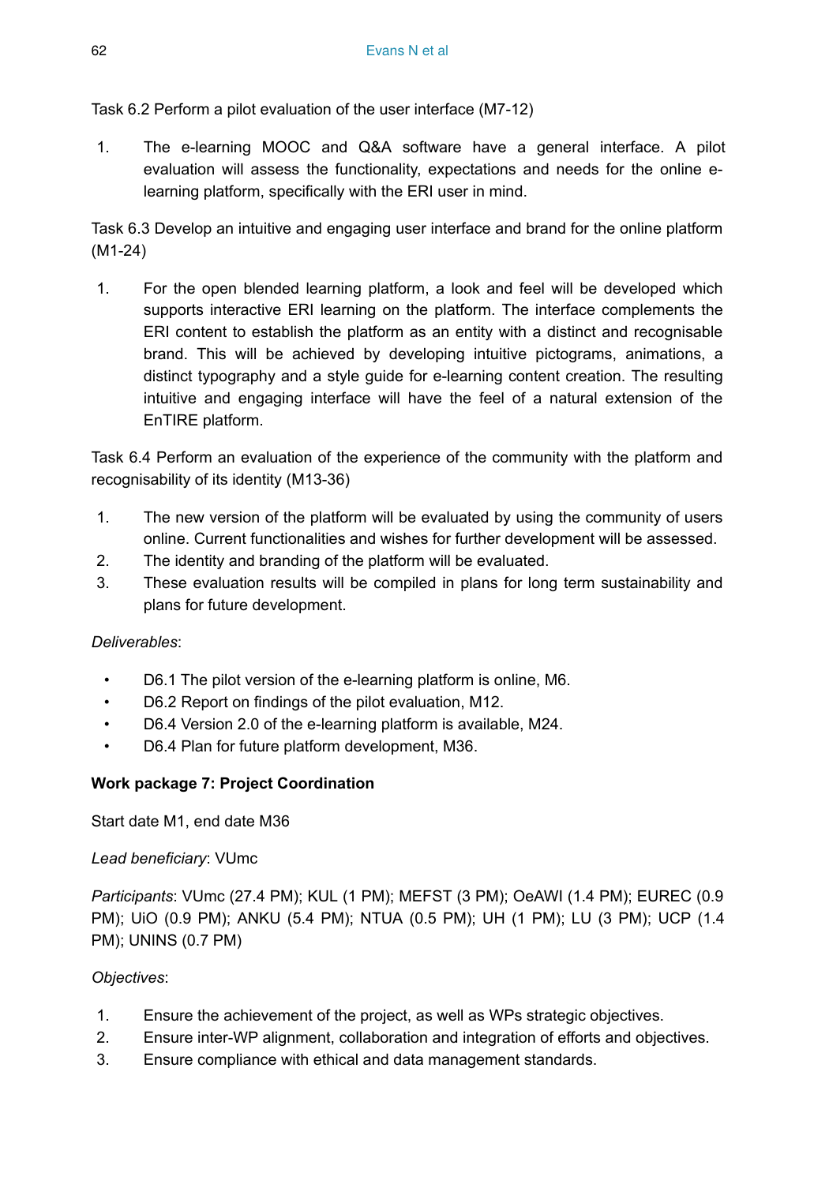Task 6.2 Perform a pilot evaluation of the user interface (M7-12)

1. The e-learning MOOC and Q&A software have a general interface. A pilot evaluation will assess the functionality, expectations and needs for the online e-learning platform, specifically with the ERI user in mind.

Task 6.3 Develop an intuitive and engaging user interface and brand for the online platform (M1-24)

1. For the open blended learning platform, a look and feel will be developed which supports interactive ERI learning on the platform. The interface complements the ERI content to establish the platform as an entity with a distinct and recognisable brand. This will be achieved by developing intuitive pictograms, animations, a distinct typography and a style guide for e-learning content creation. The resulting intuitive and engaging interface will have the feel of a natural extension of the EnTIRE platform.

Task 6.4 Perform an evaluation of the experience of the community with the platform and recognisability of its identity (M13-36)

1. The new version of the platform will be evaluated by using the community of users online. Current functionalities and wishes for further development will be assessed.
2. The identity and branding of the platform will be evaluated.
3. These evaluation results will be compiled in plans for long term sustainability and plans for future development.

*Deliverables*:

- D6.1 The pilot version of the e-learning platform is online, M6.
- D6.2 Report on findings of the pilot evaluation, M12.
- D6.4 Version 2.0 of the e-learning platform is available, M24.
- D6.4 Plan for future platform development, M36.

**Work package 7: Project Coordination**

Start date M1, end date M36

*Lead beneficiary*: VUmc

*Participants*: VUmc (27.4 PM); KUL (1 PM); MEFST (3 PM); OeAWI (1.4 PM); EUREC (0.9 PM); UiO (0.9 PM); ANKU (5.4 PM); NTUA (0.5 PM); UH (1 PM); LU (3 PM); UCP (1.4 PM); UNINS (0.7 PM)

*Objectives*:

1. Ensure the achievement of the project, as well as WPs strategic objectives.
2. Ensure inter-WP alignment, collaboration and integration of efforts and objectives.
3. Ensure compliance with ethical and data management standards.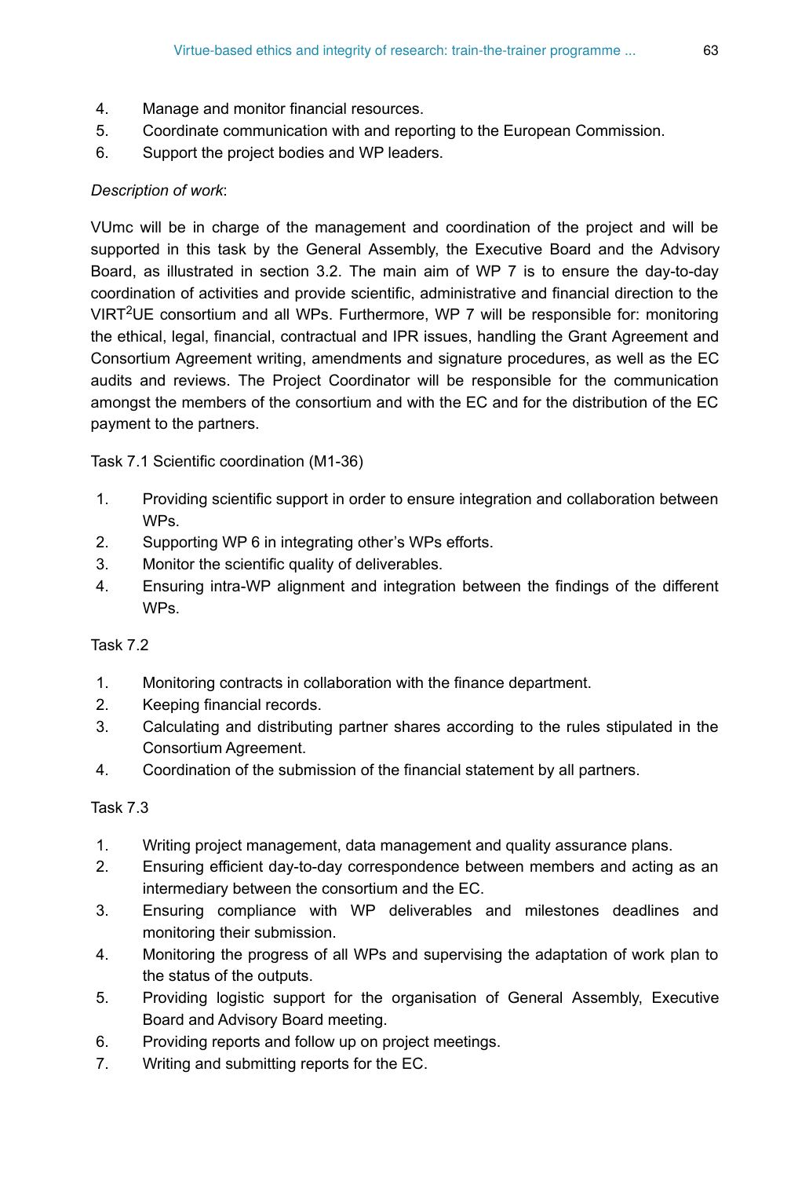4. Manage and monitor financial resources.
5. Coordinate communication with and reporting to the European Commission.
6. Support the project bodies and WP leaders.

*Description of work*:

VUmc will be in charge of the management and coordination of the project and will be supported in this task by the General Assembly, the Executive Board and the Advisory Board, as illustrated in section 3.2. The main aim of WP 7 is to ensure the day-to-day coordination of activities and provide scientific, administrative and financial direction to the VIRT²UE consortium and all WPs. Furthermore, WP 7 will be responsible for: monitoring the ethical, legal, financial, contractual and IPR issues, handling the Grant Agreement and Consortium Agreement writing, amendments and signature procedures, as well as the EC audits and reviews. The Project Coordinator will be responsible for the communication amongst the members of the consortium and with the EC and for the distribution of the EC payment to the partners.

Task 7.1 Scientific coordination (M1-36)

1. Providing scientific support in order to ensure integration and collaboration between WPs.
2. Supporting WP 6 in integrating other's WPs efforts.
3. Monitor the scientific quality of deliverables.
4. Ensuring intra-WP alignment and integration between the findings of the different WPs.

Task 7.2

1. Monitoring contracts in collaboration with the finance department.
2. Keeping financial records.
3. Calculating and distributing partner shares according to the rules stipulated in the Consortium Agreement.
4. Coordination of the submission of the financial statement by all partners.

Task 7.3

1. Writing project management, data management and quality assurance plans.
2. Ensuring efficient day-to-day correspondence between members and acting as an intermediary between the consortium and the EC.
3. Ensuring compliance with WP deliverables and milestones deadlines and monitoring their submission.
4. Monitoring the progress of all WPs and supervising the adaptation of work plan to the status of the outputs.
5. Providing logistic support for the organisation of General Assembly, Executive Board and Advisory Board meeting.
6. Providing reports and follow up on project meetings.
7. Writing and submitting reports for the EC.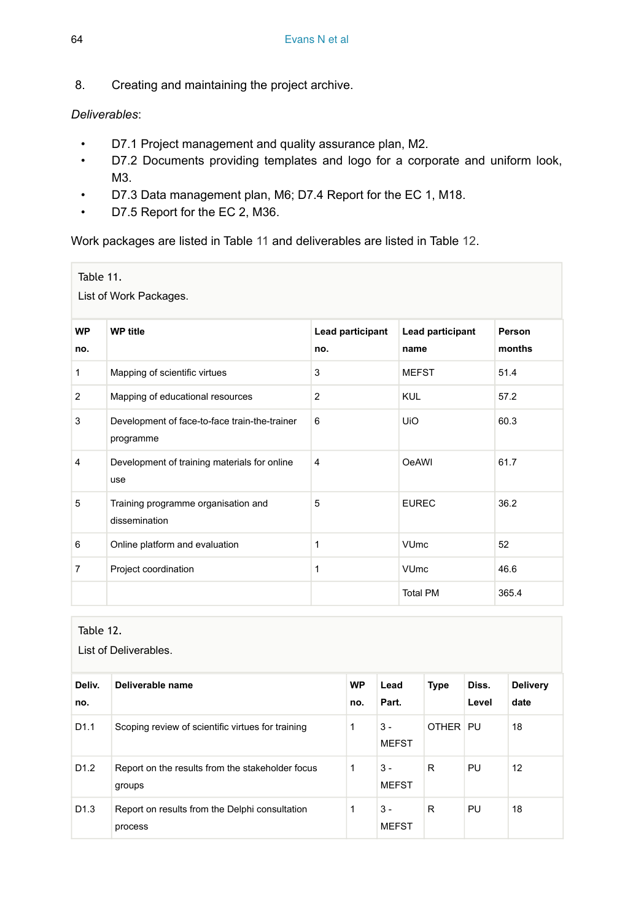8. Creating and maintaining the project archive.

*Deliverables*:

- D7.1 Project management and quality assurance plan, M2.
- D7.2 Documents providing templates and logo for a corporate and uniform look, M3.
- D7.3 Data management plan, M6; D7.4 Report for the EC 1, M18.
- D7.5 Report for the EC 2, M36.

Work packages are listed in Table 11 and deliverables are listed in Table 12.

Table 11.
List of Work Packages.

| WP no. | WP title | Lead participant no. | Lead participant name | Person months |
|---|---|---|---|---|
| 1 | Mapping of scientific virtues | 3 | MEFST | 51.4 |
| 2 | Mapping of educational resources | 2 | KUL | 57.2 |
| 3 | Development of face-to-face train-the-trainer programme | 6 | UiO | 60.3 |
| 4 | Development of training materials for online use | 4 | OeAWI | 61.7 |
| 5 | Training programme organisation and dissemination | 5 | EUREC | 36.2 |
| 6 | Online platform and evaluation | 1 | VUmc | 52 |
| 7 | Project coordination | 1 | VUmc | 46.6 |
| | | | Total PM | 365.4 |

Table 12.
List of Deliverables.

| Deliv. no. | Deliverable name | WP no. | Lead Part. | Type | Diss. Level | Delivery date |
|---|---|---|---|---|---|---|
| D1.1 | Scoping review of scientific virtues for training | 1 | 3 - MEFST | OTHER | PU | 18 |
| D1.2 | Report on the results from the stakeholder focus groups | 1 | 3 - MEFST | R | PU | 12 |
| D1.3 | Report on results from the Delphi consultation process | 1 | 3 - MEFST | R | PU | 18 |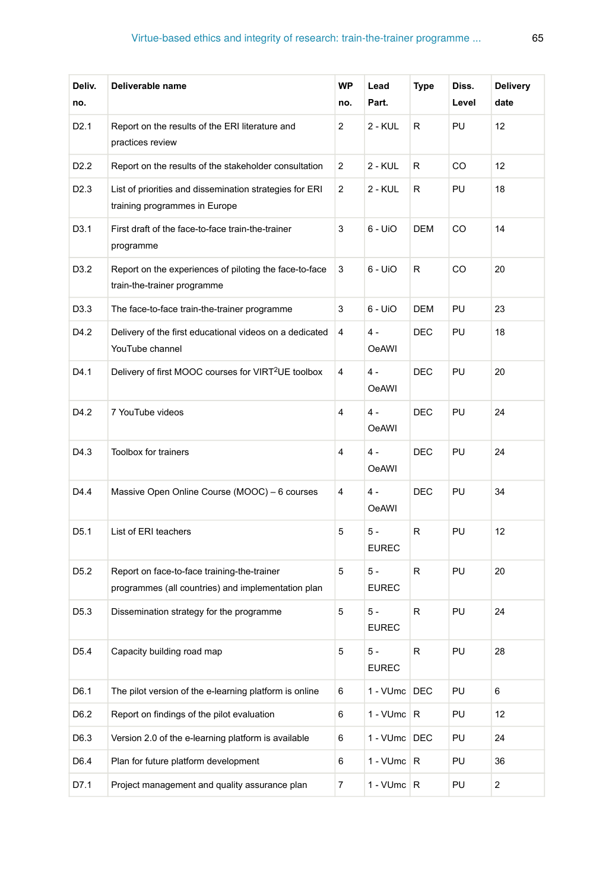| Deliv. no. | Deliverable name | WP no. | Lead Part. | Type | Diss. Level | Delivery date |
|---|---|---|---|---|---|---|
| D2.1 | Report on the results of the ERI literature and practices review | 2 | 2 - KUL | R | PU | 12 |
| D2.2 | Report on the results of the stakeholder consultation | 2 | 2 - KUL | R | CO | 12 |
| D2.3 | List of priorities and dissemination strategies for ERI training programmes in Europe | 2 | 2 - KUL | R | PU | 18 |
| D3.1 | First draft of the face-to-face train-the-trainer programme | 3 | 6 - UiO | DEM | CO | 14 |
| D3.2 | Report on the experiences of piloting the face-to-face train-the-trainer programme | 3 | 6 - UiO | R | CO | 20 |
| D3.3 | The face-to-face train-the-trainer programme | 3 | 6 - UiO | DEM | PU | 23 |
| D4.2 | Delivery of the first educational videos on a dedicated YouTube channel | 4 | 4 - OeAWI | DEC | PU | 18 |
| D4.1 | Delivery of first MOOC courses for VIRT$^2$UE toolbox | 4 | 4 - OeAWI | DEC | PU | 20 |
| D4.2 | 7 YouTube videos | 4 | 4 - OeAWI | DEC | PU | 24 |
| D4.3 | Toolbox for trainers | 4 | 4 - OeAWI | DEC | PU | 24 |
| D4.4 | Massive Open Online Course (MOOC) – 6 courses | 4 | 4 - OeAWI | DEC | PU | 34 |
| D5.1 | List of ERI teachers | 5 | 5 - EUREC | R | PU | 12 |
| D5.2 | Report on face-to-face training-the-trainer programmes (all countries) and implementation plan | 5 | 5 - EUREC | R | PU | 20 |
| D5.3 | Dissemination strategy for the programme | 5 | 5 - EUREC | R | PU | 24 |
| D5.4 | Capacity building road map | 5 | 5 - EUREC | R | PU | 28 |
| D6.1 | The pilot version of the e-learning platform is online | 6 | 1 - VUmc | DEC | PU | 6 |
| D6.2 | Report on findings of the pilot evaluation | 6 | 1 - VUmc | R | PU | 12 |
| D6.3 | Version 2.0 of the e-learning platform is available | 6 | 1 - VUmc | DEC | PU | 24 |
| D6.4 | Plan for future platform development | 6 | 1 - VUmc | R | PU | 36 |
| D7.1 | Project management and quality assurance plan | 7 | 1 - VUmc | R | PU | 2 |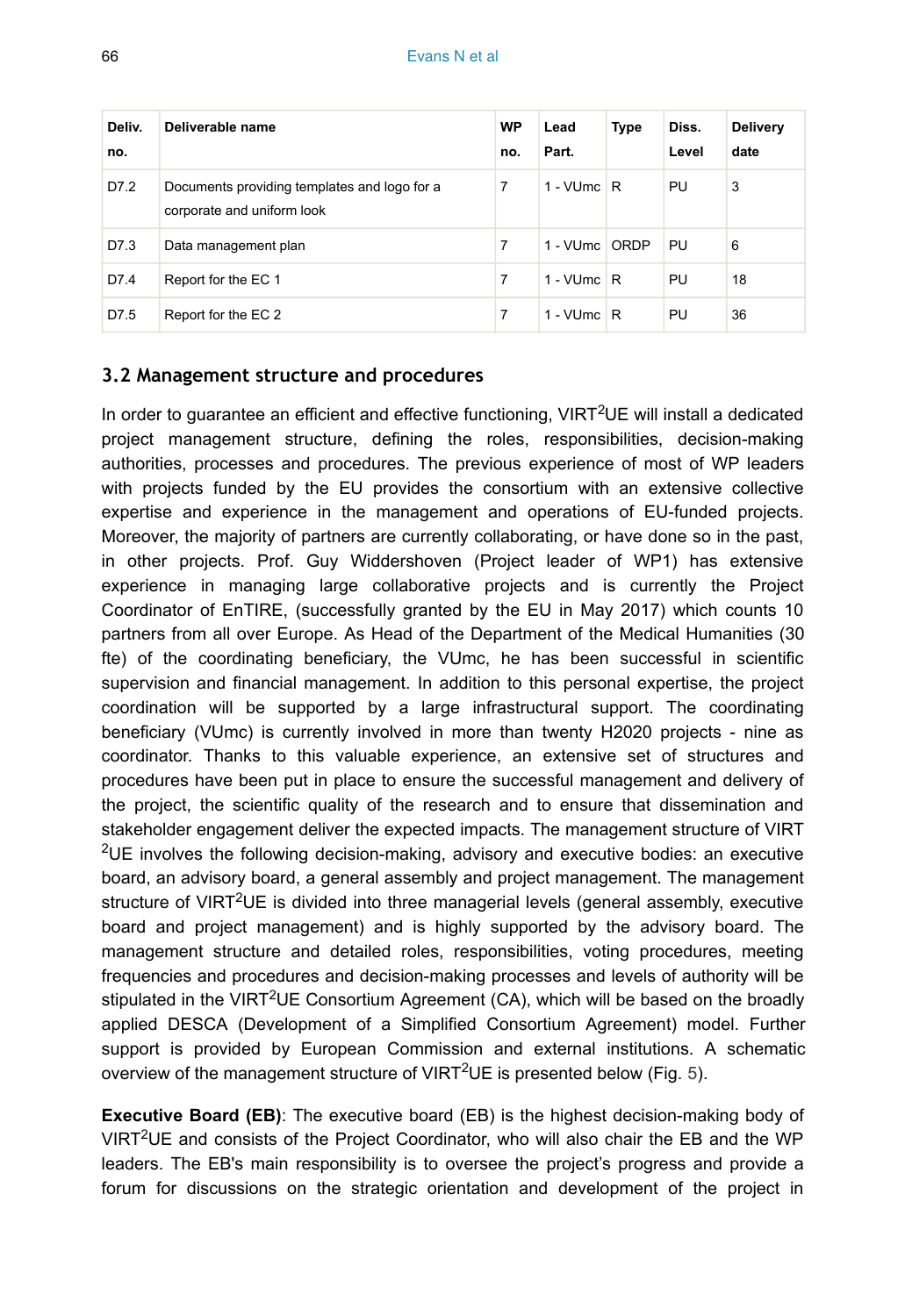| Deliv. no. | Deliverable name | WP no. | Lead Part. | Type | Diss. Level | Delivery date |
|---|---|---|---|---|---|---|
| D7.2 | Documents providing templates and logo for a corporate and uniform look | 7 | 1 - VUmc | R | PU | 3 |
| D7.3 | Data management plan | 7 | 1 - VUmc | ORDP | PU | 6 |
| D7.4 | Report for the EC 1 | 7 | 1 - VUmc | R | PU | 18 |
| D7.5 | Report for the EC 2 | 7 | 1 - VUmc | R | PU | 36 |

### 3.2 Management structure and procedures

In order to guarantee an efficient and effective functioning, VIRT$^2$UE will install a dedicated project management structure, defining the roles, responsibilities, decision-making authorities, processes and procedures. The previous experience of most of WP leaders with projects funded by the EU provides the consortium with an extensive collective expertise and experience in the management and operations of EU-funded projects. Moreover, the majority of partners are currently collaborating, or have done so in the past, in other projects. Prof. Guy Widdershoven (Project leader of WP1) has extensive experience in managing large collaborative projects and is currently the Project Coordinator of EnTIRE, (successfully granted by the EU in May 2017) which counts 10 partners from all over Europe. As Head of the Department of the Medical Humanities (30 fte) of the coordinating beneficiary, the VUmc, he has been successful in scientific supervision and financial management. In addition to this personal expertise, the project coordination will be supported by a large infrastructural support. The coordinating beneficiary (VUmc) is currently involved in more than twenty H2020 projects - nine as coordinator. Thanks to this valuable experience, an extensive set of structures and procedures have been put in place to ensure the successful management and delivery of the project, the scientific quality of the research and to ensure that dissemination and stakeholder engagement deliver the expected impacts. The management structure of VIRT$^2$UE involves the following decision-making, advisory and executive bodies: an executive board, an advisory board, a general assembly and project management. The management structure of VIRT$^2$UE is divided into three managerial levels (general assembly, executive board and project management) and is highly supported by the advisory board. The management structure and detailed roles, responsibilities, voting procedures, meeting frequencies and procedures and decision-making processes and levels of authority will be stipulated in the VIRT$^2$UE Consortium Agreement (CA), which will be based on the broadly applied DESCA (Development of a Simplified Consortium Agreement) model. Further support is provided by European Commission and external institutions. A schematic overview of the management structure of VIRT$^2$UE is presented below (Fig. 5).

**Executive Board (EB)**: The executive board (EB) is the highest decision-making body of VIRT$^2$UE and consists of the Project Coordinator, who will also chair the EB and the WP leaders. The EB's main responsibility is to oversee the project's progress and provide a forum for discussions on the strategic orientation and development of the project in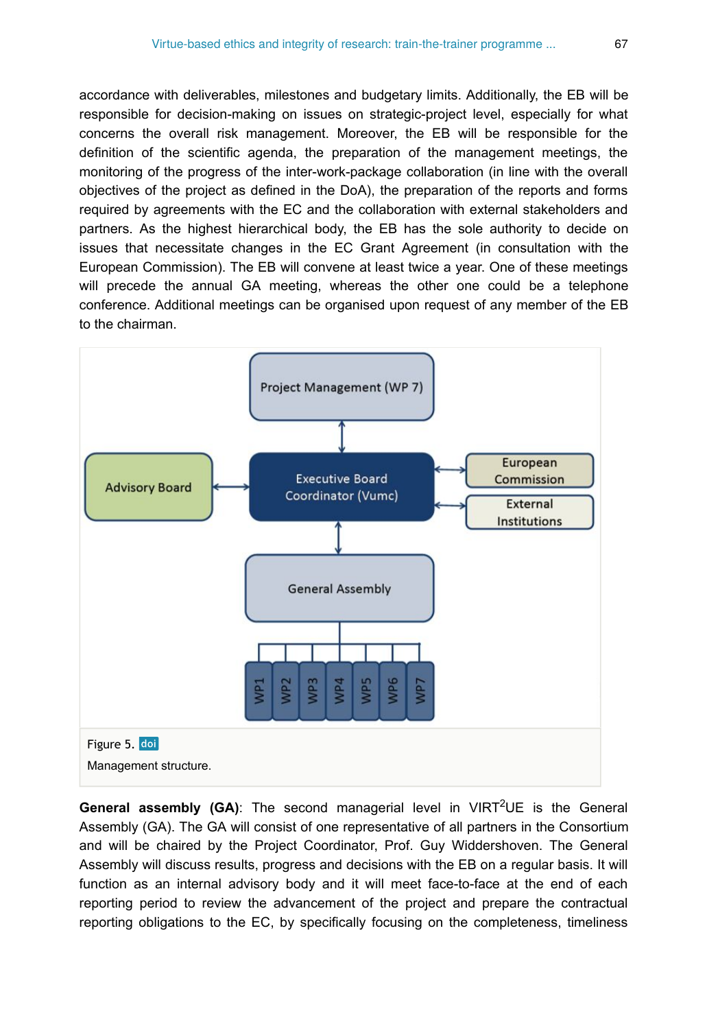accordance with deliverables, milestones and budgetary limits. Additionally, the EB will be responsible for decision-making on issues on strategic-project level, especially for what concerns the overall risk management. Moreover, the EB will be responsible for the definition of the scientific agenda, the preparation of the management meetings, the monitoring of the progress of the inter-work-package collaboration (in line with the overall objectives of the project as defined in the DoA), the preparation of the reports and forms required by agreements with the EC and the collaboration with external stakeholders and partners. As the highest hierarchical body, the EB has the sole authority to decide on issues that necessitate changes in the EC Grant Agreement (in consultation with the European Commission). The EB will convene at least twice a year. One of these meetings will precede the annual GA meeting, whereas the other one could be a telephone conference. Additional meetings can be organised upon request of any member of the EB to the chairman.

Figure 5. doi

Management structure.

**General assembly (GA)**: The second managerial level in VIRT$^2$UE is the General Assembly (GA). The GA will consist of one representative of all partners in the Consortium and will be chaired by the Project Coordinator, Prof. Guy Widdershoven. The General Assembly will discuss results, progress and decisions with the EB on a regular basis. It will function as an internal advisory body and it will meet face-to-face at the end of each reporting period to review the advancement of the project and prepare the contractual reporting obligations to the EC, by specifically focusing on the completeness, timeliness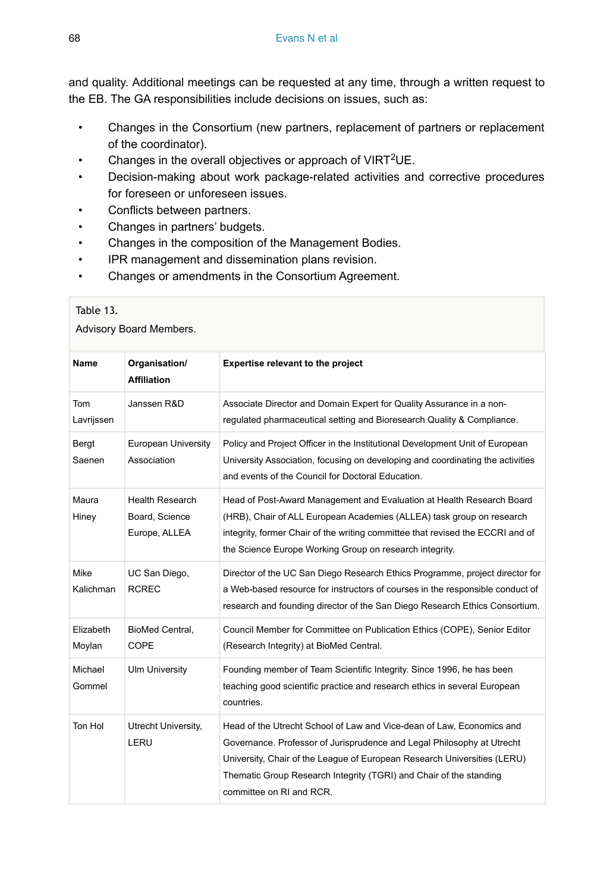and quality. Additional meetings can be requested at any time, through a written request to the EB. The GA responsibilities include decisions on issues, such as:

- Changes in the Consortium (new partners, replacement of partners or replacement of the coordinator).
- Changes in the overall objectives or approach of VIRT$^2$UE.
- Decision-making about work package-related activities and corrective procedures for foreseen or unforeseen issues.
- Conflicts between partners.
- Changes in partners' budgets.
- Changes in the composition of the Management Bodies.
- IPR management and dissemination plans revision.
- Changes or amendments in the Consortium Agreement.

Table 13.

Advisory Board Members.

| Name | Organisation/ Affiliation | Expertise relevant to the project |
|---|---|---|
| Tom Lavrijssen | Janssen R&D | Associate Director and Domain Expert for Quality Assurance in a non-regulated pharmaceutical setting and Bioresearch Quality & Compliance. |
| Bergt Saenen | European University Association | Policy and Project Officer in the Institutional Development Unit of European University Association, focusing on developing and coordinating the activities and events of the Council for Doctoral Education. |
| Maura Hiney | Health Research Board, Science Europe, ALLEA | Head of Post-Award Management and Evaluation at Health Research Board (HRB), Chair of ALL European Academies (ALLEA) task group on research integrity, former Chair of the writing committee that revised the ECCRI and of the Science Europe Working Group on research integrity. |
| Mike Kalichman | UC San Diego, RCREC | Director of the UC San Diego Research Ethics Programme, project director for a Web-based resource for instructors of courses in the responsible conduct of research and founding director of the San Diego Research Ethics Consortium. |
| Elizabeth Moylan | BioMed Central, COPE | Council Member for Committee on Publication Ethics (COPE), Senior Editor (Research Integrity) at BioMed Central. |
| Michael Gommel | Ulm University | Founding member of Team Scientific Integrity. Since 1996, he has been teaching good scientific practice and research ethics in several European countries. |
| Ton Hol | Utrecht University, LERU | Head of the Utrecht School of Law and Vice-dean of Law, Economics and Governance. Professor of Jurisprudence and Legal Philosophy at Utrecht University, Chair of the League of European Research Universities (LERU) Thematic Group Research Integrity (TGRI) and Chair of the standing committee on RI and RCR. |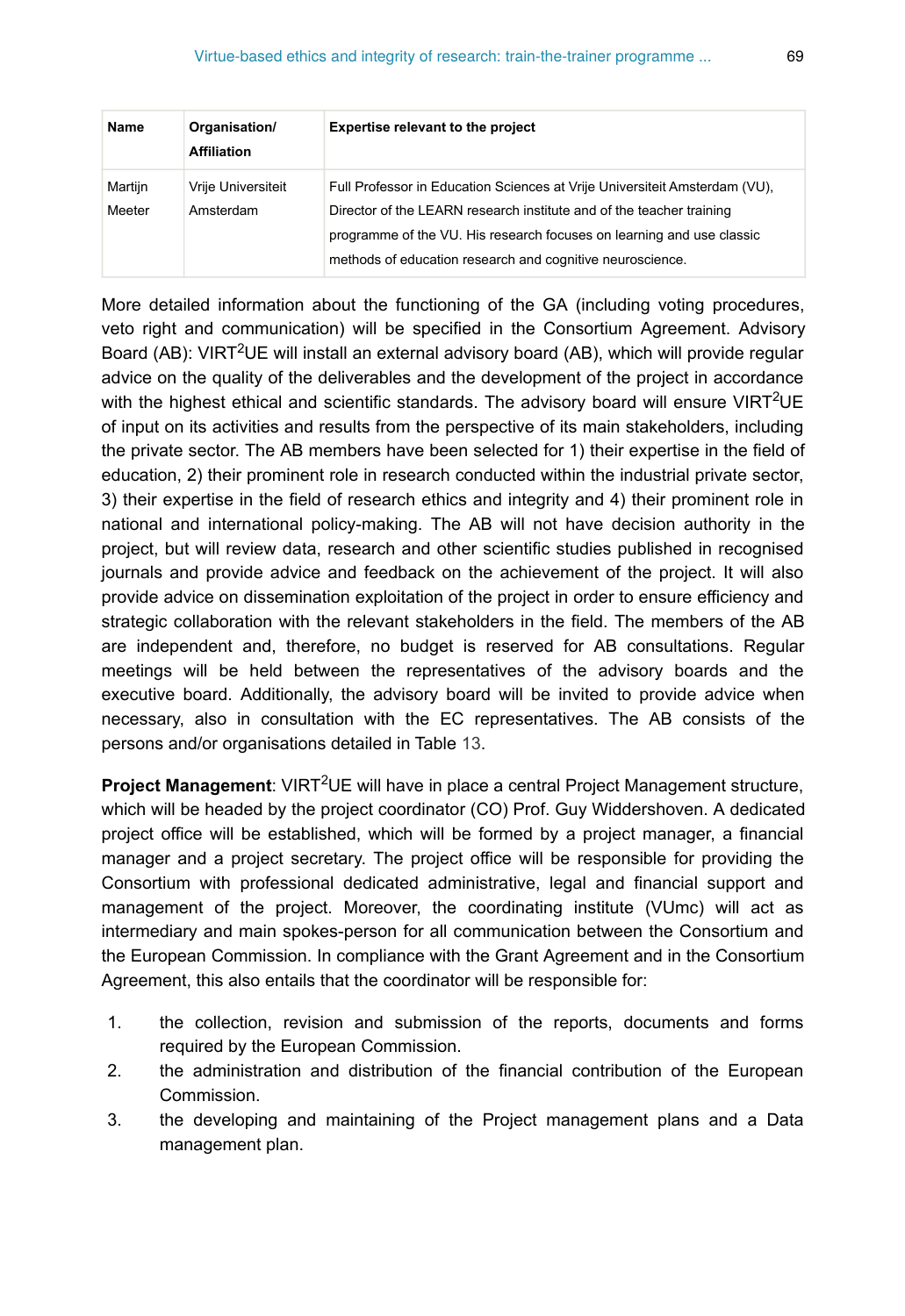| Name | Organisation/ Affiliation | Expertise relevant to the project |
|---|---|---|
| Martijn Meeter | Vrije Universiteit Amsterdam | Full Professor in Education Sciences at Vrije Universiteit Amsterdam (VU), Director of the LEARN research institute and of the teacher training programme of the VU. His research focuses on learning and use classic methods of education research and cognitive neuroscience. |

More detailed information about the functioning of the GA (including voting procedures, veto right and communication) will be specified in the Consortium Agreement. Advisory Board (AB): VIRT$^2$UE will install an external advisory board (AB), which will provide regular advice on the quality of the deliverables and the development of the project in accordance with the highest ethical and scientific standards. The advisory board will ensure VIRT$^2$UE of input on its activities and results from the perspective of its main stakeholders, including the private sector. The AB members have been selected for 1) their expertise in the field of education, 2) their prominent role in research conducted within the industrial private sector, 3) their expertise in the field of research ethics and integrity and 4) their prominent role in national and international policy-making. The AB will not have decision authority in the project, but will review data, research and other scientific studies published in recognised journals and provide advice and feedback on the achievement of the project. It will also provide advice on dissemination exploitation of the project in order to ensure efficiency and strategic collaboration with the relevant stakeholders in the field. The members of the AB are independent and, therefore, no budget is reserved for AB consultations. Regular meetings will be held between the representatives of the advisory boards and the executive board. Additionally, the advisory board will be invited to provide advice when necessary, also in consultation with the EC representatives. The AB consists of the persons and/or organisations detailed in Table 13.

**Project Management**: VIRT$^2$UE will have in place a central Project Management structure, which will be headed by the project coordinator (CO) Prof. Guy Widdershoven. A dedicated project office will be established, which will be formed by a project manager, a financial manager and a project secretary. The project office will be responsible for providing the Consortium with professional dedicated administrative, legal and financial support and management of the project. Moreover, the coordinating institute (VUmc) will act as intermediary and main spokes-person for all communication between the Consortium and the European Commission. In compliance with the Grant Agreement and in the Consortium Agreement, this also entails that the coordinator will be responsible for:

1. the collection, revision and submission of the reports, documents and forms required by the European Commission.
2. the administration and distribution of the financial contribution of the European Commission.
3. the developing and maintaining of the Project management plans and a Data management plan.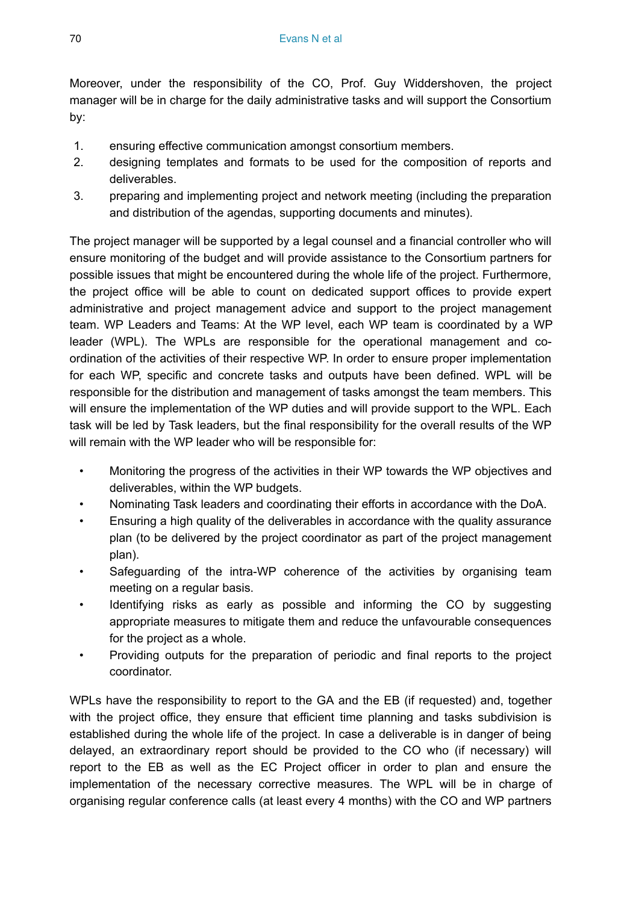Moreover, under the responsibility of the CO, Prof. Guy Widdershoven, the project manager will be in charge for the daily administrative tasks and will support the Consortium by:

1. ensuring effective communication amongst consortium members.
2. designing templates and formats to be used for the composition of reports and deliverables.
3. preparing and implementing project and network meeting (including the preparation and distribution of the agendas, supporting documents and minutes).

The project manager will be supported by a legal counsel and a financial controller who will ensure monitoring of the budget and will provide assistance to the Consortium partners for possible issues that might be encountered during the whole life of the project. Furthermore, the project office will be able to count on dedicated support offices to provide expert administrative and project management advice and support to the project management team. WP Leaders and Teams: At the WP level, each WP team is coordinated by a WP leader (WPL). The WPLs are responsible for the operational management and co-ordination of the activities of their respective WP. In order to ensure proper implementation for each WP, specific and concrete tasks and outputs have been defined. WPL will be responsible for the distribution and management of tasks amongst the team members. This will ensure the implementation of the WP duties and will provide support to the WPL. Each task will be led by Task leaders, but the final responsibility for the overall results of the WP will remain with the WP leader who will be responsible for:

- Monitoring the progress of the activities in their WP towards the WP objectives and deliverables, within the WP budgets.
- Nominating Task leaders and coordinating their efforts in accordance with the DoA.
- Ensuring a high quality of the deliverables in accordance with the quality assurance plan (to be delivered by the project coordinator as part of the project management plan).
- Safeguarding of the intra-WP coherence of the activities by organising team meeting on a regular basis.
- Identifying risks as early as possible and informing the CO by suggesting appropriate measures to mitigate them and reduce the unfavourable consequences for the project as a whole.
- Providing outputs for the preparation of periodic and final reports to the project coordinator.

WPLs have the responsibility to report to the GA and the EB (if requested) and, together with the project office, they ensure that efficient time planning and tasks subdivision is established during the whole life of the project. In case a deliverable is in danger of being delayed, an extraordinary report should be provided to the CO who (if necessary) will report to the EB as well as the EC Project officer in order to plan and ensure the implementation of the necessary corrective measures. The WPL will be in charge of organising regular conference calls (at least every 4 months) with the CO and WP partners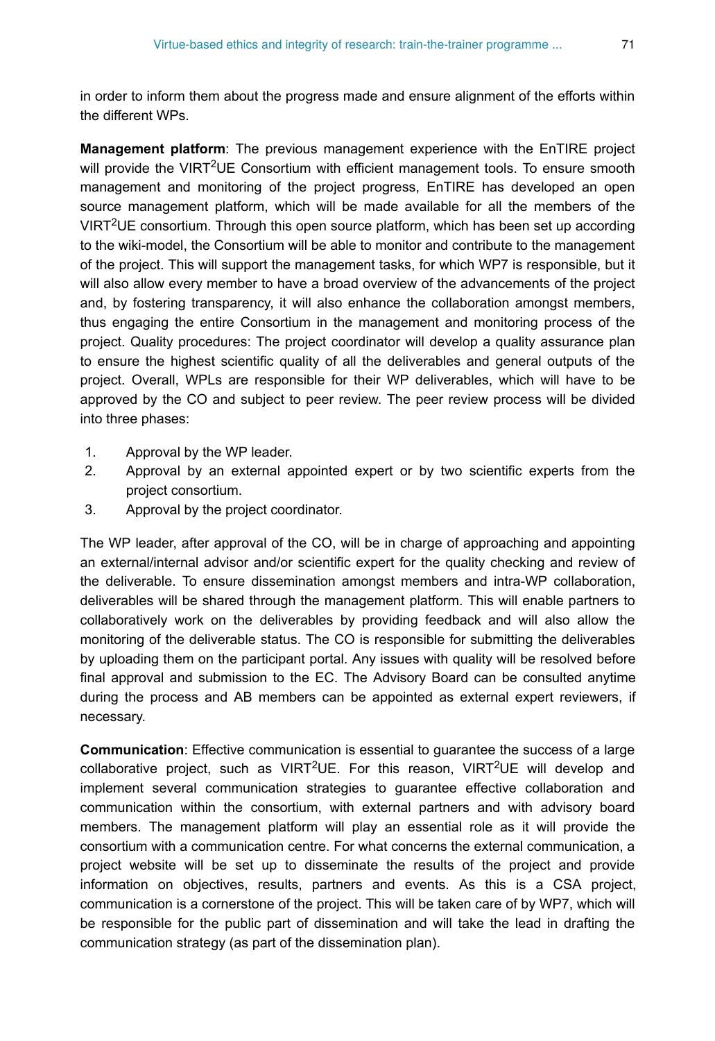in order to inform them about the progress made and ensure alignment of the efforts within the different WPs.

**Management platform**: The previous management experience with the EnTIRE project will provide the VIRT$^2$UE Consortium with efficient management tools. To ensure smooth management and monitoring of the project progress, EnTIRE has developed an open source management platform, which will be made available for all the members of the VIRT$^2$UE consortium. Through this open source platform, which has been set up according to the wiki-model, the Consortium will be able to monitor and contribute to the management of the project. This will support the management tasks, for which WP7 is responsible, but it will also allow every member to have a broad overview of the advancements of the project and, by fostering transparency, it will also enhance the collaboration amongst members, thus engaging the entire Consortium in the management and monitoring process of the project. Quality procedures: The project coordinator will develop a quality assurance plan to ensure the highest scientific quality of all the deliverables and general outputs of the project. Overall, WPLs are responsible for their WP deliverables, which will have to be approved by the CO and subject to peer review. The peer review process will be divided into three phases:

1. Approval by the WP leader.
2. Approval by an external appointed expert or by two scientific experts from the project consortium.
3. Approval by the project coordinator.

The WP leader, after approval of the CO, will be in charge of approaching and appointing an external/internal advisor and/or scientific expert for the quality checking and review of the deliverable. To ensure dissemination amongst members and intra-WP collaboration, deliverables will be shared through the management platform. This will enable partners to collaboratively work on the deliverables by providing feedback and will also allow the monitoring of the deliverable status. The CO is responsible for submitting the deliverables by uploading them on the participant portal. Any issues with quality will be resolved before final approval and submission to the EC. The Advisory Board can be consulted anytime during the process and AB members can be appointed as external expert reviewers, if necessary.

**Communication**: Effective communication is essential to guarantee the success of a large collaborative project, such as VIRT$^2$UE. For this reason, VIRT$^2$UE will develop and implement several communication strategies to guarantee effective collaboration and communication within the consortium, with external partners and with advisory board members. The management platform will play an essential role as it will provide the consortium with a communication centre. For what concerns the external communication, a project website will be set up to disseminate the results of the project and provide information on objectives, results, partners and events. As this is a CSA project, communication is a cornerstone of the project. This will be taken care of by WP7, which will be responsible for the public part of dissemination and will take the lead in drafting the communication strategy (as part of the dissemination plan).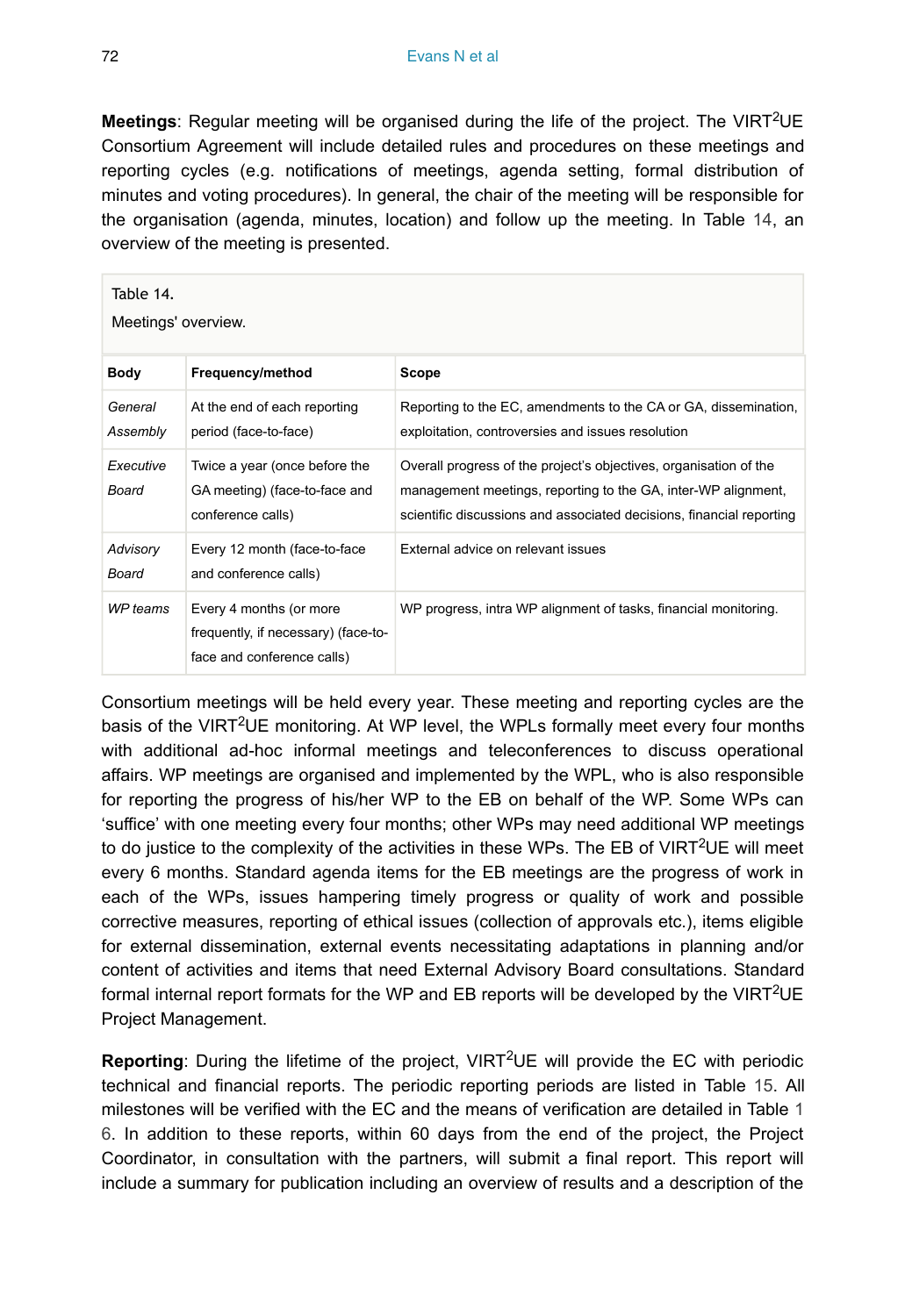**Meetings**: Regular meeting will be organised during the life of the project. The VIRT$^2$UE Consortium Agreement will include detailed rules and procedures on these meetings and reporting cycles (e.g. notifications of meetings, agenda setting, formal distribution of minutes and voting procedures). In general, the chair of the meeting will be responsible for the organisation (agenda, minutes, location) and follow up the meeting. In Table 14, an overview of the meeting is presented.

Table 14.

Meetings' overview.

| Body | Frequency/method | Scope |
| --- | --- | --- |
| *General Assembly* | At the end of each reporting period (face-to-face) | Reporting to the EC, amendments to the CA or GA, dissemination, exploitation, controversies and issues resolution |
| *Executive Board* | Twice a year (once before the GA meeting) (face-to-face and conference calls) | Overall progress of the project's objectives, organisation of the management meetings, reporting to the GA, inter-WP alignment, scientific discussions and associated decisions, financial reporting |
| *Advisory Board* | Every 12 month (face-to-face and conference calls) | External advice on relevant issues |
| *WP teams* | Every 4 months (or more frequently, if necessary) (face-to-face and conference calls) | WP progress, intra WP alignment of tasks, financial monitoring. |

Consortium meetings will be held every year. These meeting and reporting cycles are the basis of the VIRT$^2$UE monitoring. At WP level, the WPLs formally meet every four months with additional ad-hoc informal meetings and teleconferences to discuss operational affairs. WP meetings are organised and implemented by the WPL, who is also responsible for reporting the progress of his/her WP to the EB on behalf of the WP. Some WPs can 'suffice' with one meeting every four months; other WPs may need additional WP meetings to do justice to the complexity of the activities in these WPs. The EB of VIRT$^2$UE will meet every 6 months. Standard agenda items for the EB meetings are the progress of work in each of the WPs, issues hampering timely progress or quality of work and possible corrective measures, reporting of ethical issues (collection of approvals etc.), items eligible for external dissemination, external events necessitating adaptations in planning and/or content of activities and items that need External Advisory Board consultations. Standard formal internal report formats for the WP and EB reports will be developed by the VIRT$^2$UE Project Management.

**Reporting**: During the lifetime of the project, VIRT$^2$UE will provide the EC with periodic technical and financial reports. The periodic reporting periods are listed in Table 15. All milestones will be verified with the EC and the means of verification are detailed in Table 16. In addition to these reports, within 60 days from the end of the project, the Project Coordinator, in consultation with the partners, will submit a final report. This report will include a summary for publication including an overview of results and a description of the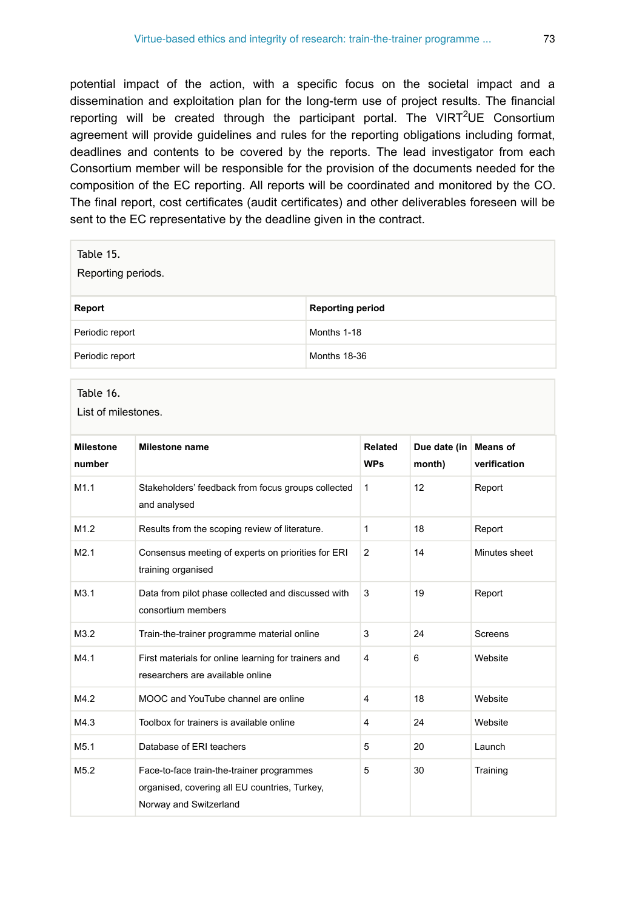potential impact of the action, with a specific focus on the societal impact and a dissemination and exploitation plan for the long-term use of project results. The financial reporting will be created through the participant portal. The VIRT$^2$UE Consortium agreement will provide guidelines and rules for the reporting obligations including format, deadlines and contents to be covered by the reports. The lead investigator from each Consortium member will be responsible for the provision of the documents needed for the composition of the EC reporting. All reports will be coordinated and monitored by the CO. The final report, cost certificates (audit certificates) and other deliverables foreseen will be sent to the EC representative by the deadline given in the contract.

Table 15.

Reporting periods.

| Report | Reporting period |
|---|---|
| Periodic report | Months 1-18 |
| Periodic report | Months 18-36 |

Table 16.

List of milestones.

| Milestone number | Milestone name | Related WPs | Due date (in month) | Means of verification |
|---|---|---|---|---|
| M1.1 | Stakeholders' feedback from focus groups collected and analysed | 1 | 12 | Report |
| M1.2 | Results from the scoping review of literature. | 1 | 18 | Report |
| M2.1 | Consensus meeting of experts on priorities for ERI training organised | 2 | 14 | Minutes sheet |
| M3.1 | Data from pilot phase collected and discussed with consortium members | 3 | 19 | Report |
| M3.2 | Train-the-trainer programme material online | 3 | 24 | Screens |
| M4.1 | First materials for online learning for trainers and researchers are available online | 4 | 6 | Website |
| M4.2 | MOOC and YouTube channel are online | 4 | 18 | Website |
| M4.3 | Toolbox for trainers is available online | 4 | 24 | Website |
| M5.1 | Database of ERI teachers | 5 | 20 | Launch |
| M5.2 | Face-to-face train-the-trainer programmes organised, covering all EU countries, Turkey, Norway and Switzerland | 5 | 30 | Training |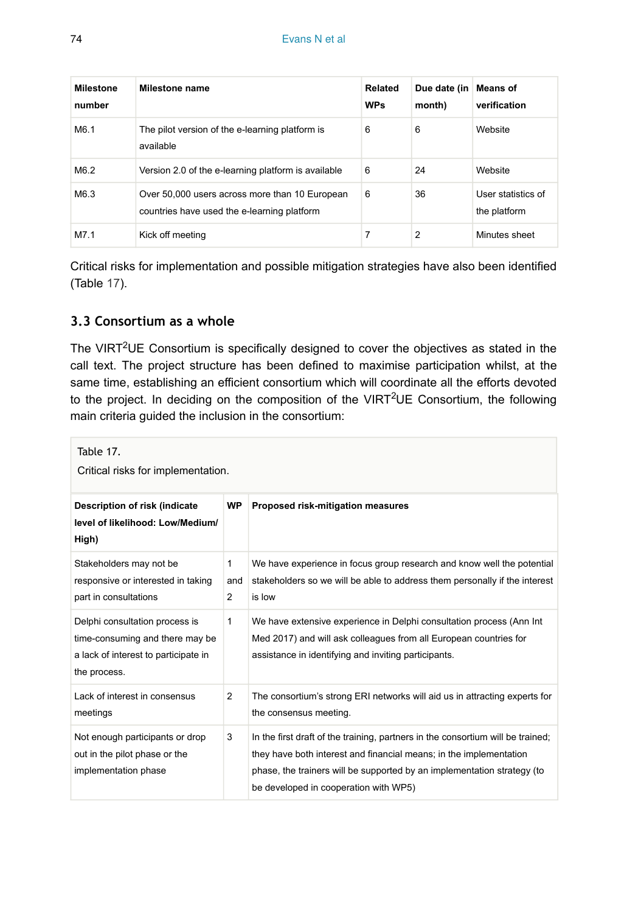| Milestone number | Milestone name | Related WPs | Due date (in month) | Means of verification |
| --- | --- | --- | --- | --- |
| M6.1 | The pilot version of the e-learning platform is available | 6 | 6 | Website |
| M6.2 | Version 2.0 of the e-learning platform is available | 6 | 24 | Website |
| M6.3 | Over 50,000 users across more than 10 European countries have used the e-learning platform | 6 | 36 | User statistics of the platform |
| M7.1 | Kick off meeting | 7 | 2 | Minutes sheet |

Critical risks for implementation and possible mitigation strategies have also been identified (Table 17).

### 3.3 Consortium as a whole

The VIRT$^2$UE Consortium is specifically designed to cover the objectives as stated in the call text. The project structure has been defined to maximise participation whilst, at the same time, establishing an efficient consortium which will coordinate all the efforts devoted to the project. In deciding on the composition of the VIRT$^2$UE Consortium, the following main criteria guided the inclusion in the consortium:

Table 17.

Critical risks for implementation.

| Description of risk (indicate level of likelihood: Low/Medium/ High) | WP | Proposed risk-mitigation measures |
| --- | --- | --- |
| Stakeholders may not be responsive or interested in taking part in consultations | 1 and 2 | We have experience in focus group research and know well the potential stakeholders so we will be able to address them personally if the interest is low |
| Delphi consultation process is time-consuming and there may be a lack of interest to participate in the process. | 1 | We have extensive experience in Delphi consultation process (Ann Int Med 2017) and will ask colleagues from all European countries for assistance in identifying and inviting participants. |
| Lack of interest in consensus meetings | 2 | The consortium's strong ERI networks will aid us in attracting experts for the consensus meeting. |
| Not enough participants or drop out in the pilot phase or the implementation phase | 3 | In the first draft of the training, partners in the consortium will be trained; they have both interest and financial means; in the implementation phase, the trainers will be supported by an implementation strategy (to be developed in cooperation with WP5) |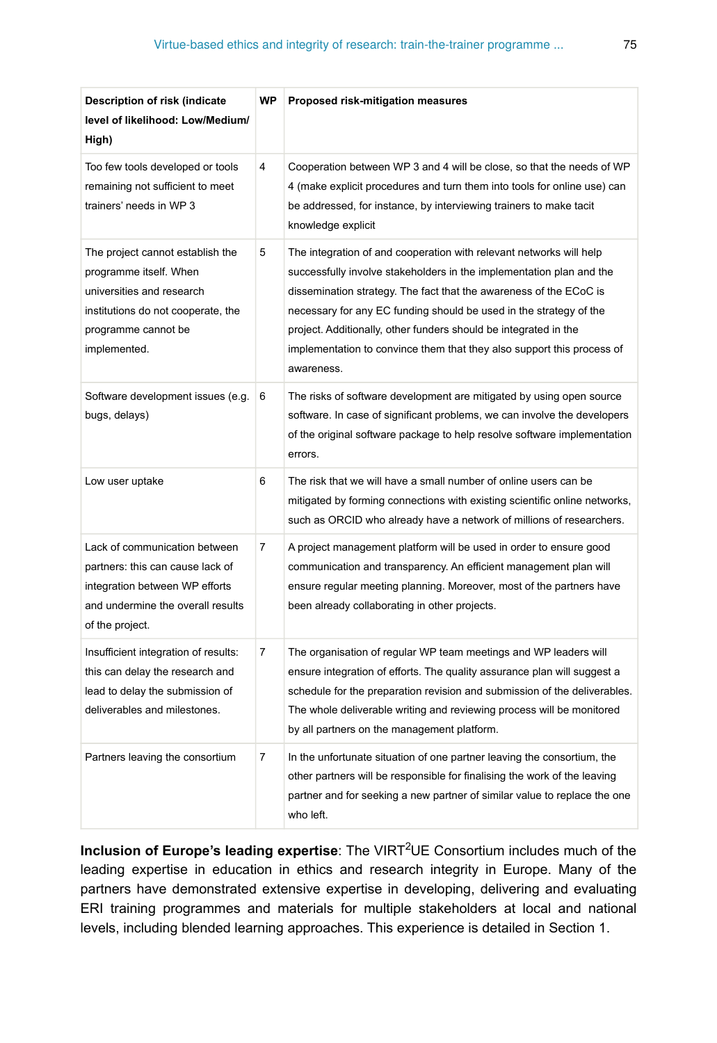| Description of risk (indicate level of likelihood: Low/Medium/ High) | WP | Proposed risk-mitigation measures |
|---|---|---|
| Too few tools developed or tools remaining not sufficient to meet trainers' needs in WP 3 | 4 | Cooperation between WP 3 and 4 will be close, so that the needs of WP 4 (make explicit procedures and turn them into tools for online use) can be addressed, for instance, by interviewing trainers to make tacit knowledge explicit |
| The project cannot establish the programme itself. When universities and research institutions do not cooperate, the programme cannot be implemented. | 5 | The integration of and cooperation with relevant networks will help successfully involve stakeholders in the implementation plan and the dissemination strategy. The fact that the awareness of the ECoC is necessary for any EC funding should be used in the strategy of the project. Additionally, other funders should be integrated in the implementation to convince them that they also support this process of awareness. |
| Software development issues (e.g. bugs, delays) | 6 | The risks of software development are mitigated by using open source software. In case of significant problems, we can involve the developers of the original software package to help resolve software implementation errors. |
| Low user uptake | 6 | The risk that we will have a small number of online users can be mitigated by forming connections with existing scientific online networks, such as ORCID who already have a network of millions of researchers. |
| Lack of communication between partners: this can cause lack of integration between WP efforts and undermine the overall results of the project. | 7 | A project management platform will be used in order to ensure good communication and transparency. An efficient management plan will ensure regular meeting planning. Moreover, most of the partners have been already collaborating in other projects. |
| Insufficient integration of results: this can delay the research and lead to delay the submission of deliverables and milestones. | 7 | The organisation of regular WP team meetings and WP leaders will ensure integration of efforts. The quality assurance plan will suggest a schedule for the preparation revision and submission of the deliverables. The whole deliverable writing and reviewing process will be monitored by all partners on the management platform. |
| Partners leaving the consortium | 7 | In the unfortunate situation of one partner leaving the consortium, the other partners will be responsible for finalising the work of the leaving partner and for seeking a new partner of similar value to replace the one who left. |

**Inclusion of Europe's leading expertise**: The VIRT$^2$UE Consortium includes much of the leading expertise in education in ethics and research integrity in Europe. Many of the partners have demonstrated extensive expertise in developing, delivering and evaluating ERI training programmes and materials for multiple stakeholders at local and national levels, including blended learning approaches. This experience is detailed in Section 1.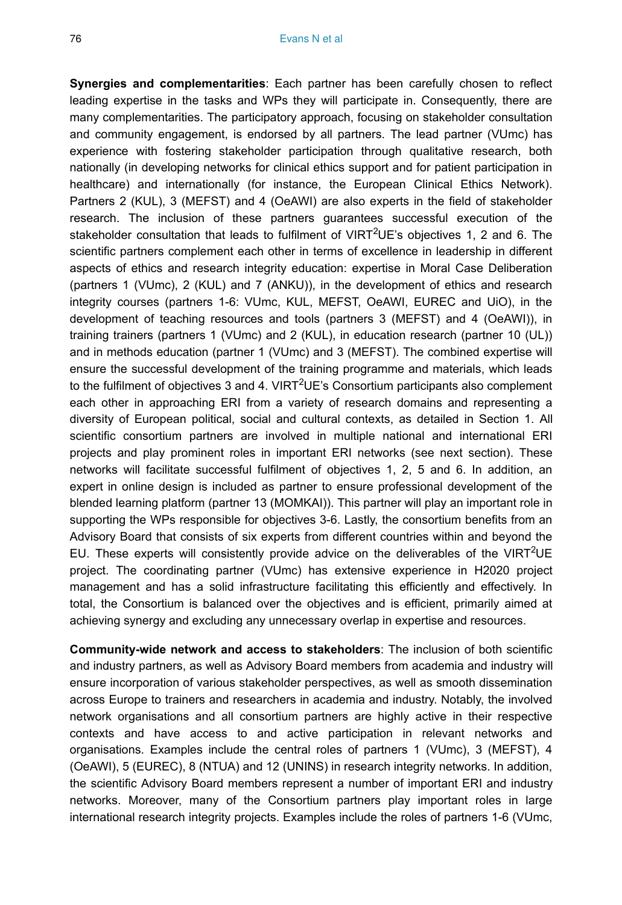**Synergies and complementarities**: Each partner has been carefully chosen to reflect leading expertise in the tasks and WPs they will participate in. Consequently, there are many complementarities. The participatory approach, focusing on stakeholder consultation and community engagement, is endorsed by all partners. The lead partner (VUmc) has experience with fostering stakeholder participation through qualitative research, both nationally (in developing networks for clinical ethics support and for patient participation in healthcare) and internationally (for instance, the European Clinical Ethics Network). Partners 2 (KUL), 3 (MEFST) and 4 (OeAWI) are also experts in the field of stakeholder research. The inclusion of these partners guarantees successful execution of the stakeholder consultation that leads to fulfilment of VIRT$^2$UE's objectives 1, 2 and 6. The scientific partners complement each other in terms of excellence in leadership in different aspects of ethics and research integrity education: expertise in Moral Case Deliberation (partners 1 (VUmc), 2 (KUL) and 7 (ANKU)), in the development of ethics and research integrity courses (partners 1-6: VUmc, KUL, MEFST, OeAWI, EUREC and UiO), in the development of teaching resources and tools (partners 3 (MEFST) and 4 (OeAWI)), in training trainers (partners 1 (VUmc) and 2 (KUL), in education research (partner 10 (UL)) and in methods education (partner 1 (VUmc) and 3 (MEFST). The combined expertise will ensure the successful development of the training programme and materials, which leads to the fulfilment of objectives 3 and 4. VIRT$^2$UE's Consortium participants also complement each other in approaching ERI from a variety of research domains and representing a diversity of European political, social and cultural contexts, as detailed in Section 1. All scientific consortium partners are involved in multiple national and international ERI projects and play prominent roles in important ERI networks (see next section). These networks will facilitate successful fulfilment of objectives 1, 2, 5 and 6. In addition, an expert in online design is included as partner to ensure professional development of the blended learning platform (partner 13 (MOMKAI)). This partner will play an important role in supporting the WPs responsible for objectives 3-6. Lastly, the consortium benefits from an Advisory Board that consists of six experts from different countries within and beyond the EU. These experts will consistently provide advice on the deliverables of the VIRT$^2$UE project. The coordinating partner (VUmc) has extensive experience in H2020 project management and has a solid infrastructure facilitating this efficiently and effectively. In total, the Consortium is balanced over the objectives and is efficient, primarily aimed at achieving synergy and excluding any unnecessary overlap in expertise and resources.

**Community-wide network and access to stakeholders**: The inclusion of both scientific and industry partners, as well as Advisory Board members from academia and industry will ensure incorporation of various stakeholder perspectives, as well as smooth dissemination across Europe to trainers and researchers in academia and industry. Notably, the involved network organisations and all consortium partners are highly active in their respective contexts and have access to and active participation in relevant networks and organisations. Examples include the central roles of partners 1 (VUmc), 3 (MEFST), 4 (OeAWI), 5 (EUREC), 8 (NTUA) and 12 (UNINS) in research integrity networks. In addition, the scientific Advisory Board members represent a number of important ERI and industry networks. Moreover, many of the Consortium partners play important roles in large international research integrity projects. Examples include the roles of partners 1-6 (VUmc,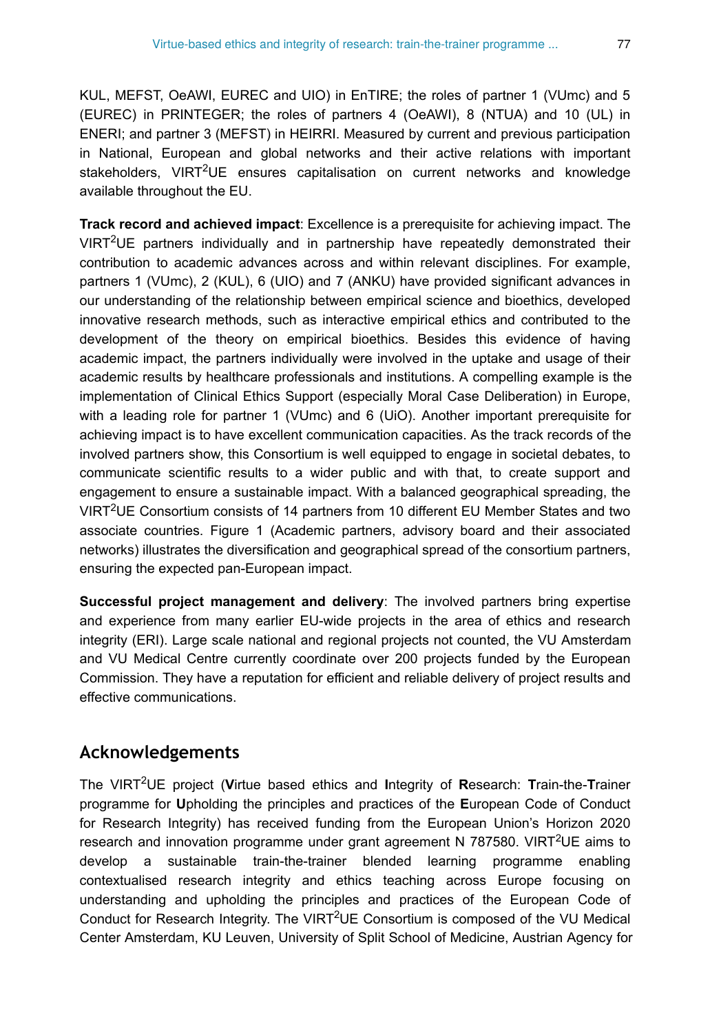KUL, MEFST, OeAWI, EUREC and UIO) in EnTIRE; the roles of partner 1 (VUmc) and 5 (EUREC) in PRINTEGER; the roles of partners 4 (OeAWI), 8 (NTUA) and 10 (UL) in ENERI; and partner 3 (MEFST) in HEIRRI. Measured by current and previous participation in National, European and global networks and their active relations with important stakeholders, VIRT$^2$UE ensures capitalisation on current networks and knowledge available throughout the EU.

**Track record and achieved impact**: Excellence is a prerequisite for achieving impact. The VIRT$^2$UE partners individually and in partnership have repeatedly demonstrated their contribution to academic advances across and within relevant disciplines. For example, partners 1 (VUmc), 2 (KUL), 6 (UIO) and 7 (ANKU) have provided significant advances in our understanding of the relationship between empirical science and bioethics, developed innovative research methods, such as interactive empirical ethics and contributed to the development of the theory on empirical bioethics. Besides this evidence of having academic impact, the partners individually were involved in the uptake and usage of their academic results by healthcare professionals and institutions. A compelling example is the implementation of Clinical Ethics Support (especially Moral Case Deliberation) in Europe, with a leading role for partner 1 (VUmc) and 6 (UiO). Another important prerequisite for achieving impact is to have excellent communication capacities. As the track records of the involved partners show, this Consortium is well equipped to engage in societal debates, to communicate scientific results to a wider public and with that, to create support and engagement to ensure a sustainable impact. With a balanced geographical spreading, the VIRT$^2$UE Consortium consists of 14 partners from 10 different EU Member States and two associate countries. Figure 1 (Academic partners, advisory board and their associated networks) illustrates the diversification and geographical spread of the consortium partners, ensuring the expected pan-European impact.

**Successful project management and delivery**: The involved partners bring expertise and experience from many earlier EU-wide projects in the area of ethics and research integrity (ERI). Large scale national and regional projects not counted, the VU Amsterdam and VU Medical Centre currently coordinate over 200 projects funded by the European Commission. They have a reputation for efficient and reliable delivery of project results and effective communications.

## Acknowledgements

The VIRT$^2$UE project (**V**irtue based ethics and **I**ntegrity of **R**esearch: **T**rain-the-**T**rainer programme for **U**pholding the principles and practices of the **E**uropean Code of Conduct for Research Integrity) has received funding from the European Union's Horizon 2020 research and innovation programme under grant agreement N 787580. VIRT$^2$UE aims to develop a sustainable train-the-trainer blended learning programme enabling contextualised research integrity and ethics teaching across Europe focusing on understanding and upholding the principles and practices of the European Code of Conduct for Research Integrity. The VIRT$^2$UE Consortium is composed of the VU Medical Center Amsterdam, KU Leuven, University of Split School of Medicine, Austrian Agency for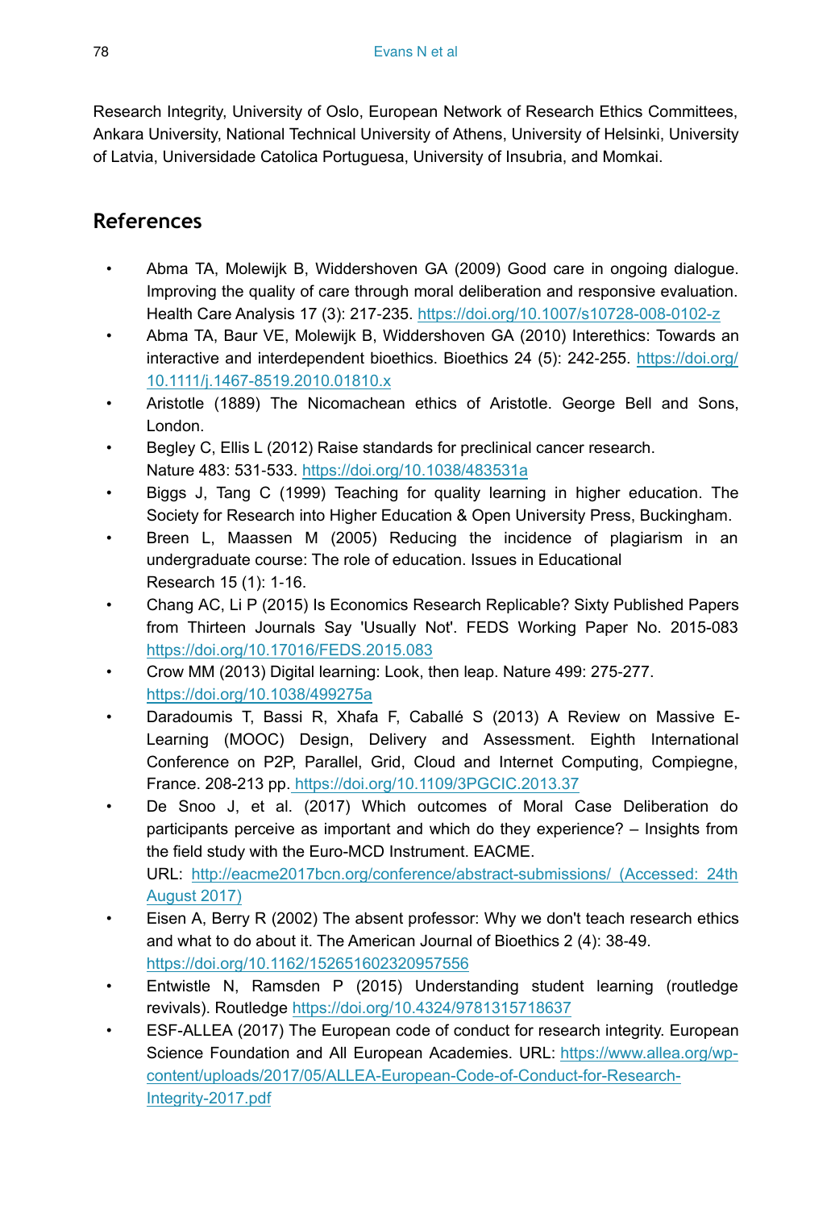Research Integrity, University of Oslo, European Network of Research Ethics Committees, Ankara University, National Technical University of Athens, University of Helsinki, University of Latvia, Universidade Catolica Portuguesa, University of Insubria, and Momkai.

## References

- Abma TA, Molewijk B, Widdershoven GA (2009) Good care in ongoing dialogue. Improving the quality of care through moral deliberation and responsive evaluation. Health Care Analysis 17 (3): 217-235. https://doi.org/10.1007/s10728-008-0102-z
- Abma TA, Baur VE, Molewijk B, Widdershoven GA (2010) Interethics: Towards an interactive and interdependent bioethics. Bioethics 24 (5): 242-255. https://doi.org/10.1111/j.1467-8519.2010.01810.x
- Aristotle (1889) The Nicomachean ethics of Aristotle. George Bell and Sons, London.
- Begley C, Ellis L (2012) Raise standards for preclinical cancer research. Nature 483: 531-533. https://doi.org/10.1038/483531a
- Biggs J, Tang C (1999) Teaching for quality learning in higher education. The Society for Research into Higher Education & Open University Press, Buckingham.
- Breen L, Maassen M (2005) Reducing the incidence of plagiarism in an undergraduate course: The role of education. Issues in Educational Research 15 (1): 1-16.
- Chang AC, Li P (2015) Is Economics Research Replicable? Sixty Published Papers from Thirteen Journals Say 'Usually Not'. FEDS Working Paper No. 2015-083 https://doi.org/10.17016/FEDS.2015.083
- Crow MM (2013) Digital learning: Look, then leap. Nature 499: 275-277. https://doi.org/10.1038/499275a
- Daradoumis T, Bassi R, Xhafa F, Caballé S (2013) A Review on Massive E-Learning (MOOC) Design, Delivery and Assessment. Eighth International Conference on P2P, Parallel, Grid, Cloud and Internet Computing, Compiegne, France. 208-213 pp. https://doi.org/10.1109/3PGCIC.2013.37
- De Snoo J, et al. (2017) Which outcomes of Moral Case Deliberation do participants perceive as important and which do they experience? – Insights from the field study with the Euro-MCD Instrument. EACME. URL: http://eacme2017bcn.org/conference/abstract-submissions/ (Accessed: 24th August 2017)
- Eisen A, Berry R (2002) The absent professor: Why we don't teach research ethics and what to do about it. The American Journal of Bioethics 2 (4): 38-49. https://doi.org/10.1162/152651602320957556
- Entwistle N, Ramsden P (2015) Understanding student learning (routledge revivals). Routledge https://doi.org/10.4324/9781315718637
- ESF-ALLEA (2017) The European code of conduct for research integrity. European Science Foundation and All European Academies. URL: https://www.allea.org/wp-content/uploads/2017/05/ALLEA-European-Code-of-Conduct-for-Research-Integrity-2017.pdf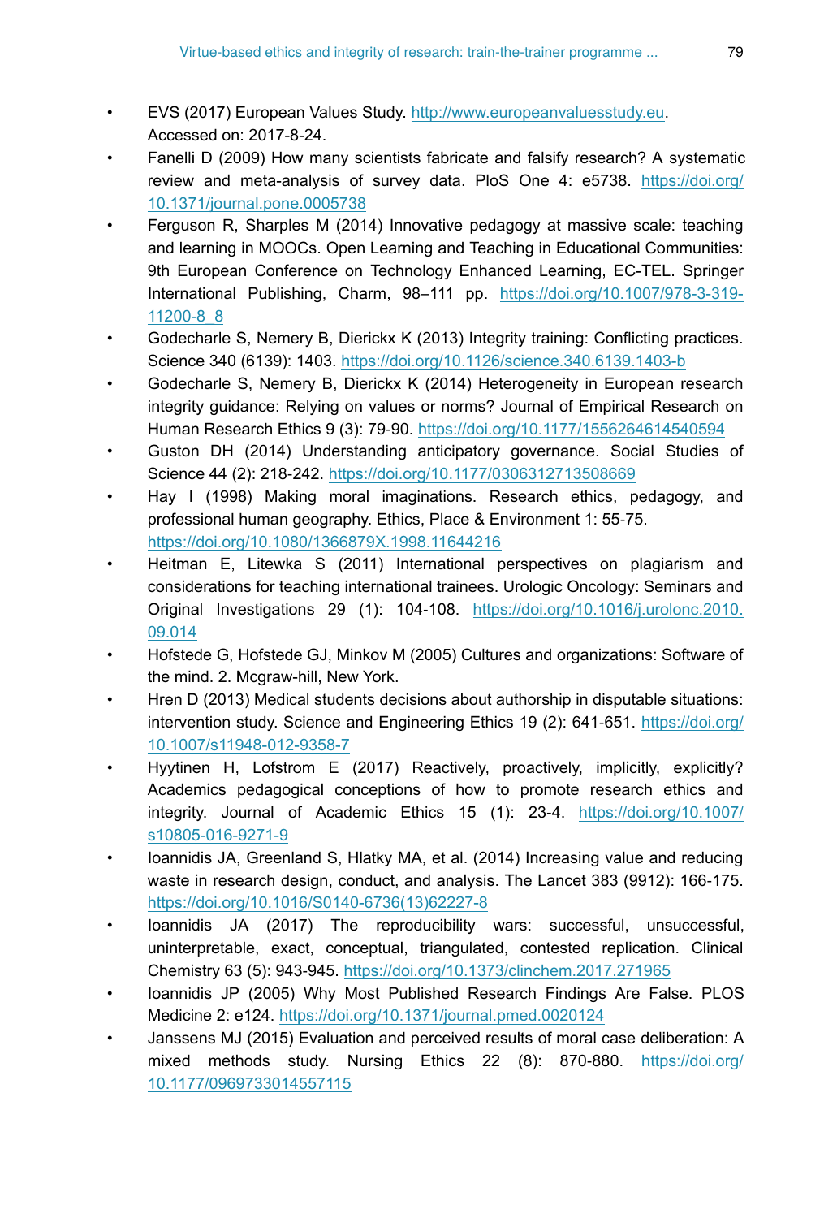- EVS (2017) European Values Study. http://www.europeanvaluesstudy.eu. Accessed on: 2017-8-24.
- Fanelli D (2009) How many scientists fabricate and falsify research? A systematic review and meta-analysis of survey data. PloS One 4: e5738. https://doi.org/10.1371/journal.pone.0005738
- Ferguson R, Sharples M (2014) Innovative pedagogy at massive scale: teaching and learning in MOOCs. Open Learning and Teaching in Educational Communities: 9th European Conference on Technology Enhanced Learning, EC-TEL. Springer International Publishing, Charm, 98–111 pp. https://doi.org/10.1007/978-3-319-11200-8_8
- Godecharle S, Nemery B, Dierickx K (2013) Integrity training: Conflicting practices. Science 340 (6139): 1403. https://doi.org/10.1126/science.340.6139.1403-b
- Godecharle S, Nemery B, Dierickx K (2014) Heterogeneity in European research integrity guidance: Relying on values or norms? Journal of Empirical Research on Human Research Ethics 9 (3): 79-90. https://doi.org/10.1177/1556264614540594
- Guston DH (2014) Understanding anticipatory governance. Social Studies of Science 44 (2): 218-242. https://doi.org/10.1177/0306312713508669
- Hay I (1998) Making moral imaginations. Research ethics, pedagogy, and professional human geography. Ethics, Place & Environment 1: 55-75. https://doi.org/10.1080/1366879X.1998.11644216
- Heitman E, Litewka S (2011) International perspectives on plagiarism and considerations for teaching international trainees. Urologic Oncology: Seminars and Original Investigations 29 (1): 104-108. https://doi.org/10.1016/j.urolonc.2010.09.014
- Hofstede G, Hofstede GJ, Minkov M (2005) Cultures and organizations: Software of the mind. 2. Mcgraw-hill, New York.
- Hren D (2013) Medical students decisions about authorship in disputable situations: intervention study. Science and Engineering Ethics 19 (2): 641-651. https://doi.org/10.1007/s11948-012-9358-7
- Hyytinen H, Lofstrom E (2017) Reactively, proactively, implicitly, explicitly? Academics pedagogical conceptions of how to promote research ethics and integrity. Journal of Academic Ethics 15 (1): 23-4. https://doi.org/10.1007/s10805-016-9271-9
- Ioannidis JA, Greenland S, Hlatky MA, et al. (2014) Increasing value and reducing waste in research design, conduct, and analysis. The Lancet 383 (9912): 166-175. https://doi.org/10.1016/S0140-6736(13)62227-8
- Ioannidis JA (2017) The reproducibility wars: successful, unsuccessful, uninterpretable, exact, conceptual, triangulated, contested replication. Clinical Chemistry 63 (5): 943-945. https://doi.org/10.1373/clinchem.2017.271965
- Ioannidis JP (2005) Why Most Published Research Findings Are False. PLOS Medicine 2: e124. https://doi.org/10.1371/journal.pmed.0020124
- Janssens MJ (2015) Evaluation and perceived results of moral case deliberation: A mixed methods study. Nursing Ethics 22 (8): 870-880. https://doi.org/10.1177/0969733014557115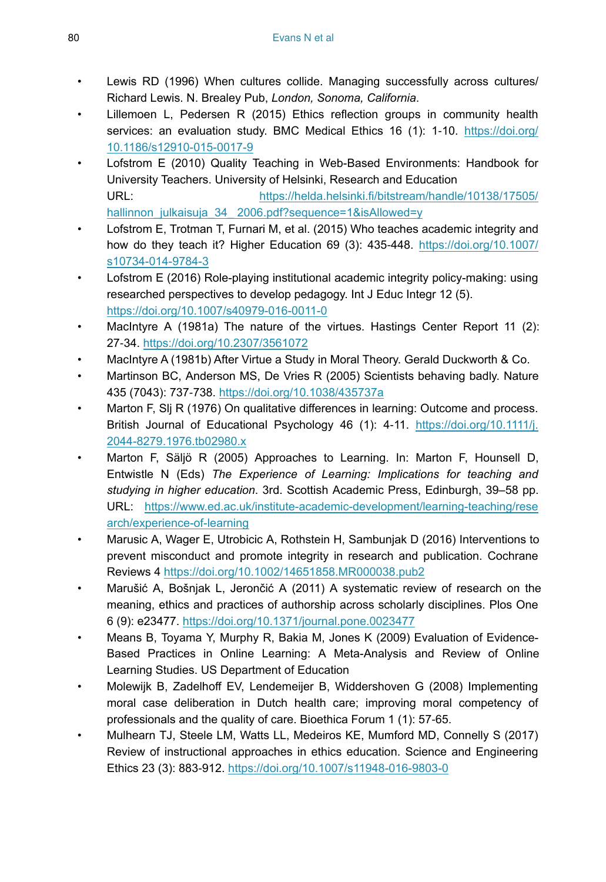- Lewis RD (1996) When cultures collide. Managing successfully across cultures/ Richard Lewis. N. Brealey Pub, *London, Sonoma, California*.
- Lillemoen L, Pedersen R (2015) Ethics reflection groups in community health services: an evaluation study. BMC Medical Ethics 16 (1): 1-10. https://doi.org/10.1186/s12910-015-0017-9
- Lofstrom E (2010) Quality Teaching in Web-Based Environments: Handbook for University Teachers. University of Helsinki, Research and Education URL: https://helda.helsinki.fi/bitstream/handle/10138/17505/hallinnon_julkaisuja_34_2006.pdf?sequence=1&isAllowed=y
- Lofstrom E, Trotman T, Furnari M, et al. (2015) Who teaches academic integrity and how do they teach it? Higher Education 69 (3): 435-448. https://doi.org/10.1007/s10734-014-9784-3
- Lofstrom E (2016) Role-playing institutional academic integrity policy-making: using researched perspectives to develop pedagogy. Int J Educ Integr 12 (5). https://doi.org/10.1007/s40979-016-0011-0
- MacIntyre A (1981a) The nature of the virtues. Hastings Center Report 11 (2): 27-34. https://doi.org/10.2307/3561072
- MacIntyre A (1981b) After Virtue a Study in Moral Theory. Gerald Duckworth & Co.
- Martinson BC, Anderson MS, De Vries R (2005) Scientists behaving badly. Nature 435 (7043): 737-738. https://doi.org/10.1038/435737a
- Marton F, Slj R (1976) On qualitative differences in learning: Outcome and process. British Journal of Educational Psychology 46 (1): 4-11. https://doi.org/10.1111/j.2044-8279.1976.tb02980.x
- Marton F, Säljö R (2005) Approaches to Learning. In: Marton F, Hounsell D, Entwistle N (Eds) *The Experience of Learning: Implications for teaching and studying in higher education*. 3rd. Scottish Academic Press, Edinburgh, 39–58 pp. URL: https://www.ed.ac.uk/institute-academic-development/learning-teaching/research/experience-of-learning
- Marusic A, Wager E, Utrobicic A, Rothstein H, Sambunjak D (2016) Interventions to prevent misconduct and promote integrity in research and publication. Cochrane Reviews 4 https://doi.org/10.1002/14651858.MR000038.pub2
- Marušić A, Bošnjak L, Jerončić A (2011) A systematic review of research on the meaning, ethics and practices of authorship across scholarly disciplines. Plos One 6 (9): e23477. https://doi.org/10.1371/journal.pone.0023477
- Means B, Toyama Y, Murphy R, Bakia M, Jones K (2009) Evaluation of Evidence-Based Practices in Online Learning: A Meta-Analysis and Review of Online Learning Studies. US Department of Education
- Molewijk B, Zadelhoff EV, Lendemeijer B, Widdershoven G (2008) Implementing moral case deliberation in Dutch health care; improving moral competency of professionals and the quality of care. Bioethica Forum 1 (1): 57-65.
- Mulhearn TJ, Steele LM, Watts LL, Medeiros KE, Mumford MD, Connelly S (2017) Review of instructional approaches in ethics education. Science and Engineering Ethics 23 (3): 883-912. https://doi.org/10.1007/s11948-016-9803-0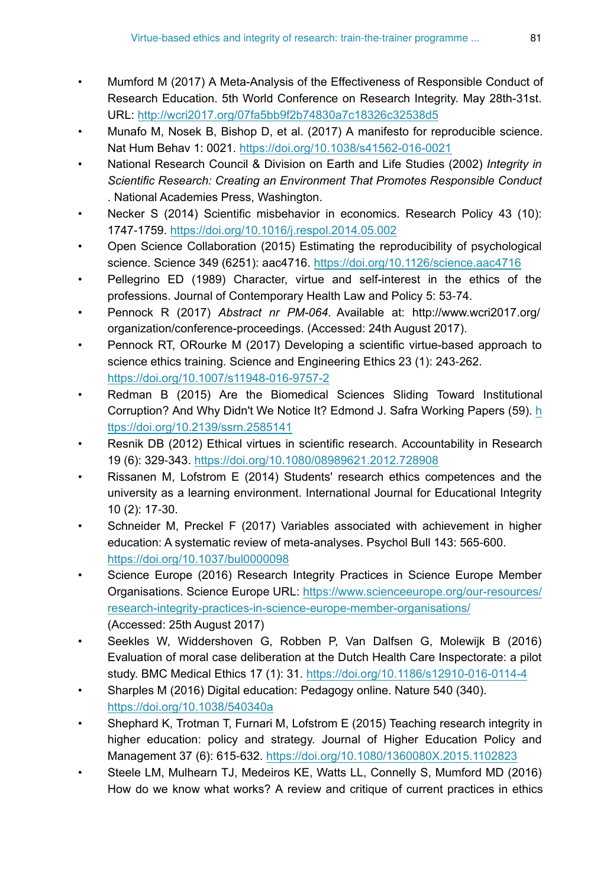- Mumford M (2017) A Meta-Analysis of the Effectiveness of Responsible Conduct of Research Education. 5th World Conference on Research Integrity. May 28th-31st. URL: http://wcri2017.org/07fa5bb9f2b74830a7c18326c32538d5
- Munafo M, Nosek B, Bishop D, et al. (2017) A manifesto for reproducible science. Nat Hum Behav 1: 0021. https://doi.org/10.1038/s41562-016-0021
- National Research Council & Division on Earth and Life Studies (2002) *Integrity in Scientific Research: Creating an Environment That Promotes Responsible Conduct* . National Academies Press, Washington.
- Necker S (2014) Scientific misbehavior in economics. Research Policy 43 (10): 1747-1759. https://doi.org/10.1016/j.respol.2014.05.002
- Open Science Collaboration (2015) Estimating the reproducibility of psychological science. Science 349 (6251): aac4716. https://doi.org/10.1126/science.aac4716
- Pellegrino ED (1989) Character, virtue and self-interest in the ethics of the professions. Journal of Contemporary Health Law and Policy 5: 53-74.
- Pennock R (2017) *Abstract nr PM-064.* Available at: http://www.wcri2017.org/organization/conference-proceedings. (Accessed: 24th August 2017).
- Pennock RT, ORourke M (2017) Developing a scientific virtue-based approach to science ethics training. Science and Engineering Ethics 23 (1): 243-262. https://doi.org/10.1007/s11948-016-9757-2
- Redman B (2015) Are the Biomedical Sciences Sliding Toward Institutional Corruption? And Why Didn't We Notice It? Edmond J. Safra Working Papers (59). https://doi.org/10.2139/ssrn.2585141
- Resnik DB (2012) Ethical virtues in scientific research. Accountability in Research 19 (6): 329-343. https://doi.org/10.1080/08989621.2012.728908
- Rissanen M, Lofstrom E (2014) Students' research ethics competences and the university as a learning environment. International Journal for Educational Integrity 10 (2): 17-30.
- Schneider M, Preckel F (2017) Variables associated with achievement in higher education: A systematic review of meta-analyses. Psychol Bull 143: 565-600. https://doi.org/10.1037/bul0000098
- Science Europe (2016) Research Integrity Practices in Science Europe Member Organisations. Science Europe URL: https://www.scienceeurope.org/our-resources/research-integrity-practices-in-science-europe-member-organisations/ (Accessed: 25th August 2017)
- Seekles W, Widdershoven G, Robben P, Van Dalfsen G, Molewijk B (2016) Evaluation of moral case deliberation at the Dutch Health Care Inspectorate: a pilot study. BMC Medical Ethics 17 (1): 31. https://doi.org/10.1186/s12910-016-0114-4
- Sharples M (2016) Digital education: Pedagogy online. Nature 540 (340). https://doi.org/10.1038/540340a
- Shephard K, Trotman T, Furnari M, Lofstrom E (2015) Teaching research integrity in higher education: policy and strategy. Journal of Higher Education Policy and Management 37 (6): 615-632. https://doi.org/10.1080/1360080X.2015.1102823
- Steele LM, Mulhearn TJ, Medeiros KE, Watts LL, Connelly S, Mumford MD (2016) How do we know what works? A review and critique of current practices in ethics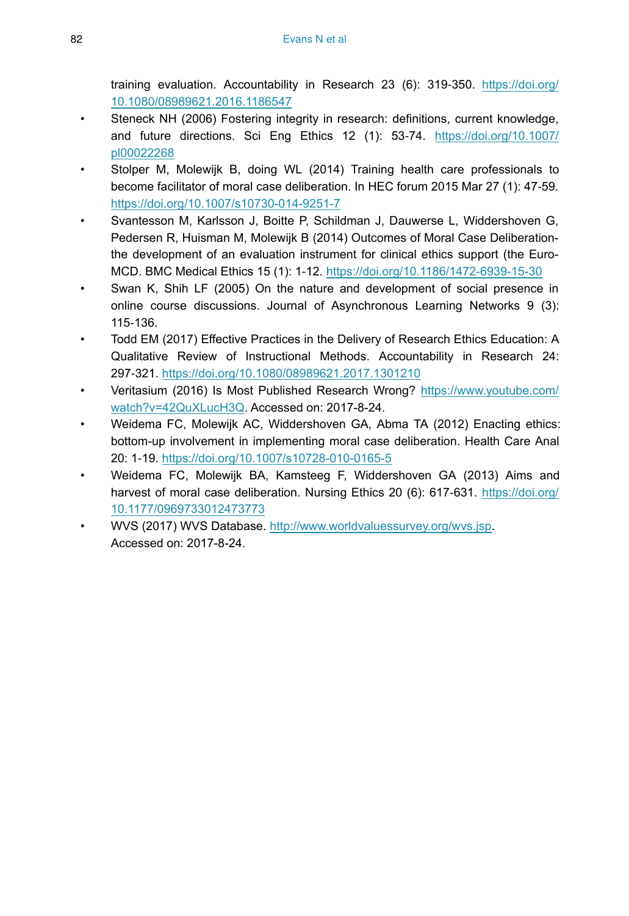training evaluation. Accountability in Research 23 (6): 319-350. https://doi.org/10.1080/08989621.2016.1186547

- Steneck NH (2006) Fostering integrity in research: definitions, current knowledge, and future directions. Sci Eng Ethics 12 (1): 53-74. https://doi.org/10.1007/pl00022268
- Stolper M, Molewijk B, doing WL (2014) Training health care professionals to become facilitator of moral case deliberation. In HEC forum 2015 Mar 27 (1): 47-59. https://doi.org/10.1007/s10730-014-9251-7
- Svantesson M, Karlsson J, Boitte P, Schildman J, Dauwerse L, Widdershoven G, Pedersen R, Huisman M, Molewijk B (2014) Outcomes of Moral Case Deliberation- the development of an evaluation instrument for clinical ethics support (the Euro-MCD. BMC Medical Ethics 15 (1): 1-12. https://doi.org/10.1186/1472-6939-15-30
- Swan K, Shih LF (2005) On the nature and development of social presence in online course discussions. Journal of Asynchronous Learning Networks 9 (3): 115-136.
- Todd EM (2017) Effective Practices in the Delivery of Research Ethics Education: A Qualitative Review of Instructional Methods. Accountability in Research 24: 297-321. https://doi.org/10.1080/08989621.2017.1301210
- Veritasium (2016) Is Most Published Research Wrong? https://www.youtube.com/watch?v=42QuXLucH3Q. Accessed on: 2017-8-24.
- Weidema FC, Molewijk AC, Widdershoven GA, Abma TA (2012) Enacting ethics: bottom-up involvement in implementing moral case deliberation. Health Care Anal 20: 1-19. https://doi.org/10.1007/s10728-010-0165-5
- Weidema FC, Molewijk BA, Kamsteeg F, Widdershoven GA (2013) Aims and harvest of moral case deliberation. Nursing Ethics 20 (6): 617-631. https://doi.org/10.1177/0969733012473773
- WVS (2017) WVS Database. http://www.worldvaluessurvey.org/wvs.jsp. Accessed on: 2017-8-24.